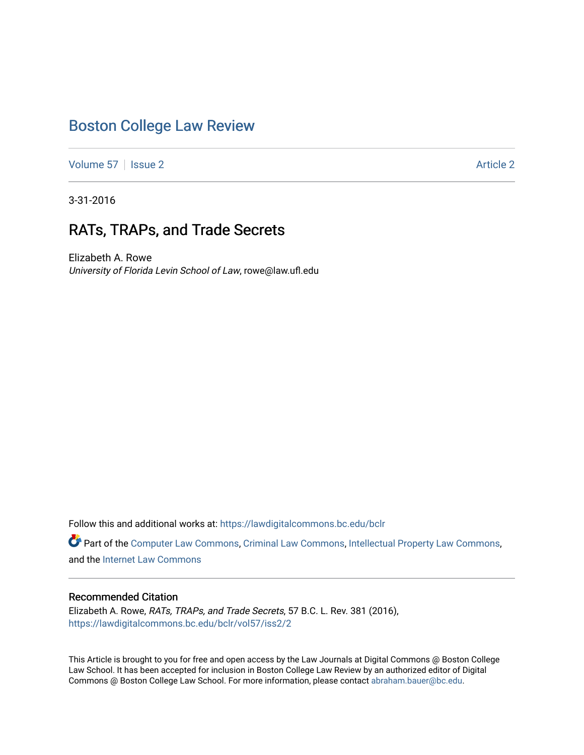# Boston College Law Review

Volume 57 | Issue 2 | Article 2

3-31-2016

## RATs, TRAPs, and Trade Secrets

Elizabeth A. Rowe
*University of Florida Levin School of Law*, rowe@law.ufl.edu

Follow this and additional works at: https://lawdigitalcommons.bc.edu/bclr

Part of the Computer Law Commons, Criminal Law Commons, Intellectual Property Law Commons, and the Internet Law Commons

### Recommended Citation

Elizabeth A. Rowe, *RATs, TRAPs, and Trade Secrets*, 57 B.C. L. Rev. 381 (2016), https://lawdigitalcommons.bc.edu/bclr/vol57/iss2/2

This Article is brought to you for free and open access by the Law Journals at Digital Commons @ Boston College Law School. It has been accepted for inclusion in Boston College Law Review by an authorized editor of Digital Commons @ Boston College Law School. For more information, please contact abraham.bauer@bc.edu.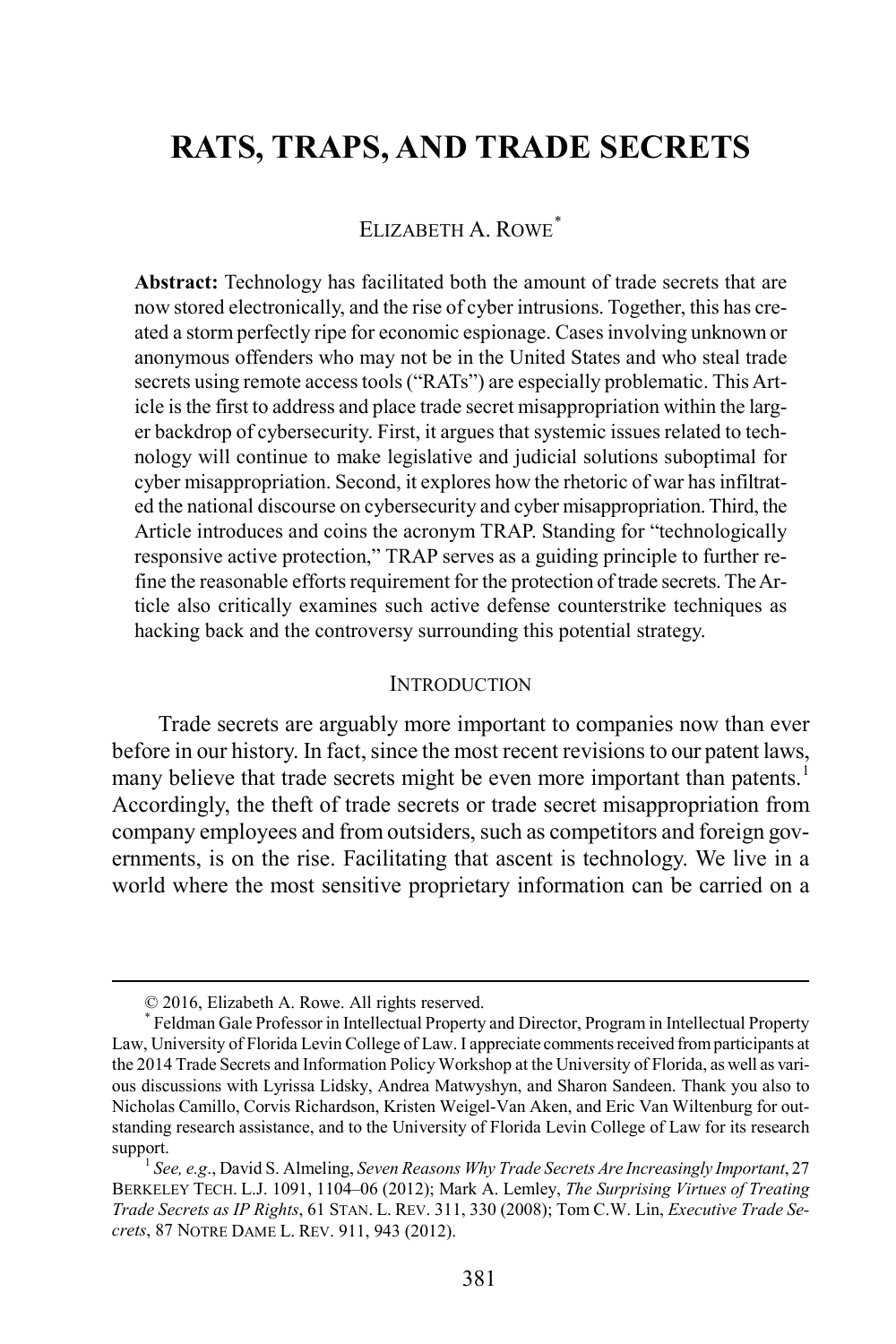# RATS, TRAPS, AND TRADE SECRETS

ELIZABETH A. ROWE[*]

**Abstract:** Technology has facilitated both the amount of trade secrets that are now stored electronically, and the rise of cyber intrusions. Together, this has created a storm perfectly ripe for economic espionage. Cases involving unknown or anonymous offenders who may not be in the United States and who steal trade secrets using remote access tools ("RATs") are especially problematic. This Article is the first to address and place trade secret misappropriation within the larger backdrop of cybersecurity. First, it argues that systemic issues related to technology will continue to make legislative and judicial solutions suboptimal for cyber misappropriation. Second, it explores how the rhetoric of war has infiltrated the national discourse on cybersecurity and cyber misappropriation. Third, the Article introduces and coins the acronym TRAP. Standing for "technologically responsive active protection," TRAP serves as a guiding principle to further refine the reasonable efforts requirement for the protection of trade secrets. The Article also critically examines such active defense counterstrike techniques as hacking back and the controversy surrounding this potential strategy.

## INTRODUCTION

Trade secrets are arguably more important to companies now than ever before in our history. In fact, since the most recent revisions to our patent laws, many believe that trade secrets might be even more important than patents.[1] Accordingly, the theft of trade secrets or trade secret misappropriation from company employees and from outsiders, such as competitors and foreign governments, is on the rise. Facilitating that ascent is technology. We live in a world where the most sensitive proprietary information can be carried on a

---

© 2016, Elizabeth A. Rowe. All rights reserved.

[*] Feldman Gale Professor in Intellectual Property and Director, Program in Intellectual Property Law, University of Florida Levin College of Law. I appreciate comments received from participants at the 2014 Trade Secrets and Information Policy Workshop at the University of Florida, as well as various discussions with Lyrissa Lidsky, Andrea Matwyshyn, and Sharon Sandeen. Thank you also to Nicholas Camillo, Corvis Richardson, Kristen Weigel-Van Aken, and Eric Van Wiltenburg for outstanding research assistance, and to the University of Florida Levin College of Law for its research support.

[1] *See, e.g.*, David S. Almeling, *Seven Reasons Why Trade Secrets Are Increasingly Important*, 27 BERKELEY TECH. L.J. 1091, 1104–06 (2012); Mark A. Lemley, *The Surprising Virtues of Treating Trade Secrets as IP Rights*, 61 STAN. L. REV. 311, 330 (2008); Tom C.W. Lin, *Executive Trade Secrets*, 87 NOTRE DAME L. REV. 911, 943 (2012).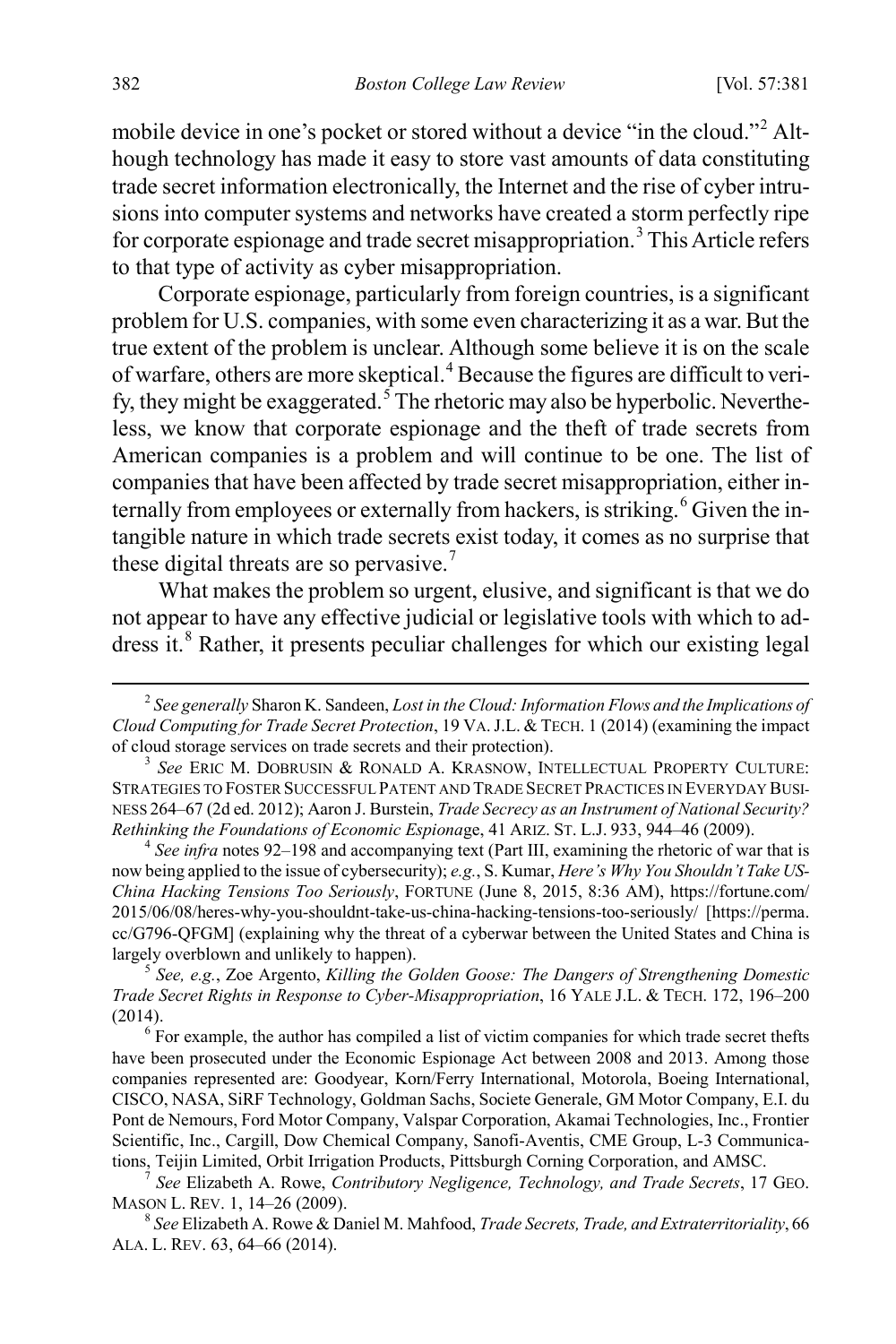mobile device in one's pocket or stored without a device "in the cloud."[2] Although technology has made it easy to store vast amounts of data constituting trade secret information electronically, the Internet and the rise of cyber intrusions into computer systems and networks have created a storm perfectly ripe for corporate espionage and trade secret misappropriation.[3] This Article refers to that type of activity as cyber misappropriation.

Corporate espionage, particularly from foreign countries, is a significant problem for U.S. companies, with some even characterizing it as a war. But the true extent of the problem is unclear. Although some believe it is on the scale of warfare, others are more skeptical.[4] Because the figures are difficult to verify, they might be exaggerated.[5] The rhetoric may also be hyperbolic. Nevertheless, we know that corporate espionage and the theft of trade secrets from American companies is a problem and will continue to be one. The list of companies that have been affected by trade secret misappropriation, either internally from employees or externally from hackers, is striking.[6] Given the intangible nature in which trade secrets exist today, it comes as no surprise that these digital threats are so pervasive.[7]

What makes the problem so urgent, elusive, and significant is that we do not appear to have any effective judicial or legislative tools with which to address it.[8] Rather, it presents peculiar challenges for which our existing legal

---

[2] *See generally* Sharon K. Sandeen, *Lost in the Cloud: Information Flows and the Implications of Cloud Computing for Trade Secret Protection*, 19 VA. J.L. & TECH. 1 (2014) (examining the impact of cloud storage services on trade secrets and their protection).

[3] *See* ERIC M. DOBRUSIN & RONALD A. KRASNOW, INTELLECTUAL PROPERTY CULTURE: STRATEGIES TO FOSTER SUCCESSFUL PATENT AND TRADE SECRET PRACTICES IN EVERYDAY BUSINESS 264–67 (2d ed. 2012); Aaron J. Burstein, *Trade Secrecy as an Instrument of National Security? Rethinking the Foundations of Economic Espionage*, 41 ARIZ. ST. L.J. 933, 944–46 (2009).

[4] *See infra* notes 92–198 and accompanying text (Part III, examining the rhetoric of war that is now being applied to the issue of cybersecurity); *e.g.*, S. Kumar, *Here's Why You Shouldn't Take US-China Hacking Tensions Too Seriously*, FORTUNE (June 8, 2015, 8:36 AM), https://fortune.com/2015/06/08/heres-why-you-shouldnt-take-us-china-hacking-tensions-too-seriously/ [https://perma.cc/G796-QFGM] (explaining why the threat of a cyberwar between the United States and China is largely overblown and unlikely to happen).

[5] *See, e.g.*, Zoe Argento, *Killing the Golden Goose: The Dangers of Strengthening Domestic Trade Secret Rights in Response to Cyber-Misappropriation*, 16 YALE J.L. & TECH. 172, 196–200 (2014).

[6] For example, the author has compiled a list of victim companies for which trade secret thefts have been prosecuted under the Economic Espionage Act between 2008 and 2013. Among those companies represented are: Goodyear, Korn/Ferry International, Motorola, Boeing International, CISCO, NASA, SiRF Technology, Goldman Sachs, Societe Generale, GM Motor Company, E.I. du Pont de Nemours, Ford Motor Company, Valspar Corporation, Akamai Technologies, Inc., Frontier Scientific, Inc., Cargill, Dow Chemical Company, Sanofi-Aventis, CME Group, L-3 Communications, Teijin Limited, Orbit Irrigation Products, Pittsburgh Corning Corporation, and AMSC.

[7] *See* Elizabeth A. Rowe, *Contributory Negligence, Technology, and Trade Secrets*, 17 GEO. MASON L. REV. 1, 14–26 (2009).

[8] *See* Elizabeth A. Rowe & Daniel M. Mahfood, *Trade Secrets, Trade, and Extraterritoriality*, 66 ALA. L. REV. 63, 64–66 (2014).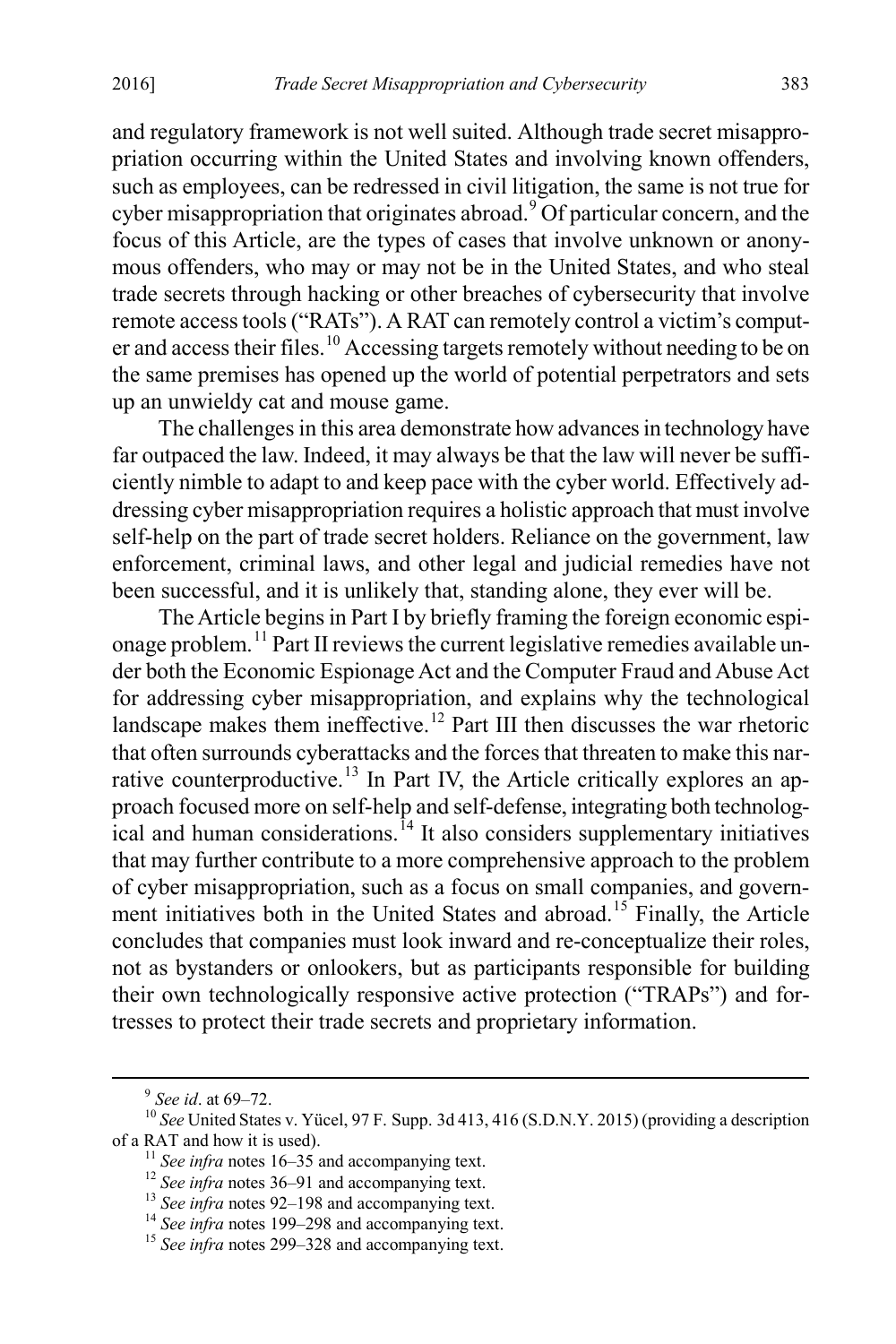and regulatory framework is not well suited. Although trade secret misappropriation occurring within the United States and involving known offenders, such as employees, can be redressed in civil litigation, the same is not true for cyber misappropriation that originates abroad.[9] Of particular concern, and the focus of this Article, are the types of cases that involve unknown or anonymous offenders, who may or may not be in the United States, and who steal trade secrets through hacking or other breaches of cybersecurity that involve remote access tools ("RATs"). A RAT can remotely control a victim's computer and access their files.[10] Accessing targets remotely without needing to be on the same premises has opened up the world of potential perpetrators and sets up an unwieldy cat and mouse game.

The challenges in this area demonstrate how advances in technology have far outpaced the law. Indeed, it may always be that the law will never be sufficiently nimble to adapt to and keep pace with the cyber world. Effectively addressing cyber misappropriation requires a holistic approach that must involve self-help on the part of trade secret holders. Reliance on the government, law enforcement, criminal laws, and other legal and judicial remedies have not been successful, and it is unlikely that, standing alone, they ever will be.

The Article begins in Part I by briefly framing the foreign economic espionage problem.[11] Part II reviews the current legislative remedies available under both the Economic Espionage Act and the Computer Fraud and Abuse Act for addressing cyber misappropriation, and explains why the technological landscape makes them ineffective.[12] Part III then discusses the war rhetoric that often surrounds cyberattacks and the forces that threaten to make this narrative counterproductive.[13] In Part IV, the Article critically explores an approach focused more on self-help and self-defense, integrating both technological and human considerations.[14] It also considers supplementary initiatives that may further contribute to a more comprehensive approach to the problem of cyber misappropriation, such as a focus on small companies, and government initiatives both in the United States and abroad.[15] Finally, the Article concludes that companies must look inward and re-conceptualize their roles, not as bystanders or onlookers, but as participants responsible for building their own technologically responsive active protection ("TRAPs") and fortresses to protect their trade secrets and proprietary information.

---

[9] *See id*. at 69–72.

[10] *See* United States v. Yücel, 97 F. Supp. 3d 413, 416 (S.D.N.Y. 2015) (providing a description of a RAT and how it is used).

[11] *See infra* notes 16–35 and accompanying text.

[12] *See infra* notes 36–91 and accompanying text.

[13] *See infra* notes 92–198 and accompanying text.

[14] *See infra* notes 199–298 and accompanying text.

[15] *See infra* notes 299–328 and accompanying text.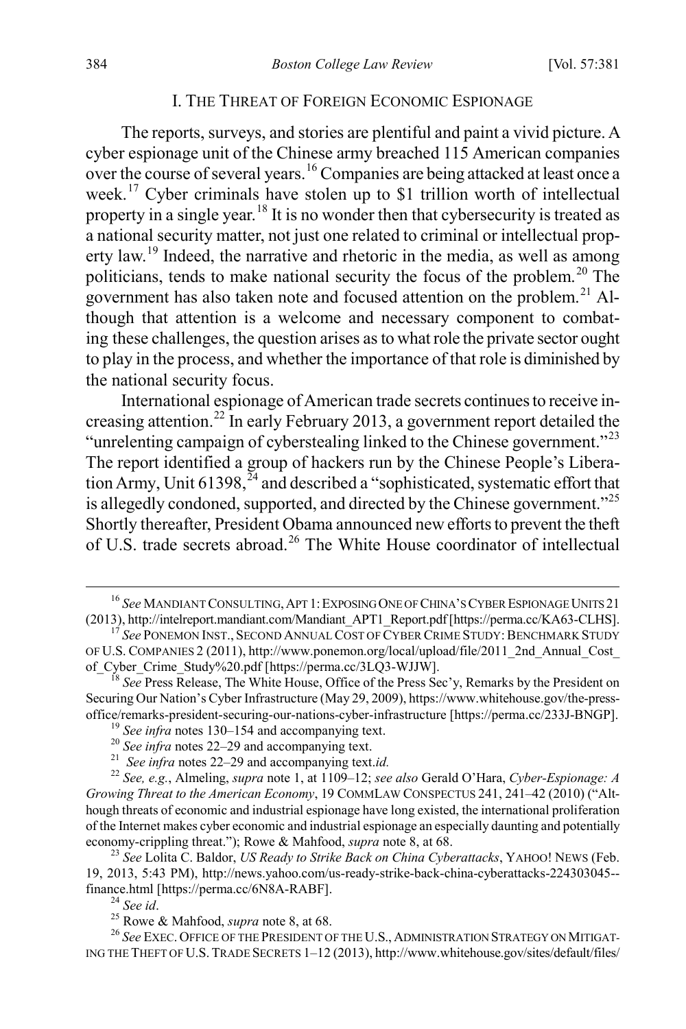## I. The Threat of Foreign Economic Espionage

The reports, surveys, and stories are plentiful and paint a vivid picture. A cyber espionage unit of the Chinese army breached 115 American companies over the course of several years.[16] Companies are being attacked at least once a week.[17] Cyber criminals have stolen up to $1 trillion worth of intellectual property in a single year.[18] It is no wonder then that cybersecurity is treated as a national security matter, not just one related to criminal or intellectual property law.[19] Indeed, the narrative and rhetoric in the media, as well as among politicians, tends to make national security the focus of the problem.[20] The government has also taken note and focused attention on the problem.[21] Although that attention is a welcome and necessary component to combating these challenges, the question arises as to what role the private sector ought to play in the process, and whether the importance of that role is diminished by the national security focus.

International espionage of American trade secrets continues to receive increasing attention.[22] In early February 2013, a government report detailed the "unrelenting campaign of cyberstealing linked to the Chinese government."[23] The report identified a group of hackers run by the Chinese People's Liberation Army, Unit 61398,[24] and described a "sophisticated, systematic effort that is allegedly condoned, supported, and directed by the Chinese government."[25] Shortly thereafter, President Obama announced new efforts to prevent the theft of U.S. trade secrets abroad.[26] The White House coordinator of intellectual

---

[16] *See* Mandiant Consulting, APT 1: Exposing One of China's Cyber Espionage Units 21 (2013), http://intelreport.mandiant.com/Mandiant_APT1_Report.pdf [https://perma.cc/KA63-CLHS].

[17] *See* Ponemon Inst., Second Annual Cost of Cyber Crime Study: Benchmark Study of U.S. Companies 2 (2011), http://www.ponemon.org/local/upload/file/2011_2nd_Annual_Cost_of_Cyber_Crime_Study%20.pdf [https://perma.cc/3LQ3-WJJW].

[18] *See* Press Release, The White House, Office of the Press Sec'y, Remarks by the President on Securing Our Nation's Cyber Infrastructure (May 29, 2009), https://www.whitehouse.gov/the-press-office/remarks-president-securing-our-nations-cyber-infrastructure [https://perma.cc/233J-BNGP].

[19] *See infra* notes 130–154 and accompanying text.

[20] *See infra* notes 22–29 and accompanying text.

[21] *See infra* notes 22–29 and accompanying text.*id.*

[22] *See, e.g.*, Almeling, *supra* note 1, at 1109–12; *see also* Gerald O'Hara, *Cyber-Espionage: A Growing Threat to the American Economy*, 19 CommLaw Conspectus 241, 241–42 (2010) ("Although threats of economic and industrial espionage have long existed, the international proliferation of the Internet makes cyber economic and industrial espionage an especially daunting and potentially economy-crippling threat."); Rowe & Mahfood, *supra* note 8, at 68.

[23] *See* Lolita C. Baldor, *US Ready to Strike Back on China Cyberattacks*, Yahoo! News (Feb. 19, 2013, 5:43 PM), http://news.yahoo.com/us-ready-strike-back-china-cyberattacks-224303045--finance.html [https://perma.cc/6N8A-RABF].

[24] *See id*.

[25] Rowe & Mahfood, *supra* note 8, at 68.

[26] *See* Exec. Office of the President of the U.S., Administration Strategy on Mitigating the Theft of U.S. Trade Secrets 1–12 (2013), http://www.whitehouse.gov/sites/default/files/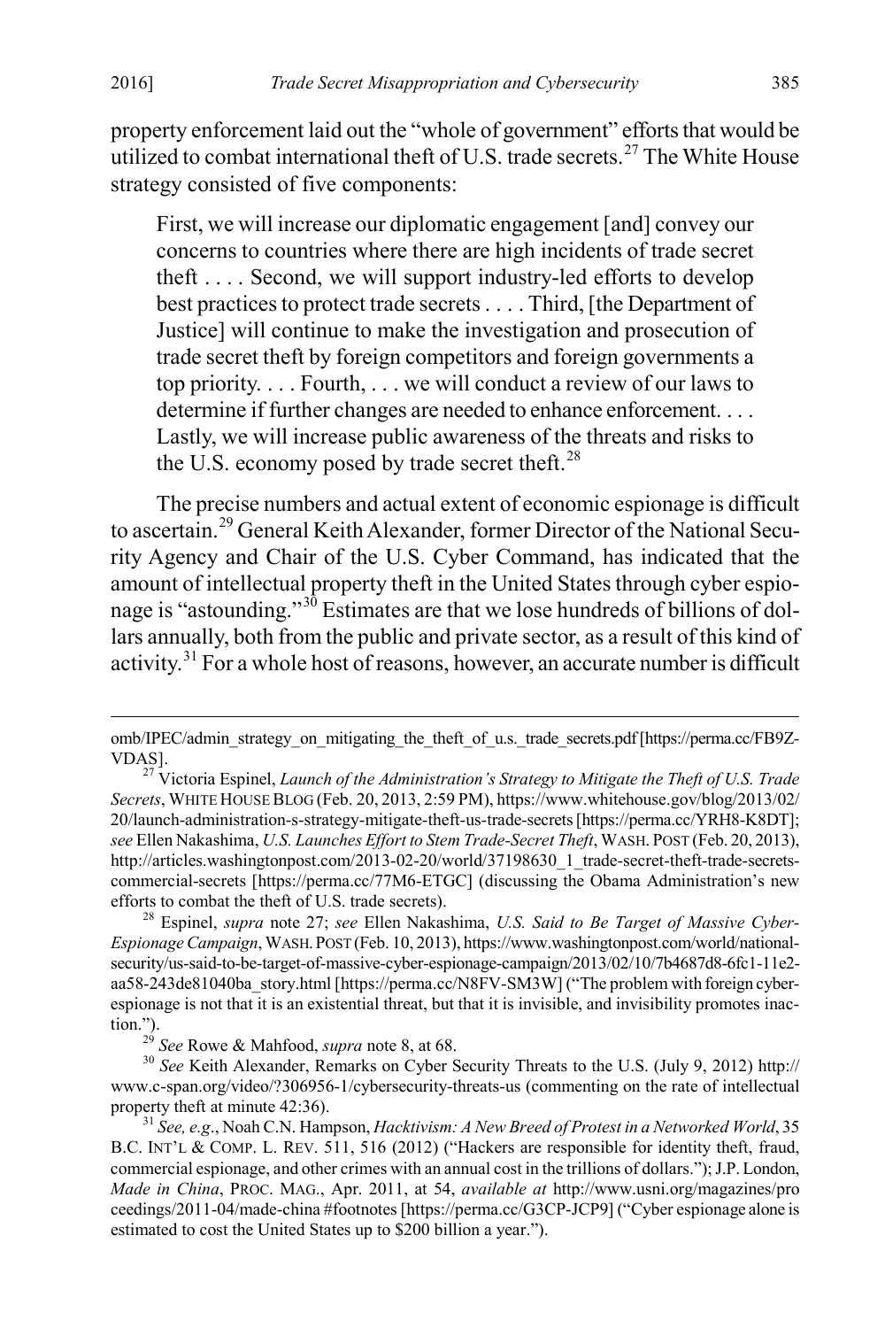property enforcement laid out the "whole of government" efforts that would be utilized to combat international theft of U.S. trade secrets.[27] The White House strategy consisted of five components:

> First, we will increase our diplomatic engagement [and] convey our concerns to countries where there are high incidents of trade secret theft . . . . Second, we will support industry-led efforts to develop best practices to protect trade secrets . . . . Third, [the Department of Justice] will continue to make the investigation and prosecution of trade secret theft by foreign competitors and foreign governments a top priority. . . . Fourth, . . . we will conduct a review of our laws to determine if further changes are needed to enhance enforcement. . . . Lastly, we will increase public awareness of the threats and risks to the U.S. economy posed by trade secret theft.[28]

The precise numbers and actual extent of economic espionage is difficult to ascertain.[29] General Keith Alexander, former Director of the National Security Agency and Chair of the U.S. Cyber Command, has indicated that the amount of intellectual property theft in the United States through cyber espionage is "astounding."[30] Estimates are that we lose hundreds of billions of dollars annually, both from the public and private sector, as a result of this kind of activity.[31] For a whole host of reasons, however, an accurate number is difficult

---

omb/IPEC/admin_strategy_on_mitigating_the_theft_of_u.s._trade_secrets.pdf [https://perma.cc/FB9Z-VDAS].

[27] Victoria Espinel, *Launch of the Administration's Strategy to Mitigate the Theft of U.S. Trade Secrets*, WHITE HOUSE BLOG (Feb. 20, 2013, 2:59 PM), https://www.whitehouse.gov/blog/2013/02/20/launch-administration-s-strategy-mitigate-theft-us-trade-secrets [https://perma.cc/YRH8-K8DT]; *see* Ellen Nakashima, *U.S. Launches Effort to Stem Trade-Secret Theft*, WASH. POST (Feb. 20, 2013), http://articles.washingtonpost.com/2013-02-20/world/37198630_1_trade-secret-theft-trade-secrets-commercial-secrets [https://perma.cc/77M6-ETGC] (discussing the Obama Administration's new efforts to combat the theft of U.S. trade secrets).

[28] Espinel, *supra* note 27; *see* Ellen Nakashima, *U.S. Said to Be Target of Massive Cyber-Espionage Campaign*, WASH. POST (Feb. 10, 2013), https://www.washingtonpost.com/world/national-security/us-said-to-be-target-of-massive-cyber-espionage-campaign/2013/02/10/7b4687d8-6fc1-11e2-aa58-243de81040ba_story.html [https://perma.cc/N8FV-SM3W] ("The problem with foreign cyber-espionage is not that it is an existential threat, but that it is invisible, and invisibility promotes inaction.").

[29] *See* Rowe & Mahfood, *supra* note 8, at 68.

[30] *See* Keith Alexander, Remarks on Cyber Security Threats to the U.S. (July 9, 2012) http://www.c-span.org/video/?306956-1/cybersecurity-threats-us (commenting on the rate of intellectual property theft at minute 42:36).

[31] *See, e.g.*, Noah C.N. Hampson, *Hacktivism: A New Breed of Protest in a Networked World*, 35 B.C. INT'L & COMP. L. REV. 511, 516 (2012) ("Hackers are responsible for identity theft, fraud, commercial espionage, and other crimes with an annual cost in the trillions of dollars."); J.P. London, *Made in China*, PROC. MAG., Apr. 2011, at 54, *available at* http://www.usni.org/magazines/proceedings/2011-04/made-china #footnotes [https://perma.cc/G3CP-JCP9] ("Cyber espionage alone is estimated to cost the United States up to $200 billion a year.").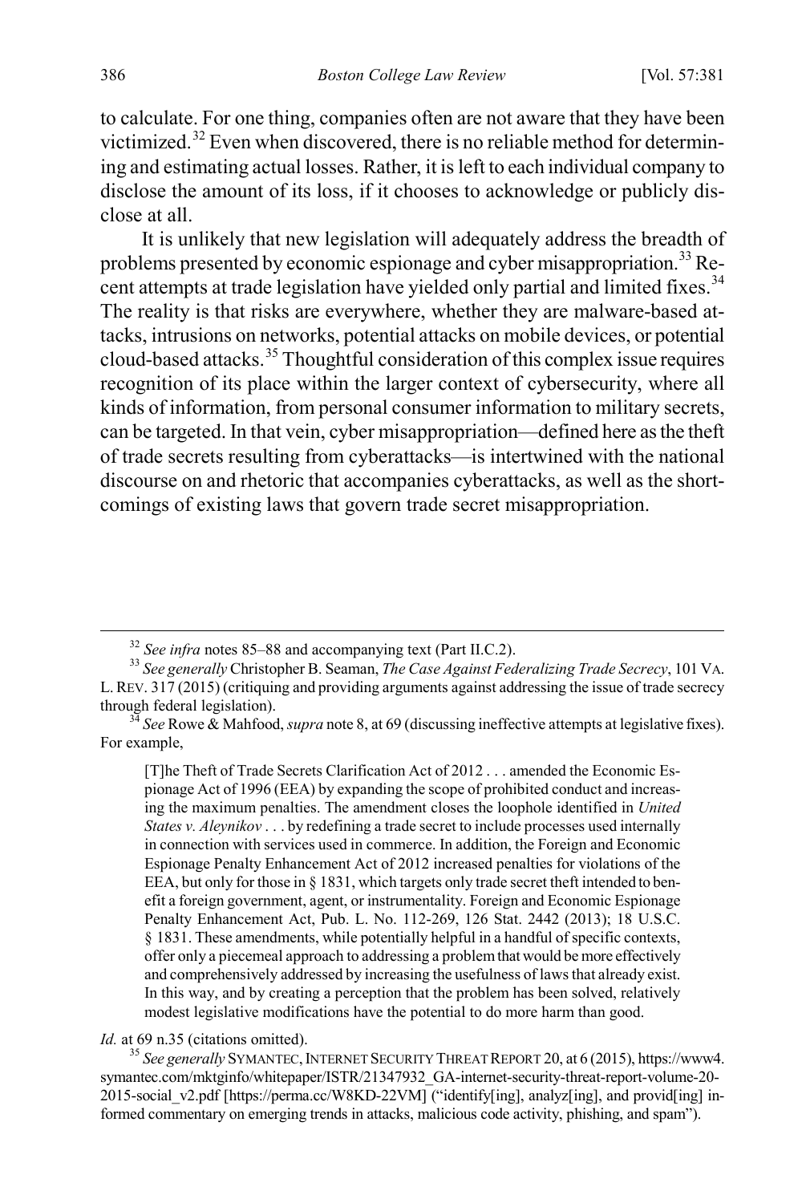to calculate. For one thing, companies often are not aware that they have been victimized.[32] Even when discovered, there is no reliable method for determining and estimating actual losses. Rather, it is left to each individual company to disclose the amount of its loss, if it chooses to acknowledge or publicly disclose at all.

It is unlikely that new legislation will adequately address the breadth of problems presented by economic espionage and cyber misappropriation.[33] Recent attempts at trade legislation have yielded only partial and limited fixes.[34] The reality is that risks are everywhere, whether they are malware-based attacks, intrusions on networks, potential attacks on mobile devices, or potential cloud-based attacks.[35] Thoughtful consideration of this complex issue requires recognition of its place within the larger context of cybersecurity, where all kinds of information, from personal consumer information to military secrets, can be targeted. In that vein, cyber misappropriation—defined here as the theft of trade secrets resulting from cyberattacks—is intertwined with the national discourse on and rhetoric that accompanies cyberattacks, as well as the shortcomings of existing laws that govern trade secret misappropriation.

---

[32] *See infra* notes 85–88 and accompanying text (Part II.C.2).

[33] *See generally* Christopher B. Seaman, *The Case Against Federalizing Trade Secrecy*, 101 VA. L. REV. 317 (2015) (critiquing and providing arguments against addressing the issue of trade secrecy through federal legislation).

[34] *See* Rowe & Mahfood, *supra* note 8, at 69 (discussing ineffective attempts at legislative fixes). For example,

> [T]he Theft of Trade Secrets Clarification Act of 2012 . . . amended the Economic Espionage Act of 1996 (EEA) by expanding the scope of prohibited conduct and increasing the maximum penalties. The amendment closes the loophole identified in *United States v. Aleynikov* . . . by redefining a trade secret to include processes used internally in connection with services used in commerce. In addition, the Foreign and Economic Espionage Penalty Enhancement Act of 2012 increased penalties for violations of the EEA, but only for those in § 1831, which targets only trade secret theft intended to benefit a foreign government, agent, or instrumentality. Foreign and Economic Espionage Penalty Enhancement Act, Pub. L. No. 112-269, 126 Stat. 2442 (2013); 18 U.S.C. § 1831. These amendments, while potentially helpful in a handful of specific contexts, offer only a piecemeal approach to addressing a problem that would be more effectively and comprehensively addressed by increasing the usefulness of laws that already exist. In this way, and by creating a perception that the problem has been solved, relatively modest legislative modifications have the potential to do more harm than good.

*Id.* at 69 n.35 (citations omitted).

[35] *See generally* SYMANTEC, INTERNET SECURITY THREAT REPORT 20, at 6 (2015), https://www4.symantec.com/mktginfo/whitepaper/ISTR/21347932_GA-internet-security-threat-report-volume-20-2015-social_v2.pdf [https://perma.cc/W8KD-22VM] ("identify[ing], analyz[ing], and provid[ing] informed commentary on emerging trends in attacks, malicious code activity, phishing, and spam").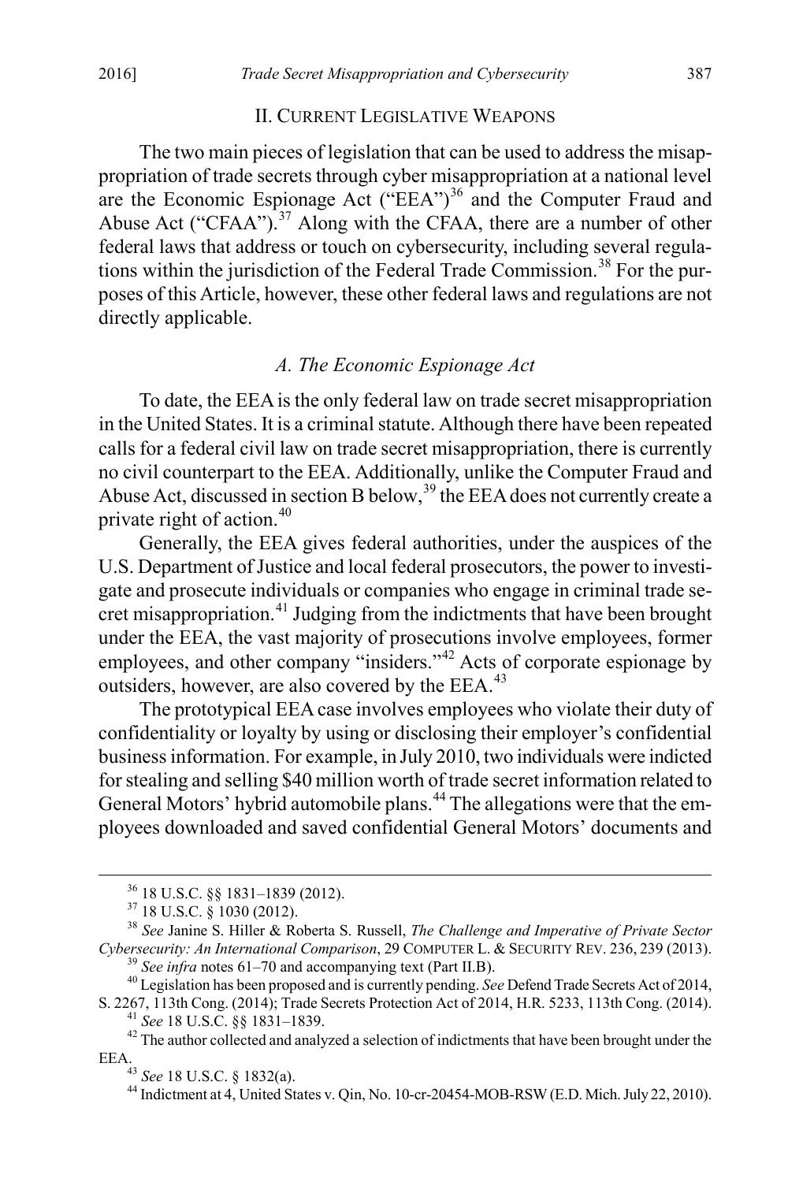## II. CURRENT LEGISLATIVE WEAPONS

The two main pieces of legislation that can be used to address the misappropriation of trade secrets through cyber misappropriation at a national level are the Economic Espionage Act ("EEA")[36] and the Computer Fraud and Abuse Act ("CFAA").[37] Along with the CFAA, there are a number of other federal laws that address or touch on cybersecurity, including several regulations within the jurisdiction of the Federal Trade Commission.[38] For the purposes of this Article, however, these other federal laws and regulations are not directly applicable.

### *A. The Economic Espionage Act*

To date, the EEA is the only federal law on trade secret misappropriation in the United States. It is a criminal statute. Although there have been repeated calls for a federal civil law on trade secret misappropriation, there is currently no civil counterpart to the EEA. Additionally, unlike the Computer Fraud and Abuse Act, discussed in section B below,[39] the EEA does not currently create a private right of action.[40]

Generally, the EEA gives federal authorities, under the auspices of the U.S. Department of Justice and local federal prosecutors, the power to investigate and prosecute individuals or companies who engage in criminal trade secret misappropriation.[41] Judging from the indictments that have been brought under the EEA, the vast majority of prosecutions involve employees, former employees, and other company "insiders."[42] Acts of corporate espionage by outsiders, however, are also covered by the EEA.[43]

The prototypical EEA case involves employees who violate their duty of confidentiality or loyalty by using or disclosing their employer's confidential business information. For example, in July 2010, two individuals were indicted for stealing and selling $40 million worth of trade secret information related to General Motors' hybrid automobile plans.[44] The allegations were that the employees downloaded and saved confidential General Motors' documents and

---

[36] 18 U.S.C. §§ 1831–1839 (2012).

[37] 18 U.S.C. § 1030 (2012).

[38] *See* Janine S. Hiller & Roberta S. Russell, *The Challenge and Imperative of Private Sector Cybersecurity: An International Comparison*, 29 COMPUTER L. & SECURITY REV. 236, 239 (2013).

[39] *See infra* notes 61–70 and accompanying text (Part II.B).

[40] Legislation has been proposed and is currently pending. *See* Defend Trade Secrets Act of 2014, S. 2267, 113th Cong. (2014); Trade Secrets Protection Act of 2014, H.R. 5233, 113th Cong. (2014).

[41] *See* 18 U.S.C. §§ 1831–1839.

[42] The author collected and analyzed a selection of indictments that have been brought under the EEA.

[43] *See* 18 U.S.C. § 1832(a).

[44] Indictment at 4, United States v. Qin, No. 10-cr-20454-MOB-RSW (E.D. Mich. July 22, 2010).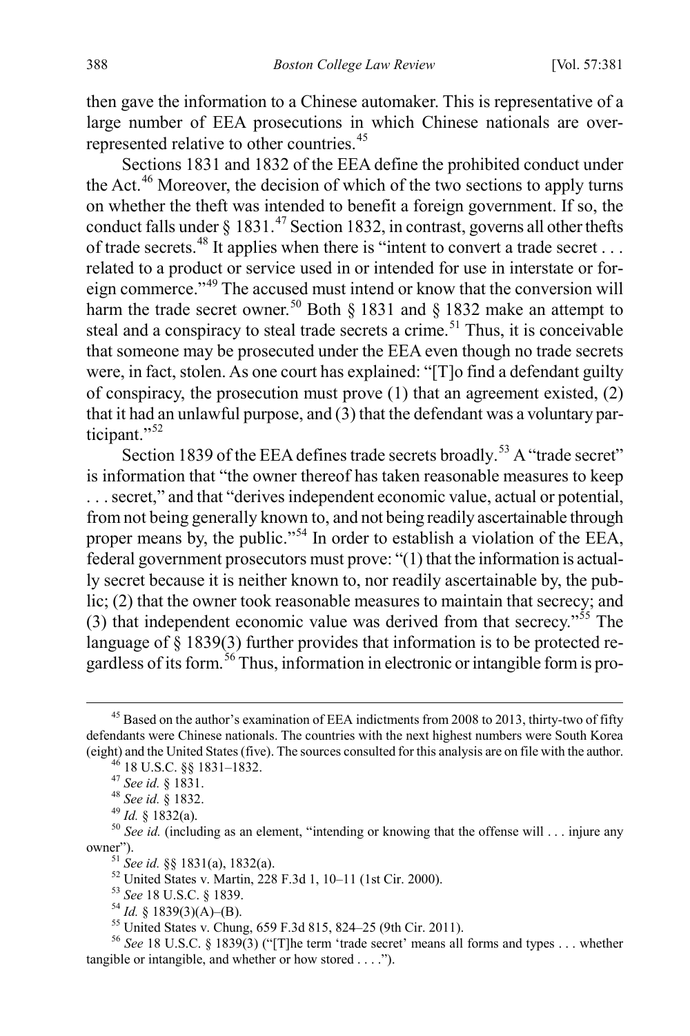then gave the information to a Chinese automaker. This is representative of a large number of EEA prosecutions in which Chinese nationals are over-represented relative to other countries.[45]

Sections 1831 and 1832 of the EEA define the prohibited conduct under the Act.[46] Moreover, the decision of which of the two sections to apply turns on whether the theft was intended to benefit a foreign government. If so, the conduct falls under § 1831.[47] Section 1832, in contrast, governs all other thefts of trade secrets.[48] It applies when there is "intent to convert a trade secret . . . related to a product or service used in or intended for use in interstate or foreign commerce."[49] The accused must intend or know that the conversion will harm the trade secret owner.[50] Both § 1831 and § 1832 make an attempt to steal and a conspiracy to steal trade secrets a crime.[51] Thus, it is conceivable that someone may be prosecuted under the EEA even though no trade secrets were, in fact, stolen. As one court has explained: "[T]o find a defendant guilty of conspiracy, the prosecution must prove (1) that an agreement existed, (2) that it had an unlawful purpose, and (3) that the defendant was a voluntary participant."[52]

Section 1839 of the EEA defines trade secrets broadly.[53] A "trade secret" is information that "the owner thereof has taken reasonable measures to keep . . . secret," and that "derives independent economic value, actual or potential, from not being generally known to, and not being readily ascertainable through proper means by, the public."[54] In order to establish a violation of the EEA, federal government prosecutors must prove: "(1) that the information is actually secret because it is neither known to, nor readily ascertainable by, the public; (2) that the owner took reasonable measures to maintain that secrecy; and (3) that independent economic value was derived from that secrecy."[55] The language of § 1839(3) further provides that information is to be protected regardless of its form.[56] Thus, information in electronic or intangible form is pro-

---

[45] Based on the author's examination of EEA indictments from 2008 to 2013, thirty-two of fifty defendants were Chinese nationals. The countries with the next highest numbers were South Korea (eight) and the United States (five). The sources consulted for this analysis are on file with the author.

[46] 18 U.S.C. §§ 1831–1832.

[47] *See id.* § 1831.

[48] *See id.* § 1832.

[49] *Id.* § 1832(a).

[50] *See id.* (including as an element, "intending or knowing that the offense will . . . injure any owner").

[51] *See id.* §§ 1831(a), 1832(a).

[52] United States v. Martin, 228 F.3d 1, 10–11 (1st Cir. 2000).

[53] *See* 18 U.S.C. § 1839.

[54] *Id.* § 1839(3)(A)–(B).

[55] United States v. Chung, 659 F.3d 815, 824–25 (9th Cir. 2011).

[56] *See* 18 U.S.C. § 1839(3) ("[T]he term 'trade secret' means all forms and types . . . whether tangible or intangible, and whether or how stored . . . .").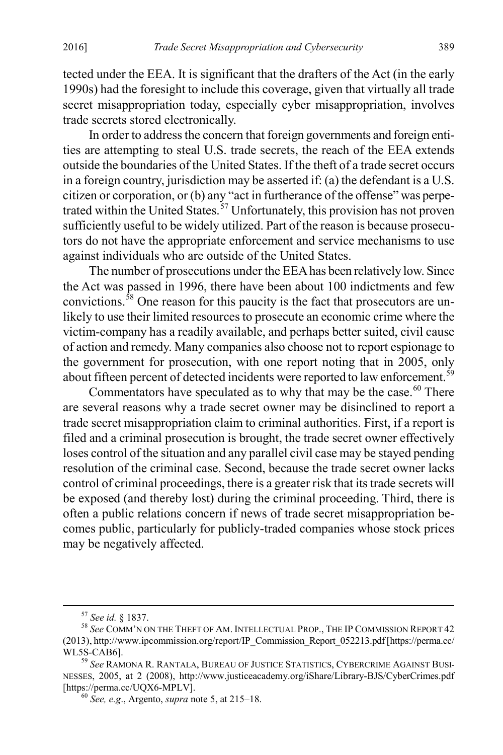tected under the EEA. It is significant that the drafters of the Act (in the early 1990s) had the foresight to include this coverage, given that virtually all trade secret misappropriation today, especially cyber misappropriation, involves trade secrets stored electronically.

In order to address the concern that foreign governments and foreign entities are attempting to steal U.S. trade secrets, the reach of the EEA extends outside the boundaries of the United States. If the theft of a trade secret occurs in a foreign country, jurisdiction may be asserted if: (a) the defendant is a U.S. citizen or corporation, or (b) any "act in furtherance of the offense" was perpetrated within the United States.[57] Unfortunately, this provision has not proven sufficiently useful to be widely utilized. Part of the reason is because prosecutors do not have the appropriate enforcement and service mechanisms to use against individuals who are outside of the United States.

The number of prosecutions under the EEA has been relatively low. Since the Act was passed in 1996, there have been about 100 indictments and few convictions.[58] One reason for this paucity is the fact that prosecutors are unlikely to use their limited resources to prosecute an economic crime where the victim-company has a readily available, and perhaps better suited, civil cause of action and remedy. Many companies also choose not to report espionage to the government for prosecution, with one report noting that in 2005, only about fifteen percent of detected incidents were reported to law enforcement.[59]

Commentators have speculated as to why that may be the case.[60] There are several reasons why a trade secret owner may be disinclined to report a trade secret misappropriation claim to criminal authorities. First, if a report is filed and a criminal prosecution is brought, the trade secret owner effectively loses control of the situation and any parallel civil case may be stayed pending resolution of the criminal case. Second, because the trade secret owner lacks control of criminal proceedings, there is a greater risk that its trade secrets will be exposed (and thereby lost) during the criminal proceeding. Third, there is often a public relations concern if news of trade secret misappropriation becomes public, particularly for publicly-traded companies whose stock prices may be negatively affected.

---

[57] *See id.* § 1837.

[58] *See* COMM'N ON THE THEFT OF AM. INTELLECTUAL PROP., THE IP COMMISSION REPORT 42 (2013), http://www.ipcommission.org/report/IP_Commission_Report_052213.pdf [https://perma.cc/WL5S-CAB6].

[59] *See* RAMONA R. RANTALA, BUREAU OF JUSTICE STATISTICS, CYBERCRIME AGAINST BUSINESSES, 2005, at 2 (2008), http://www.justiceacademy.org/iShare/Library-BJS/CyberCrimes.pdf [https://perma.cc/UQX6-MPLV].

[60] *See, e.g*., Argento, *supra* note 5, at 215–18.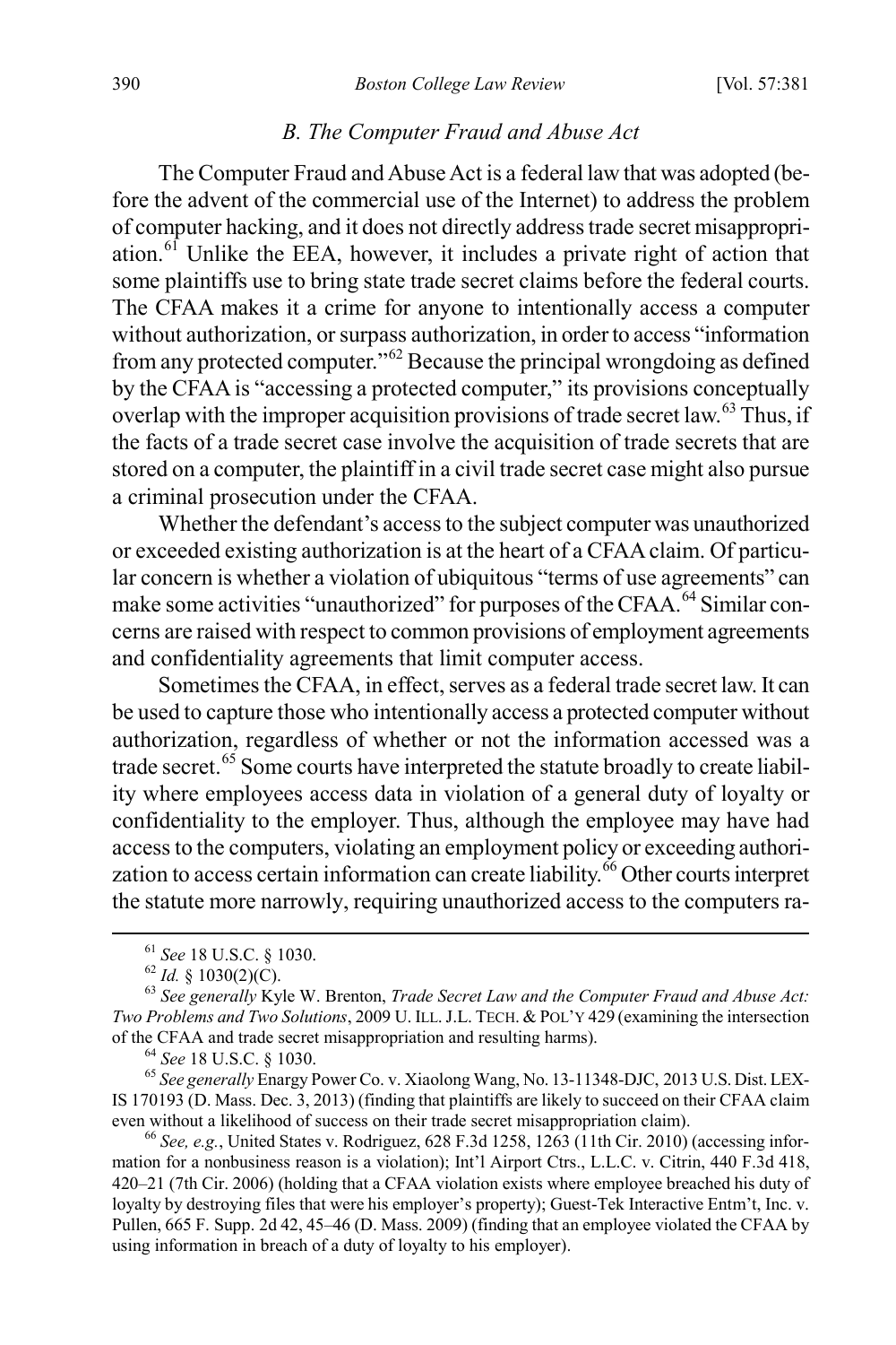### B. The Computer Fraud and Abuse Act

The Computer Fraud and Abuse Act is a federal law that was adopted (before the advent of the commercial use of the Internet) to address the problem of computer hacking, and it does not directly address trade secret misappropriation.[61] Unlike the EEA, however, it includes a private right of action that some plaintiffs use to bring state trade secret claims before the federal courts. The CFAA makes it a crime for anyone to intentionally access a computer without authorization, or surpass authorization, in order to access "information from any protected computer."[62] Because the principal wrongdoing as defined by the CFAA is "accessing a protected computer," its provisions conceptually overlap with the improper acquisition provisions of trade secret law.[63] Thus, if the facts of a trade secret case involve the acquisition of trade secrets that are stored on a computer, the plaintiff in a civil trade secret case might also pursue a criminal prosecution under the CFAA.

Whether the defendant's access to the subject computer was unauthorized or exceeded existing authorization is at the heart of a CFAA claim. Of particular concern is whether a violation of ubiquitous "terms of use agreements" can make some activities "unauthorized" for purposes of the CFAA.[64] Similar concerns are raised with respect to common provisions of employment agreements and confidentiality agreements that limit computer access.

Sometimes the CFAA, in effect, serves as a federal trade secret law. It can be used to capture those who intentionally access a protected computer without authorization, regardless of whether or not the information accessed was a trade secret.[65] Some courts have interpreted the statute broadly to create liability where employees access data in violation of a general duty of loyalty or confidentiality to the employer. Thus, although the employee may have had access to the computers, violating an employment policy or exceeding authorization to access certain information can create liability.[66] Other courts interpret the statute more narrowly, requiring unauthorized access to the computers ra-

---

[61] *See* 18 U.S.C. § 1030.

[62] *Id.* § 1030(2)(C).

[63] *See generally* Kyle W. Brenton, *Trade Secret Law and the Computer Fraud and Abuse Act: Two Problems and Two Solutions*, 2009 U. ILL. J.L. TECH. & POL'Y 429 (examining the intersection of the CFAA and trade secret misappropriation and resulting harms).

[64] *See* 18 U.S.C. § 1030.

[65] *See generally* Enargy Power Co. v. Xiaolong Wang, No. 13-11348-DJC, 2013 U.S. Dist. LEXIS 170193 (D. Mass. Dec. 3, 2013) (finding that plaintiffs are likely to succeed on their CFAA claim even without a likelihood of success on their trade secret misappropriation claim).

[66] *See, e.g.*, United States v. Rodriguez, 628 F.3d 1258, 1263 (11th Cir. 2010) (accessing information for a nonbusiness reason is a violation); Int'l Airport Ctrs., L.L.C. v. Citrin, 440 F.3d 418, 420–21 (7th Cir. 2006) (holding that a CFAA violation exists where employee breached his duty of loyalty by destroying files that were his employer's property); Guest-Tek Interactive Entm't, Inc. v. Pullen, 665 F. Supp. 2d 42, 45–46 (D. Mass. 2009) (finding that an employee violated the CFAA by using information in breach of a duty of loyalty to his employer).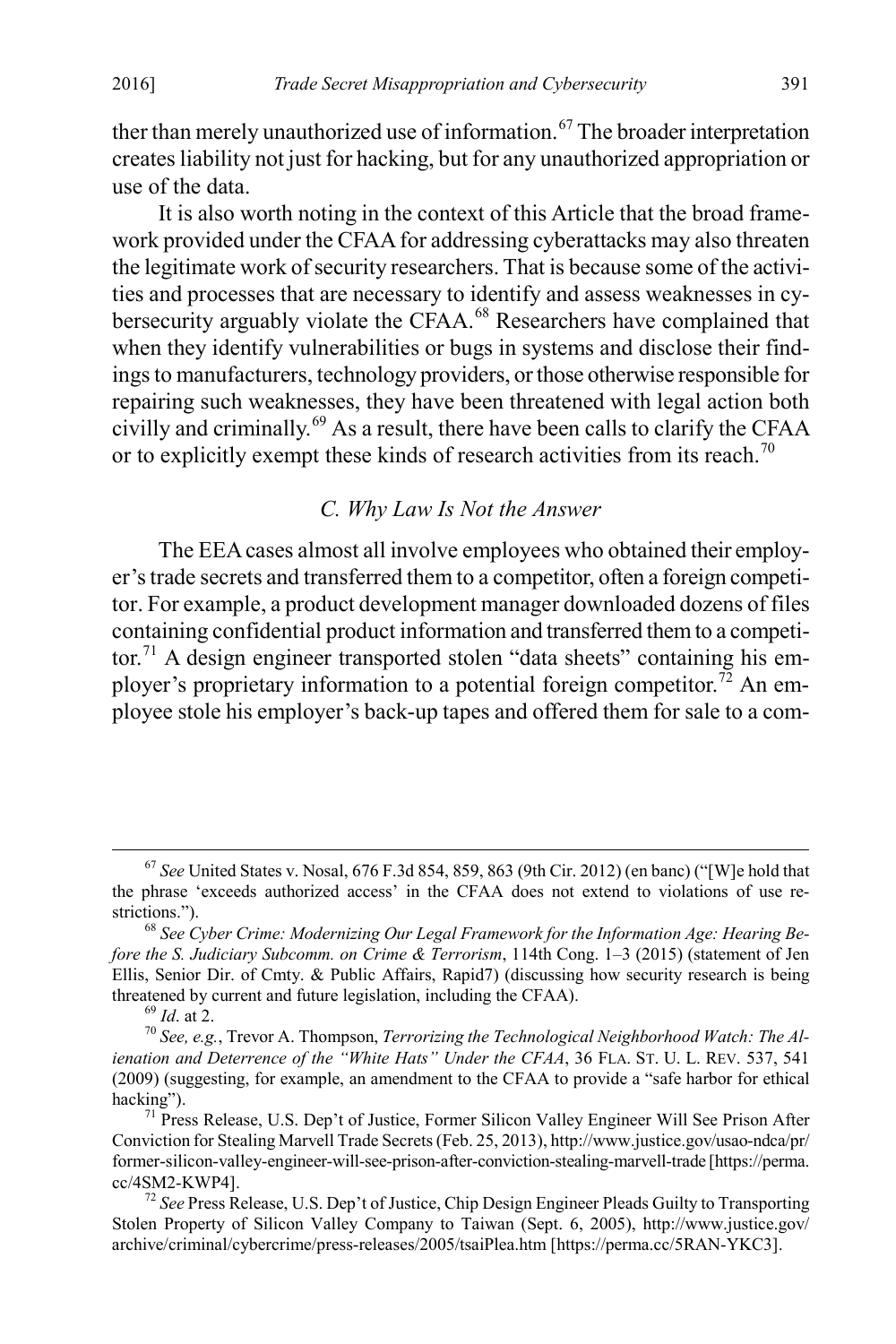ther than merely unauthorized use of information.[67] The broader interpretation creates liability not just for hacking, but for any unauthorized appropriation or use of the data.

It is also worth noting in the context of this Article that the broad framework provided under the CFAA for addressing cyberattacks may also threaten the legitimate work of security researchers. That is because some of the activities and processes that are necessary to identify and assess weaknesses in cybersecurity arguably violate the CFAA.[68] Researchers have complained that when they identify vulnerabilities or bugs in systems and disclose their findings to manufacturers, technology providers, or those otherwise responsible for repairing such weaknesses, they have been threatened with legal action both civilly and criminally.[69] As a result, there have been calls to clarify the CFAA or to explicitly exempt these kinds of research activities from its reach.[70]

### *C. Why Law Is Not the Answer*

The EEA cases almost all involve employees who obtained their employer's trade secrets and transferred them to a competitor, often a foreign competitor. For example, a product development manager downloaded dozens of files containing confidential product information and transferred them to a competitor.[71] A design engineer transported stolen "data sheets" containing his employer's proprietary information to a potential foreign competitor.[72] An employee stole his employer's back-up tapes and offered them for sale to a com-

---

[67] *See* United States v. Nosal, 676 F.3d 854, 859, 863 (9th Cir. 2012) (en banc) ("[W]e hold that the phrase 'exceeds authorized access' in the CFAA does not extend to violations of use restrictions.").

[68] *See Cyber Crime: Modernizing Our Legal Framework for the Information Age: Hearing Before the S. Judiciary Subcomm. on Crime & Terrorism*, 114th Cong. 1–3 (2015) (statement of Jen Ellis, Senior Dir. of Cmty. & Public Affairs, Rapid7) (discussing how security research is being threatened by current and future legislation, including the CFAA).

[69] *Id*. at 2.

[70] *See, e.g.*, Trevor A. Thompson, *Terrorizing the Technological Neighborhood Watch: The Alienation and Deterrence of the "White Hats" Under the CFAA*, 36 FLA. ST. U. L. REV. 537, 541 (2009) (suggesting, for example, an amendment to the CFAA to provide a "safe harbor for ethical hacking").

[71] Press Release, U.S. Dep't of Justice, Former Silicon Valley Engineer Will See Prison After Conviction for Stealing Marvell Trade Secrets (Feb. 25, 2013), http://www.justice.gov/usao-ndca/pr/former-silicon-valley-engineer-will-see-prison-after-conviction-stealing-marvell-trade [https://perma.cc/4SM2-KWP4].

[72] *See* Press Release, U.S. Dep't of Justice, Chip Design Engineer Pleads Guilty to Transporting Stolen Property of Silicon Valley Company to Taiwan (Sept. 6, 2005), http://www.justice.gov/archive/criminal/cybercrime/press-releases/2005/tsaiPlea.htm [https://perma.cc/5RAN-YKC3].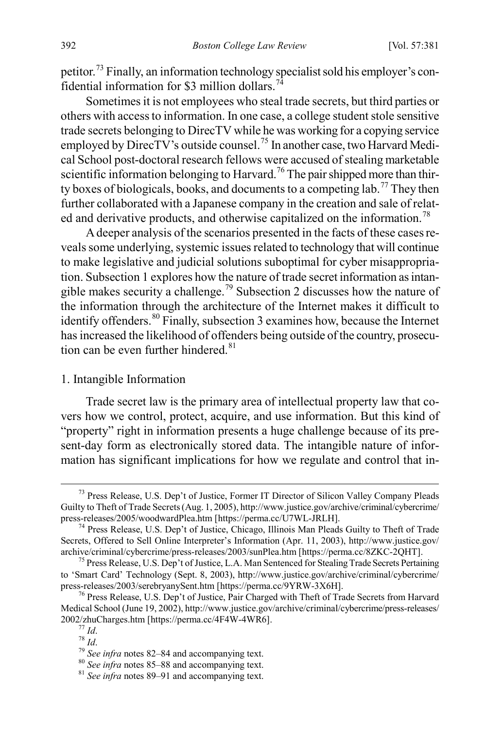petitor.[73] Finally, an information technology specialist sold his employer's confidential information for $3 million dollars.[74]

Sometimes it is not employees who steal trade secrets, but third parties or others with access to information. In one case, a college student stole sensitive trade secrets belonging to DirecTV while he was working for a copying service employed by DirecTV's outside counsel.[75] In another case, two Harvard Medical School post-doctoral research fellows were accused of stealing marketable scientific information belonging to Harvard.[76] The pair shipped more than thirty boxes of biologicals, books, and documents to a competing lab.[77] They then further collaborated with a Japanese company in the creation and sale of related and derivative products, and otherwise capitalized on the information.[78]

A deeper analysis of the scenarios presented in the facts of these cases reveals some underlying, systemic issues related to technology that will continue to make legislative and judicial solutions suboptimal for cyber misappropriation. Subsection 1 explores how the nature of trade secret information as intangible makes security a challenge.[79] Subsection 2 discusses how the nature of the information through the architecture of the Internet makes it difficult to identify offenders.[80] Finally, subsection 3 examines how, because the Internet has increased the likelihood of offenders being outside of the country, prosecution can be even further hindered.[81]

### 1. Intangible Information

Trade secret law is the primary area of intellectual property law that covers how we control, protect, acquire, and use information. But this kind of "property" right in information presents a huge challenge because of its present-day form as electronically stored data. The intangible nature of information has significant implications for how we regulate and control that in-

---

[73] Press Release, U.S. Dep't of Justice, Former IT Director of Silicon Valley Company Pleads Guilty to Theft of Trade Secrets (Aug. 1, 2005), http://www.justice.gov/archive/criminal/cybercrime/press-releases/2005/woodwardPlea.htm [https://perma.cc/U7WL-JRLH].

[74] Press Release, U.S. Dep't of Justice, Chicago, Illinois Man Pleads Guilty to Theft of Trade Secrets, Offered to Sell Online Interpreter's Information (Apr. 11, 2003), http://www.justice.gov/archive/criminal/cybercrime/press-releases/2003/sunPlea.htm [https://perma.cc/8ZKC-2QHT].

[75] Press Release, U.S. Dep't of Justice, L.A. Man Sentenced for Stealing Trade Secrets Pertaining to 'Smart Card' Technology (Sept. 8, 2003), http://www.justice.gov/archive/criminal/cybercrime/press-releases/2003/serebryanySent.htm [https://perma.cc/9YRW-3X6H].

[76] Press Release, U.S. Dep't of Justice, Pair Charged with Theft of Trade Secrets from Harvard Medical School (June 19, 2002), http://www.justice.gov/archive/criminal/cybercrime/press-releases/2002/zhuCharges.htm [https://perma.cc/4F4W-4WR6].

[77] *Id*.

[78] *Id*.

[79] *See infra* notes 82–84 and accompanying text.

[80] *See infra* notes 85–88 and accompanying text.

[81] *See infra* notes 89–91 and accompanying text.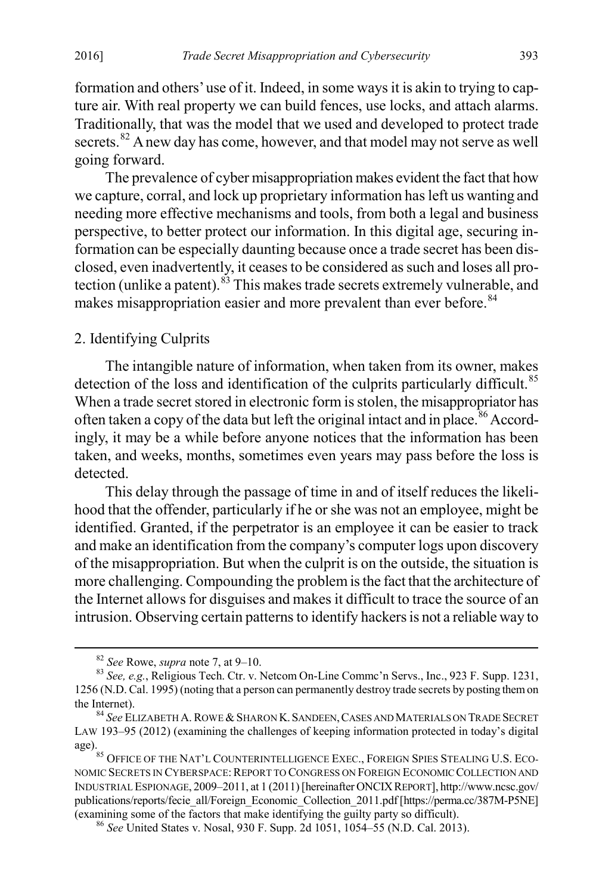formation and others' use of it. Indeed, in some ways it is akin to trying to capture air. With real property we can build fences, use locks, and attach alarms. Traditionally, that was the model that we used and developed to protect trade secrets.[82] A new day has come, however, and that model may not serve as well going forward.

The prevalence of cyber misappropriation makes evident the fact that how we capture, corral, and lock up proprietary information has left us wanting and needing more effective mechanisms and tools, from both a legal and business perspective, to better protect our information. In this digital age, securing information can be especially daunting because once a trade secret has been disclosed, even inadvertently, it ceases to be considered as such and loses all protection (unlike a patent).[83] This makes trade secrets extremely vulnerable, and makes misappropriation easier and more prevalent than ever before.[84]

### 2. Identifying Culprits

The intangible nature of information, when taken from its owner, makes detection of the loss and identification of the culprits particularly difficult.[85] When a trade secret stored in electronic form is stolen, the misappropriator has often taken a copy of the data but left the original intact and in place.[86] Accordingly, it may be a while before anyone notices that the information has been taken, and weeks, months, sometimes even years may pass before the loss is detected.

This delay through the passage of time in and of itself reduces the likelihood that the offender, particularly if he or she was not an employee, might be identified. Granted, if the perpetrator is an employee it can be easier to track and make an identification from the company's computer logs upon discovery of the misappropriation. But when the culprit is on the outside, the situation is more challenging. Compounding the problem is the fact that the architecture of the Internet allows for disguises and makes it difficult to trace the source of an intrusion. Observing certain patterns to identify hackers is not a reliable way to

---

[82] *See* Rowe, *supra* note 7, at 9–10.

[83] *See, e.g.*, Religious Tech. Ctr. v. Netcom On-Line Commc'n Servs., Inc., 923 F. Supp. 1231, 1256 (N.D. Cal. 1995) (noting that a person can permanently destroy trade secrets by posting them on the Internet).

[84] *See* ELIZABETH A. ROWE & SHARON K. SANDEEN, CASES AND MATERIALS ON TRADE SECRET LAW 193–95 (2012) (examining the challenges of keeping information protected in today's digital age).

[85] OFFICE OF THE NAT'L COUNTERINTELLIGENCE EXEC., FOREIGN SPIES STEALING U.S. ECONOMIC SECRETS IN CYBERSPACE: REPORT TO CONGRESS ON FOREIGN ECONOMIC COLLECTION AND INDUSTRIAL ESPIONAGE, 2009–2011, at 1 (2011) [hereinafter ONCIX REPORT], http://www.ncsc.gov/publications/reports/fecie_all/Foreign_Economic_Collection_2011.pdf [https://perma.cc/387M-P5NE] (examining some of the factors that make identifying the guilty party so difficult).

[86] *See* United States v. Nosal, 930 F. Supp. 2d 1051, 1054–55 (N.D. Cal. 2013).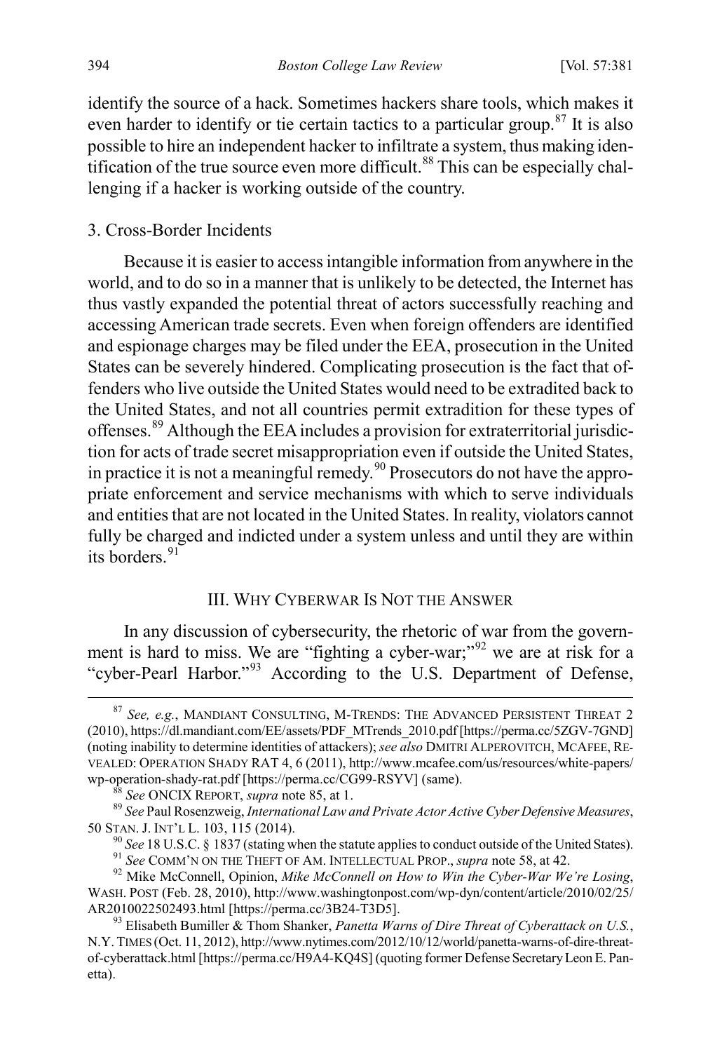identify the source of a hack. Sometimes hackers share tools, which makes it even harder to identify or tie certain tactics to a particular group.[87] It is also possible to hire an independent hacker to infiltrate a system, thus making identification of the true source even more difficult.[88] This can be especially challenging if a hacker is working outside of the country.

### 3. Cross-Border Incidents

Because it is easier to access intangible information from anywhere in the world, and to do so in a manner that is unlikely to be detected, the Internet has thus vastly expanded the potential threat of actors successfully reaching and accessing American trade secrets. Even when foreign offenders are identified and espionage charges may be filed under the EEA, prosecution in the United States can be severely hindered. Complicating prosecution is the fact that offenders who live outside the United States would need to be extradited back to the United States, and not all countries permit extradition for these types of offenses.[89] Although the EEA includes a provision for extraterritorial jurisdiction for acts of trade secret misappropriation even if outside the United States, in practice it is not a meaningful remedy.[90] Prosecutors do not have the appropriate enforcement and service mechanisms with which to serve individuals and entities that are not located in the United States. In reality, violators cannot fully be charged and indicted under a system unless and until they are within its borders.[91]

## III. WHY CYBERWAR IS NOT THE ANSWER

In any discussion of cybersecurity, the rhetoric of war from the government is hard to miss. We are "fighting a cyber-war;"[92] we are at risk for a "cyber-Pearl Harbor."[93] According to the U.S. Department of Defense,

---

[87] *See, e.g.*, MANDIANT CONSULTING, M-TRENDS: THE ADVANCED PERSISTENT THREAT 2 (2010), https://dl.mandiant.com/EE/assets/PDF_MTrends_2010.pdf [https://perma.cc/5ZGV-7GND] (noting inability to determine identities of attackers); *see also* DMITRI ALPEROVITCH, MCAFEE, REVEALED: OPERATION SHADY RAT 4, 6 (2011), http://www.mcafee.com/us/resources/white-papers/wp-operation-shady-rat.pdf [https://perma.cc/CG99-RSYV] (same).

[88] *See* ONCIX REPORT, *supra* note 85, at 1.

[89] *See* Paul Rosenzweig, *International Law and Private Actor Active Cyber Defensive Measures*, 50 STAN. J. INT'L L. 103, 115 (2014).

[90] *See* 18 U.S.C. § 1837 (stating when the statute applies to conduct outside of the United States).

[91] *See* COMM'N ON THE THEFT OF AM. INTELLECTUAL PROP., *supra* note 58, at 42.

[92] Mike McConnell, Opinion, *Mike McConnell on How to Win the Cyber-War We're Losing*, WASH. POST (Feb. 28, 2010), http://www.washingtonpost.com/wp-dyn/content/article/2010/02/25/AR2010022502493.html [https://perma.cc/3B24-T3D5].

[93] Elisabeth Bumiller & Thom Shanker, *Panetta Warns of Dire Threat of Cyberattack on U.S.*, N.Y. TIMES (Oct. 11, 2012), http://www.nytimes.com/2012/10/12/world/panetta-warns-of-dire-threat-of-cyberattack.html [https://perma.cc/H9A4-KQ4S] (quoting former Defense Secretary Leon E. Panetta).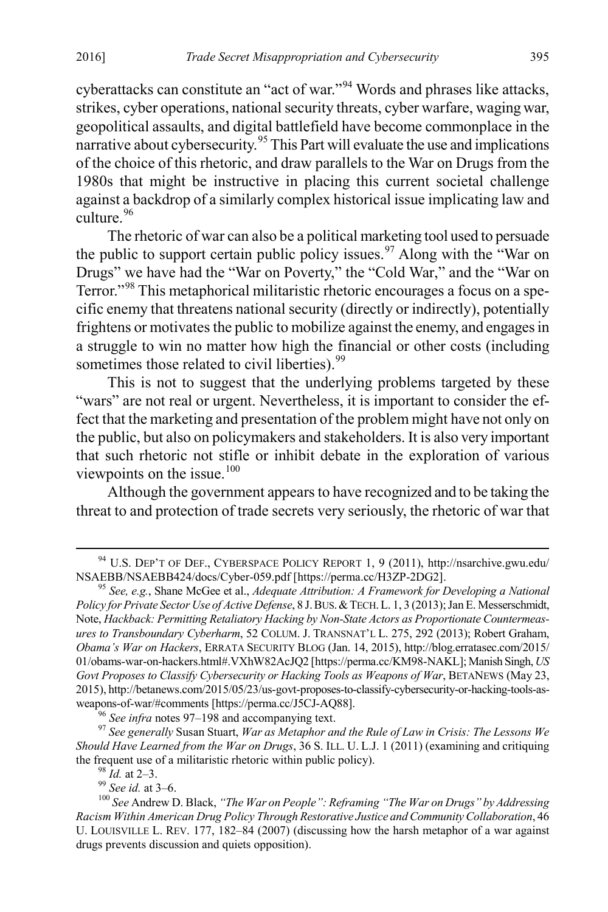cyberattacks can constitute an "act of war."[94] Words and phrases like attacks, strikes, cyber operations, national security threats, cyber warfare, waging war, geopolitical assaults, and digital battlefield have become commonplace in the narrative about cybersecurity.[95] This Part will evaluate the use and implications of the choice of this rhetoric, and draw parallels to the War on Drugs from the 1980s that might be instructive in placing this current societal challenge against a backdrop of a similarly complex historical issue implicating law and culture.[96]

The rhetoric of war can also be a political marketing tool used to persuade the public to support certain public policy issues.[97] Along with the "War on Drugs" we have had the "War on Poverty," the "Cold War," and the "War on Terror."[98] This metaphorical militaristic rhetoric encourages a focus on a specific enemy that threatens national security (directly or indirectly), potentially frightens or motivates the public to mobilize against the enemy, and engages in a struggle to win no matter how high the financial or other costs (including sometimes those related to civil liberties).[99]

This is not to suggest that the underlying problems targeted by these "wars" are not real or urgent. Nevertheless, it is important to consider the effect that the marketing and presentation of the problem might have not only on the public, but also on policymakers and stakeholders. It is also very important that such rhetoric not stifle or inhibit debate in the exploration of various viewpoints on the issue.[100]

Although the government appears to have recognized and to be taking the threat to and protection of trade secrets very seriously, the rhetoric of war that

---

[94] U.S. DEP'T OF DEF., CYBERSPACE POLICY REPORT 1, 9 (2011), http://nsarchive.gwu.edu/NSAEBB/NSAEBB424/docs/Cyber-059.pdf [https://perma.cc/H3ZP-2DG2].

[95] *See, e.g.*, Shane McGee et al., *Adequate Attribution: A Framework for Developing a National Policy for Private Sector Use of Active Defense*, 8 J. BUS. & TECH. L. 1, 3 (2013); Jan E. Messerschmidt, Note, *Hackback: Permitting Retaliatory Hacking by Non-State Actors as Proportionate Countermeasures to Transboundary Cyberharm*, 52 COLUM. J. TRANSNAT'L L. 275, 292 (2013); Robert Graham, *Obama's War on Hackers*, ERRATA SECURITY BLOG (Jan. 14, 2015), http://blog.erratasec.com/2015/01/obams-war-on-hackers.html#.VXhW82AcJQ2 [https://perma.cc/KM98-NAKL]; Manish Singh, *US Govt Proposes to Classify Cybersecurity or Hacking Tools as Weapons of War*, BETANEWS (May 23, 2015), http://betanews.com/2015/05/23/us-govt-proposes-to-classify-cybersecurity-or-hacking-tools-as-weapons-of-war/#comments [https://perma.cc/J5CJ-AQ88].

[96] *See infra* notes 97–198 and accompanying text.

[97] *See generally* Susan Stuart, *War as Metaphor and the Rule of Law in Crisis: The Lessons We Should Have Learned from the War on Drugs*, 36 S. ILL. U. L.J. 1 (2011) (examining and critiquing the frequent use of a militaristic rhetoric within public policy).

[98] *Id.* at 2–3.

[99] *See id.* at 3–6.

[100] *See* Andrew D. Black, *"The War on People": Reframing "The War on Drugs" by Addressing Racism Within American Drug Policy Through Restorative Justice and Community Collaboration*, 46 U. LOUISVILLE L. REV. 177, 182–84 (2007) (discussing how the harsh metaphor of a war against drugs prevents discussion and quiets opposition).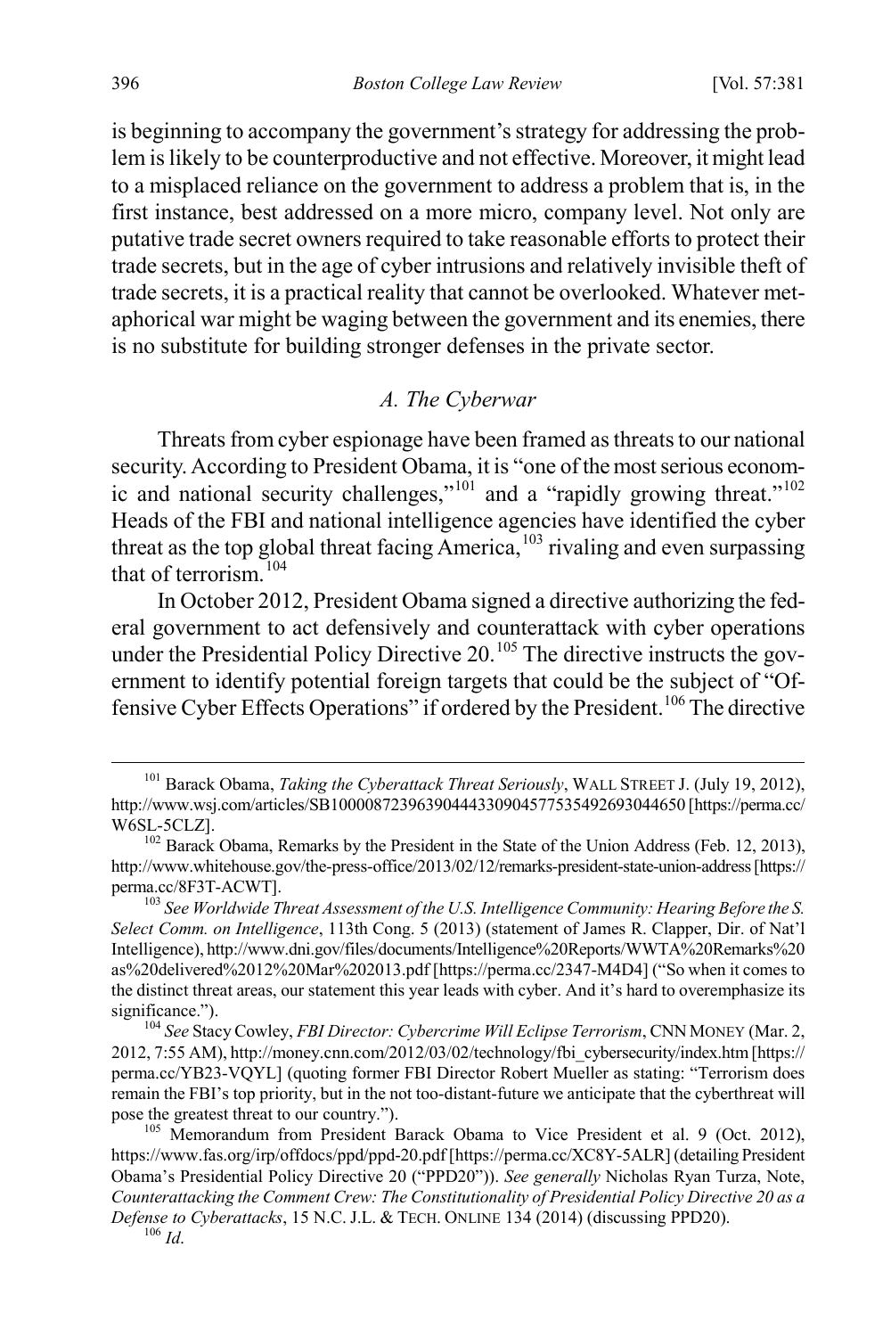is beginning to accompany the government's strategy for addressing the problem is likely to be counterproductive and not effective. Moreover, it might lead to a misplaced reliance on the government to address a problem that is, in the first instance, best addressed on a more micro, company level. Not only are putative trade secret owners required to take reasonable efforts to protect their trade secrets, but in the age of cyber intrusions and relatively invisible theft of trade secrets, it is a practical reality that cannot be overlooked. Whatever metaphorical war might be waging between the government and its enemies, there is no substitute for building stronger defenses in the private sector.

### *A. The Cyberwar*

Threats from cyber espionage have been framed as threats to our national security. According to President Obama, it is "one of the most serious economic and national security challenges,"[101] and a "rapidly growing threat."[102] Heads of the FBI and national intelligence agencies have identified the cyber threat as the top global threat facing America,[103] rivaling and even surpassing that of terrorism.[104]

In October 2012, President Obama signed a directive authorizing the federal government to act defensively and counterattack with cyber operations under the Presidential Policy Directive 20.[105] The directive instructs the government to identify potential foreign targets that could be the subject of "Offensive Cyber Effects Operations" if ordered by the President.[106] The directive

---

[101] Barack Obama, *Taking the Cyberattack Threat Seriously*, WALL STREET J. (July 19, 2012), http://www.wsj.com/articles/SB10000872396390444330904577535492693044650 [https://perma.cc/W6SL-5CLZ].

[102] Barack Obama, Remarks by the President in the State of the Union Address (Feb. 12, 2013), http://www.whitehouse.gov/the-press-office/2013/02/12/remarks-president-state-union-address [https://perma.cc/8F3T-ACWT].

[103] *See Worldwide Threat Assessment of the U.S. Intelligence Community: Hearing Before the S. Select Comm. on Intelligence*, 113th Cong. 5 (2013) (statement of James R. Clapper, Dir. of Nat'l Intelligence), http://www.dni.gov/files/documents/Intelligence%20Reports/WWTA%20Remarks%20as%20delivered%2012%20Mar%202013.pdf [https://perma.cc/2347-M4D4] ("So when it comes to the distinct threat areas, our statement this year leads with cyber. And it's hard to overemphasize its significance.").

[104] *See* Stacy Cowley, *FBI Director: Cybercrime Will Eclipse Terrorism*, CNN MONEY (Mar. 2, 2012, 7:55 AM), http://money.cnn.com/2012/03/02/technology/fbi_cybersecurity/index.htm [https://perma.cc/YB23-VQYL] (quoting former FBI Director Robert Mueller as stating: "Terrorism does remain the FBI's top priority, but in the not too-distant-future we anticipate that the cyberthreat will pose the greatest threat to our country.").

[105] Memorandum from President Barack Obama to Vice President et al. 9 (Oct. 2012), https://www.fas.org/irp/offdocs/ppd/ppd-20.pdf [https://perma.cc/XC8Y-5ALR] (detailing President Obama's Presidential Policy Directive 20 ("PPD20")). *See generally* Nicholas Ryan Turza, Note, *Counterattacking the Comment Crew: The Constitutionality of Presidential Policy Directive 20 as a Defense to Cyberattacks*, 15 N.C. J.L. & TECH. ONLINE 134 (2014) (discussing PPD20).

[106] *Id.*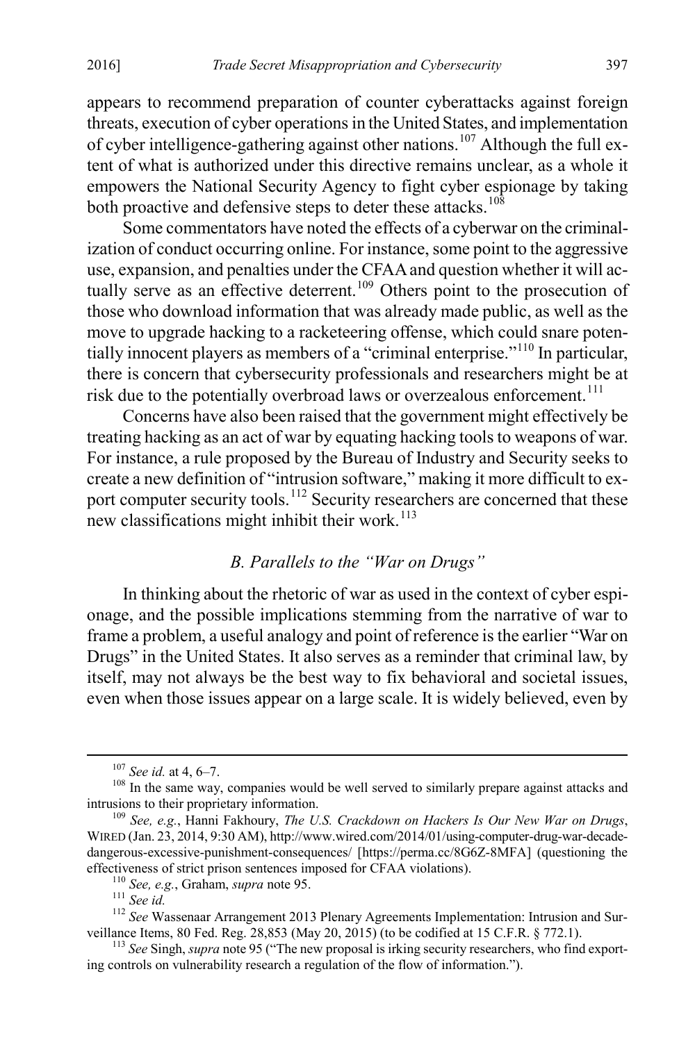appears to recommend preparation of counter cyberattacks against foreign threats, execution of cyber operations in the United States, and implementation of cyber intelligence-gathering against other nations.[107] Although the full extent of what is authorized under this directive remains unclear, as a whole it empowers the National Security Agency to fight cyber espionage by taking both proactive and defensive steps to deter these attacks.[108]

Some commentators have noted the effects of a cyberwar on the criminalization of conduct occurring online. For instance, some point to the aggressive use, expansion, and penalties under the CFAA and question whether it will actually serve as an effective deterrent.[109] Others point to the prosecution of those who download information that was already made public, as well as the move to upgrade hacking to a racketeering offense, which could snare potentially innocent players as members of a "criminal enterprise."[110] In particular, there is concern that cybersecurity professionals and researchers might be at risk due to the potentially overbroad laws or overzealous enforcement.[111]

Concerns have also been raised that the government might effectively be treating hacking as an act of war by equating hacking tools to weapons of war. For instance, a rule proposed by the Bureau of Industry and Security seeks to create a new definition of "intrusion software," making it more difficult to export computer security tools.[112] Security researchers are concerned that these new classifications might inhibit their work.[113]

### *B. Parallels to the "War on Drugs"*

In thinking about the rhetoric of war as used in the context of cyber espionage, and the possible implications stemming from the narrative of war to frame a problem, a useful analogy and point of reference is the earlier "War on Drugs" in the United States. It also serves as a reminder that criminal law, by itself, may not always be the best way to fix behavioral and societal issues, even when those issues appear on a large scale. It is widely believed, even by

---

[107] *See id.* at 4, 6–7.

[108] In the same way, companies would be well served to similarly prepare against attacks and intrusions to their proprietary information.

[109] *See, e.g.*, Hanni Fakhoury, *The U.S. Crackdown on Hackers Is Our New War on Drugs*, WIRED (Jan. 23, 2014, 9:30 AM), http://www.wired.com/2014/01/using-computer-drug-war-decade-dangerous-excessive-punishment-consequences/ [https://perma.cc/8G6Z-8MFA] (questioning the effectiveness of strict prison sentences imposed for CFAA violations).

[110] *See, e.g.*, Graham, *supra* note 95.

[111] *See id.*

[112] *See* Wassenaar Arrangement 2013 Plenary Agreements Implementation: Intrusion and Surveillance Items, 80 Fed. Reg. 28,853 (May 20, 2015) (to be codified at 15 C.F.R. § 772.1).

[113] *See* Singh, *supra* note 95 ("The new proposal is irking security researchers, who find exporting controls on vulnerability research a regulation of the flow of information.").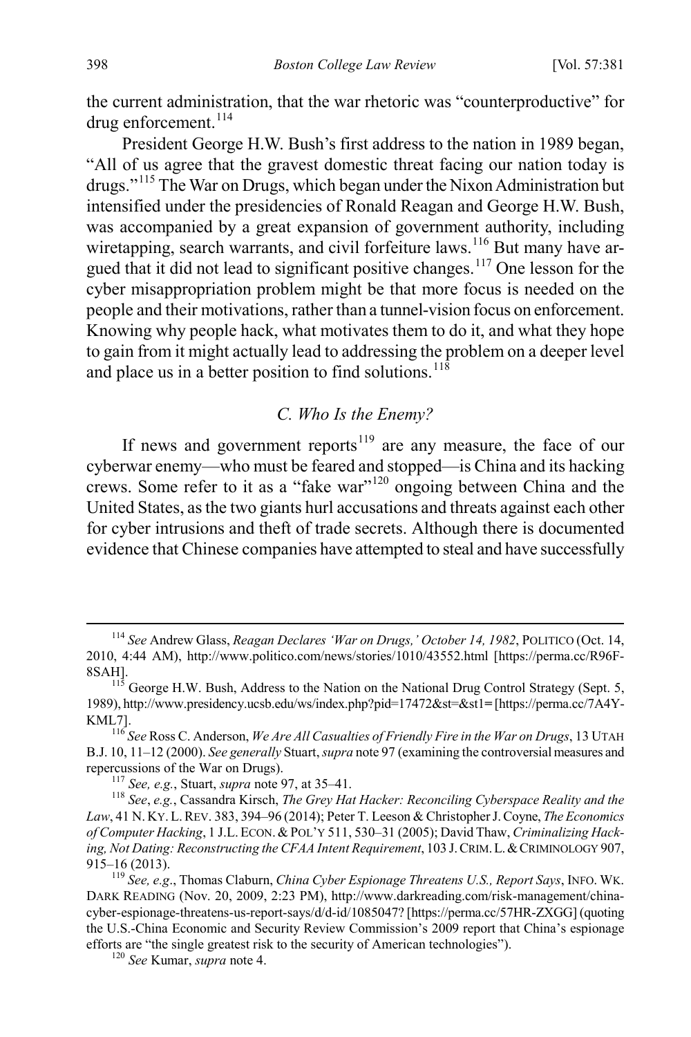the current administration, that the war rhetoric was "counterproductive" for drug enforcement.[114]

President George H.W. Bush's first address to the nation in 1989 began, "All of us agree that the gravest domestic threat facing our nation today is drugs."[115] The War on Drugs, which began under the Nixon Administration but intensified under the presidencies of Ronald Reagan and George H.W. Bush, was accompanied by a great expansion of government authority, including wiretapping, search warrants, and civil forfeiture laws.[116] But many have argued that it did not lead to significant positive changes.[117] One lesson for the cyber misappropriation problem might be that more focus is needed on the people and their motivations, rather than a tunnel-vision focus on enforcement. Knowing why people hack, what motivates them to do it, and what they hope to gain from it might actually lead to addressing the problem on a deeper level and place us in a better position to find solutions.[118]

### *C. Who Is the Enemy?*

If news and government reports[119] are any measure, the face of our cyberwar enemy—who must be feared and stopped—is China and its hacking crews. Some refer to it as a "fake war"[120] ongoing between China and the United States, as the two giants hurl accusations and threats against each other for cyber intrusions and theft of trade secrets. Although there is documented evidence that Chinese companies have attempted to steal and have successfully

---

[114] *See* Andrew Glass, *Reagan Declares 'War on Drugs,' October 14, 1982*, POLITICO (Oct. 14, 2010, 4:44 AM), http://www.politico.com/news/stories/1010/43552.html [https://perma.cc/R96F-8SAH].

[115] George H.W. Bush, Address to the Nation on the National Drug Control Strategy (Sept. 5, 1989), http://www.presidency.ucsb.edu/ws/index.php?pid=17472&st=&st1= [https://perma.cc/7A4Y-KML7].

[116] *See* Ross C. Anderson, *We Are All Casualties of Friendly Fire in the War on Drugs*, 13 UTAH B.J. 10, 11–12 (2000). *See generally* Stuart, *supra* note 97 (examining the controversial measures and repercussions of the War on Drugs).

[117] *See, e.g.*, Stuart, *supra* note 97, at 35–41.

[118] *See*, *e.g.*, Cassandra Kirsch, *The Grey Hat Hacker: Reconciling Cyberspace Reality and the Law*, 41 N. KY. L. REV. 383, 394–96 (2014); Peter T. Leeson & Christopher J. Coyne, *The Economics of Computer Hacking*, 1 J.L. ECON. & POL'Y 511, 530–31 (2005); David Thaw, *Criminalizing Hacking, Not Dating: Reconstructing the CFAA Intent Requirement*, 103 J. CRIM. L. & CRIMINOLOGY 907, 915–16 (2013).

[119] *See, e.g*., Thomas Claburn, *China Cyber Espionage Threatens U.S., Report Says*, INFO. WK. DARK READING (Nov. 20, 2009, 2:23 PM), http://www.darkreading.com/risk-management/china-cyber-espionage-threatens-us-report-says/d/d-id/1085047? [https://perma.cc/57HR-ZXGG] (quoting the U.S.-China Economic and Security Review Commission's 2009 report that China's espionage efforts are "the single greatest risk to the security of American technologies").

[120] *See* Kumar, *supra* note 4.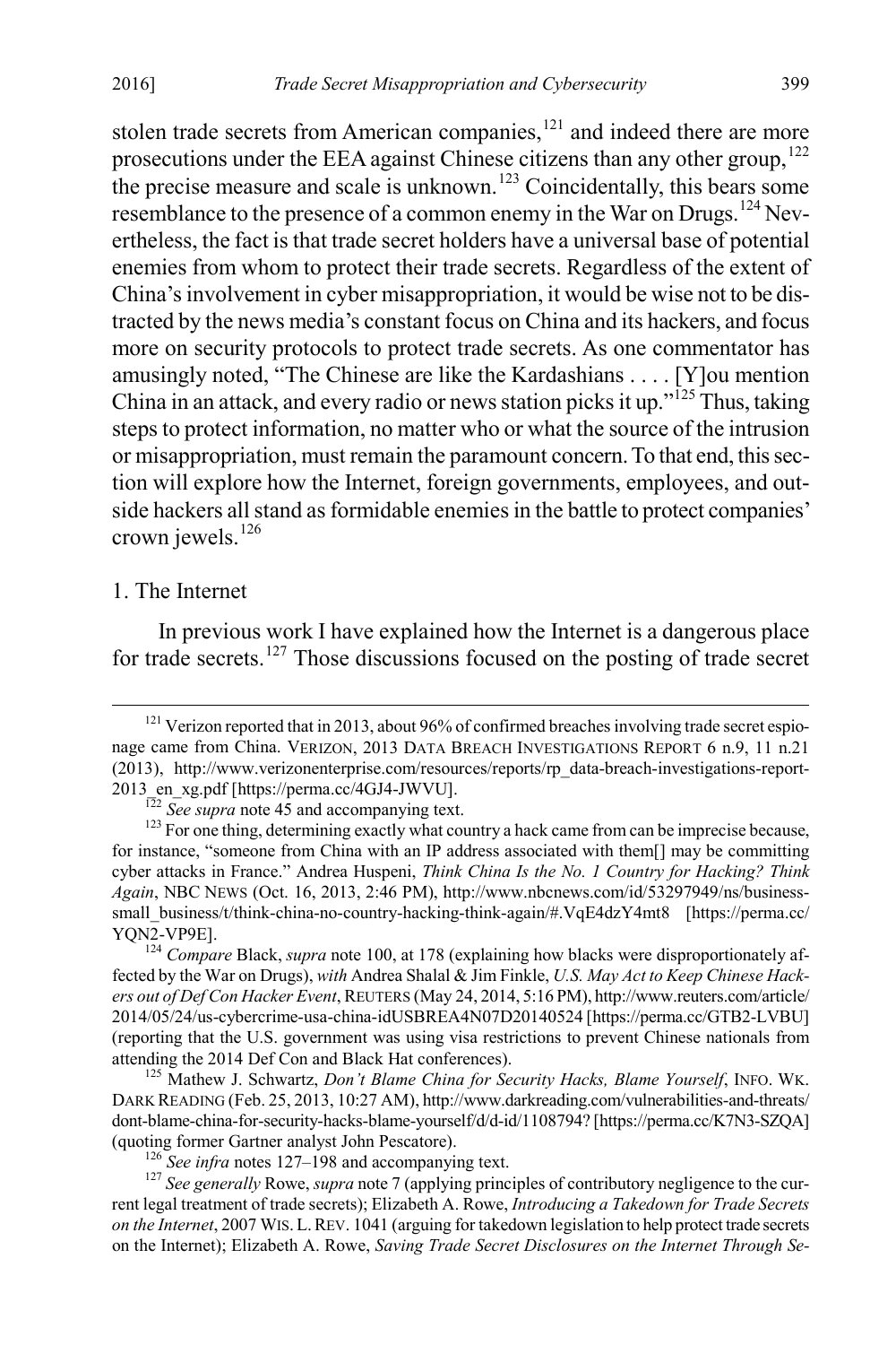stolen trade secrets from American companies,[121] and indeed there are more prosecutions under the EEA against Chinese citizens than any other group,[122] the precise measure and scale is unknown.[123] Coincidentally, this bears some resemblance to the presence of a common enemy in the War on Drugs.[124] Nevertheless, the fact is that trade secret holders have a universal base of potential enemies from whom to protect their trade secrets. Regardless of the extent of China's involvement in cyber misappropriation, it would be wise not to be distracted by the news media's constant focus on China and its hackers, and focus more on security protocols to protect trade secrets. As one commentator has amusingly noted, "The Chinese are like the Kardashians . . . . [Y]ou mention China in an attack, and every radio or news station picks it up."[125] Thus, taking steps to protect information, no matter who or what the source of the intrusion or misappropriation, must remain the paramount concern. To that end, this section will explore how the Internet, foreign governments, employees, and outside hackers all stand as formidable enemies in the battle to protect companies' crown jewels.[126]

### 1. The Internet

In previous work I have explained how the Internet is a dangerous place for trade secrets.[127] Those discussions focused on the posting of trade secret

---

[121] Verizon reported that in 2013, about 96% of confirmed breaches involving trade secret espionage came from China. VERIZON, 2013 DATA BREACH INVESTIGATIONS REPORT 6 n.9, 11 n.21 (2013), http://www.verizonenterprise.com/resources/reports/rp_data-breach-investigations-report-2013_en_xg.pdf [https://perma.cc/4GJ4-JWVU].

[122] *See supra* note 45 and accompanying text.

[123] For one thing, determining exactly what country a hack came from can be imprecise because, for instance, "someone from China with an IP address associated with them[] may be committing cyber attacks in France." Andrea Huspeni, *Think China Is the No. 1 Country for Hacking? Think Again*, NBC NEWS (Oct. 16, 2013, 2:46 PM), http://www.nbcnews.com/id/53297949/ns/business-small_business/t/think-china-no-country-hacking-think-again/#.VqE4dzY4mt8 [https://perma.cc/YQN2-VP9E].

[124] *Compare* Black, *supra* note 100, at 178 (explaining how blacks were disproportionately affected by the War on Drugs), *with* Andrea Shalal & Jim Finkle, *U.S. May Act to Keep Chinese Hackers out of Def Con Hacker Event*, REUTERS (May 24, 2014, 5:16 PM), http://www.reuters.com/article/2014/05/24/us-cybercrime-usa-china-idUSBREA4N07D20140524 [https://perma.cc/GTB2-LVBU] (reporting that the U.S. government was using visa restrictions to prevent Chinese nationals from attending the 2014 Def Con and Black Hat conferences).

[125] Mathew J. Schwartz, *Don't Blame China for Security Hacks, Blame Yourself*, INFO. WK. DARK READING (Feb. 25, 2013, 10:27 AM), http://www.darkreading.com/vulnerabilities-and-threats/dont-blame-china-for-security-hacks-blame-yourself/d/d-id/1108794? [https://perma.cc/K7N3-SZQA] (quoting former Gartner analyst John Pescatore).

[126] *See infra* notes 127–198 and accompanying text.

[127] *See generally* Rowe, *supra* note 7 (applying principles of contributory negligence to the current legal treatment of trade secrets); Elizabeth A. Rowe, *Introducing a Takedown for Trade Secrets on the Internet*, 2007 WIS. L. REV. 1041 (arguing for takedown legislation to help protect trade secrets on the Internet); Elizabeth A. Rowe, *Saving Trade Secret Disclosures on the Internet Through Se-*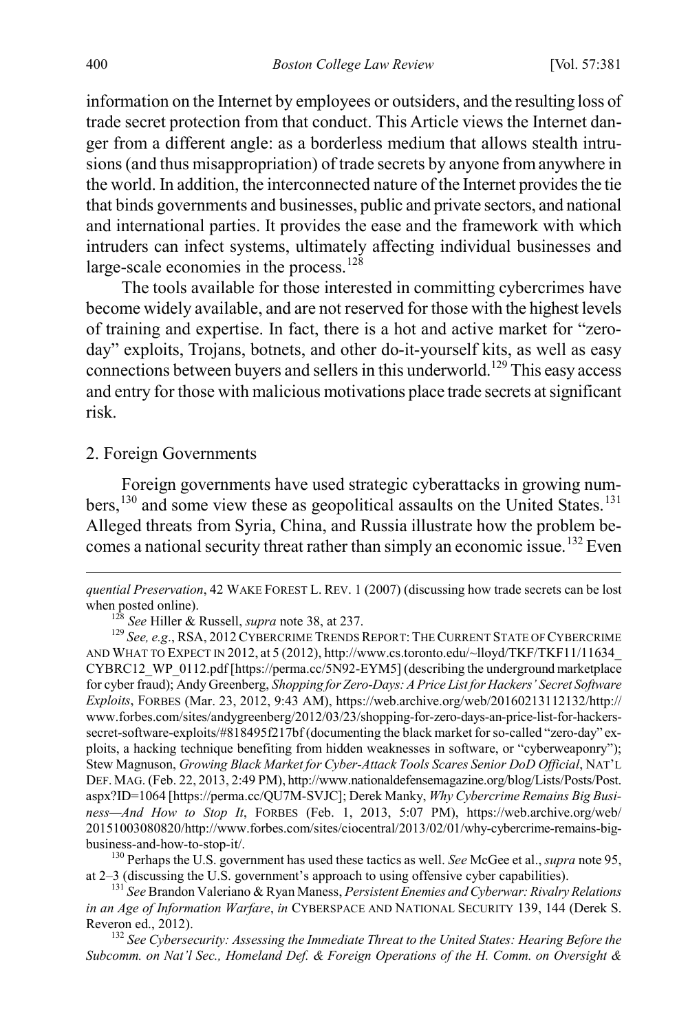information on the Internet by employees or outsiders, and the resulting loss of trade secret protection from that conduct. This Article views the Internet danger from a different angle: as a borderless medium that allows stealth intrusions (and thus misappropriation) of trade secrets by anyone from anywhere in the world. In addition, the interconnected nature of the Internet provides the tie that binds governments and businesses, public and private sectors, and national and international parties. It provides the ease and the framework with which intruders can infect systems, ultimately affecting individual businesses and large-scale economies in the process.[128]

The tools available for those interested in committing cybercrimes have become widely available, and are not reserved for those with the highest levels of training and expertise. In fact, there is a hot and active market for "zero-day" exploits, Trojans, botnets, and other do-it-yourself kits, as well as easy connections between buyers and sellers in this underworld.[129] This easy access and entry for those with malicious motivations place trade secrets at significant risk.

### 2. Foreign Governments

Foreign governments have used strategic cyberattacks in growing numbers,[130] and some view these as geopolitical assaults on the United States.[131] Alleged threats from Syria, China, and Russia illustrate how the problem becomes a national security threat rather than simply an economic issue.[132] Even

---

*quential Preservation*, 42 WAKE FOREST L. REV. 1 (2007) (discussing how trade secrets can be lost when posted online).

[128] *See* Hiller & Russell, *supra* note 38, at 237.

[129] *See, e.g.*, RSA, 2012 CYBERCRIME TRENDS REPORT: THE CURRENT STATE OF CYBERCRIME AND WHAT TO EXPECT IN 2012, at 5 (2012), http://www.cs.toronto.edu/~lloyd/TKF/TKF11/11634_CYBRC12_WP_0112.pdf [https://perma.cc/5N92-EYM5] (describing the underground marketplace for cyber fraud); Andy Greenberg, *Shopping for Zero-Days: A Price List for Hackers' Secret Software Exploits*, FORBES (Mar. 23, 2012, 9:43 AM), https://web.archive.org/web/20160213112132/http://www.forbes.com/sites/andygreenberg/2012/03/23/shopping-for-zero-days-an-price-list-for-hackers-secret-software-exploits/#818495f217bf (documenting the black market for so-called "zero-day" exploits, a hacking technique benefiting from hidden weaknesses in software, or "cyberweaponry"); Stew Magnuson, *Growing Black Market for Cyber-Attack Tools Scares Senior DoD Official*, NAT'L DEF. MAG. (Feb. 22, 2013, 2:49 PM), http://www.nationaldefensemagazine.org/blog/Lists/Posts/Post.aspx?ID=1064 [https://perma.cc/QU7M-SVJC]; Derek Manky, *Why Cybercrime Remains Big Business—And How to Stop It*, FORBES (Feb. 1, 2013, 5:07 PM), https://web.archive.org/web/20151003080820/http://www.forbes.com/sites/ciocentral/2013/02/01/why-cybercrime-remains-big-business-and-how-to-stop-it/.

[130] Perhaps the U.S. government has used these tactics as well. *See* McGee et al., *supra* note 95, at 2–3 (discussing the U.S. government's approach to using offensive cyber capabilities).

[131] *See* Brandon Valeriano & Ryan Maness, *Persistent Enemies and Cyberwar: Rivalry Relations in an Age of Information Warfare*, *in* CYBERSPACE AND NATIONAL SECURITY 139, 144 (Derek S. Reveron ed., 2012).

[132] *See Cybersecurity: Assessing the Immediate Threat to the United States: Hearing Before the Subcomm. on Nat'l Sec., Homeland Def. & Foreign Operations of the H. Comm. on Oversight &*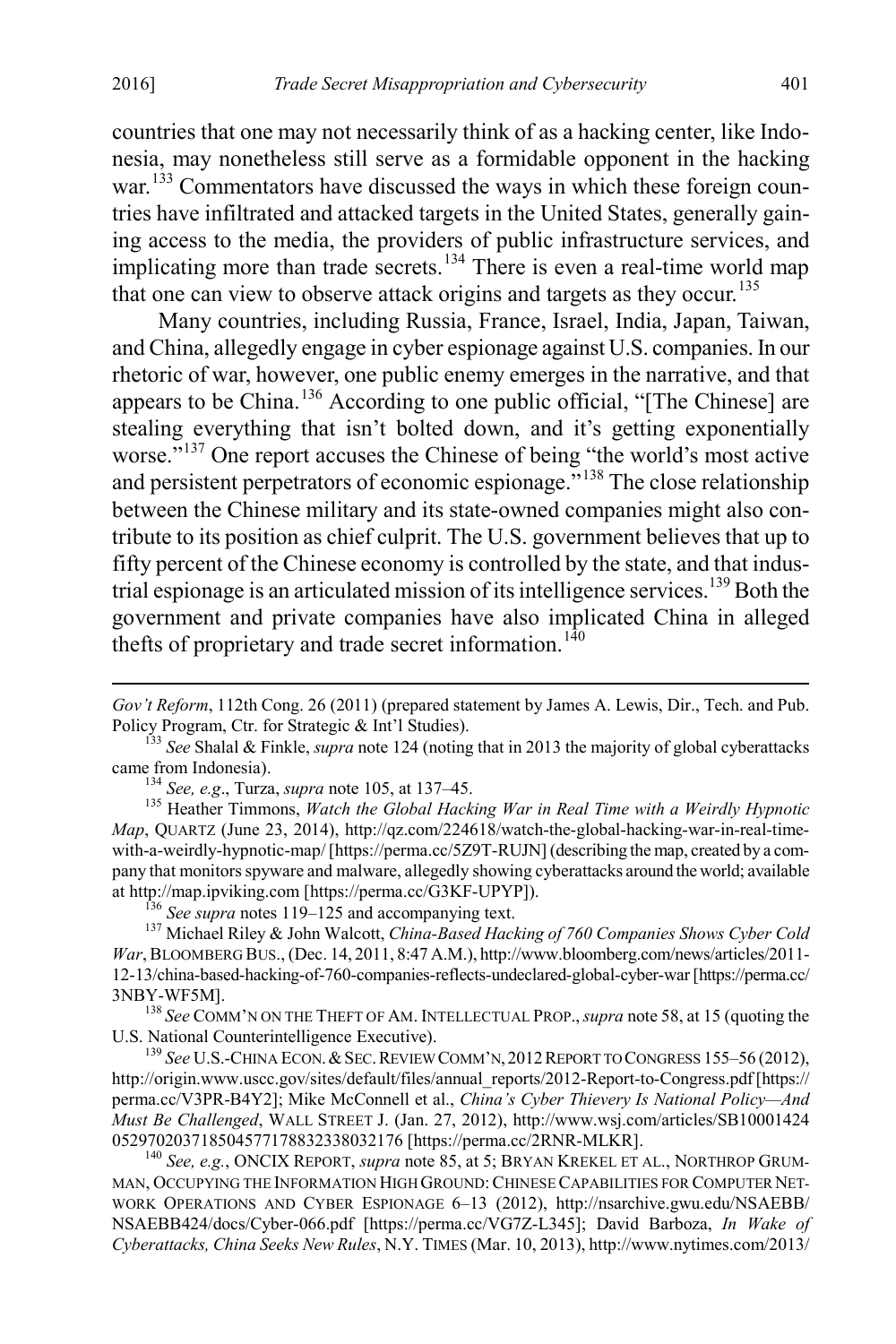countries that one may not necessarily think of as a hacking center, like Indonesia, may nonetheless still serve as a formidable opponent in the hacking war.[133] Commentators have discussed the ways in which these foreign countries have infiltrated and attacked targets in the United States, generally gaining access to the media, the providers of public infrastructure services, and implicating more than trade secrets.[134] There is even a real-time world map that one can view to observe attack origins and targets as they occur.[135]

Many countries, including Russia, France, Israel, India, Japan, Taiwan, and China, allegedly engage in cyber espionage against U.S. companies. In our rhetoric of war, however, one public enemy emerges in the narrative, and that appears to be China.[136] According to one public official, "[The Chinese] are stealing everything that isn't bolted down, and it's getting exponentially worse."[137] One report accuses the Chinese of being "the world's most active and persistent perpetrators of economic espionage."[138] The close relationship between the Chinese military and its state-owned companies might also contribute to its position as chief culprit. The U.S. government believes that up to fifty percent of the Chinese economy is controlled by the state, and that industrial espionage is an articulated mission of its intelligence services.[139] Both the government and private companies have also implicated China in alleged thefts of proprietary and trade secret information.[140]

---

*Gov't Reform*, 112th Cong. 26 (2011) (prepared statement by James A. Lewis, Dir., Tech. and Pub. Policy Program, Ctr. for Strategic & Int'l Studies).

[133] *See* Shalal & Finkle, *supra* note 124 (noting that in 2013 the majority of global cyberattacks came from Indonesia).

[134] *See, e.g*., Turza, *supra* note 105, at 137–45.

[135] Heather Timmons, *Watch the Global Hacking War in Real Time with a Weirdly Hypnotic Map*, QUARTZ (June 23, 2014), http://qz.com/224618/watch-the-global-hacking-war-in-real-time-with-a-weirdly-hypnotic-map/ [https://perma.cc/5Z9T-RUJN] (describing the map, created by a company that monitors spyware and malware, allegedly showing cyberattacks around the world; available at http://map.ipviking.com [https://perma.cc/G3KF-UPYP]).

[136] *See supra* notes 119–125 and accompanying text.

[137] Michael Riley & John Walcott, *China-Based Hacking of 760 Companies Shows Cyber Cold War*, BLOOMBERG BUS., (Dec. 14, 2011, 8:47 A.M.), http://www.bloomberg.com/news/articles/2011-12-13/china-based-hacking-of-760-companies-reflects-undeclared-global-cyber-war [https://perma.cc/3NBY-WF5M].

[138] *See* COMM'N ON THE THEFT OF AM. INTELLECTUAL PROP., *supra* note 58, at 15 (quoting the U.S. National Counterintelligence Executive).

[139] *See* U.S.-CHINA ECON. & SEC. REVIEW COMM'N, 2012 REPORT TO CONGRESS 155–56 (2012), http://origin.www.uscc.gov/sites/default/files/annual_reports/2012-Report-to-Congress.pdf [https://perma.cc/V3PR-B4Y2]; Mike McConnell et al., *China's Cyber Thievery Is National Policy—And Must Be Challenged*, WALL STREET J. (Jan. 27, 2012), http://www.wsj.com/articles/SB10001424052970203718504577178832338032176 [https://perma.cc/2RNR-MLKR].

[140] *See, e.g.*, ONCIX REPORT, *supra* note 85, at 5; BRYAN KREKEL ET AL., NORTHROP GRUMMAN, OCCUPYING THE INFORMATION HIGH GROUND: CHINESE CAPABILITIES FOR COMPUTER NETWORK OPERATIONS AND CYBER ESPIONAGE 6–13 (2012), http://nsarchive.gwu.edu/NSAEBB/NSAEBB424/docs/Cyber-066.pdf [https://perma.cc/VG7Z-L345]; David Barboza, *In Wake of Cyberattacks, China Seeks New Rules*, N.Y. TIMES (Mar. 10, 2013), http://www.nytimes.com/2013/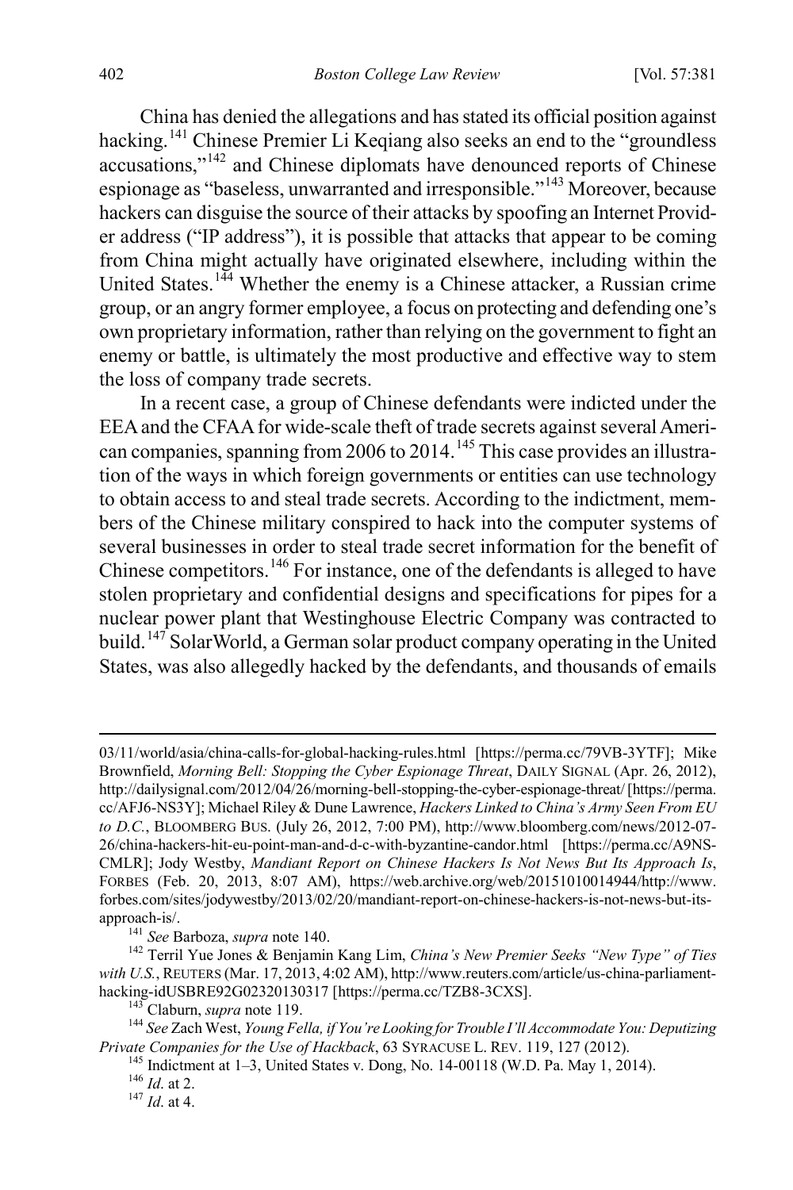China has denied the allegations and has stated its official position against hacking.[141] Chinese Premier Li Keqiang also seeks an end to the "groundless accusations,"[142] and Chinese diplomats have denounced reports of Chinese espionage as "baseless, unwarranted and irresponsible."[143] Moreover, because hackers can disguise the source of their attacks by spoofing an Internet Provider address ("IP address"), it is possible that attacks that appear to be coming from China might actually have originated elsewhere, including within the United States.[144] Whether the enemy is a Chinese attacker, a Russian crime group, or an angry former employee, a focus on protecting and defending one's own proprietary information, rather than relying on the government to fight an enemy or battle, is ultimately the most productive and effective way to stem the loss of company trade secrets.

In a recent case, a group of Chinese defendants were indicted under the EEA and the CFAA for wide-scale theft of trade secrets against several American companies, spanning from 2006 to 2014.[145] This case provides an illustration of the ways in which foreign governments or entities can use technology to obtain access to and steal trade secrets. According to the indictment, members of the Chinese military conspired to hack into the computer systems of several businesses in order to steal trade secret information for the benefit of Chinese competitors.[146] For instance, one of the defendants is alleged to have stolen proprietary and confidential designs and specifications for pipes for a nuclear power plant that Westinghouse Electric Company was contracted to build.[147] SolarWorld, a German solar product company operating in the United States, was also allegedly hacked by the defendants, and thousands of emails

---

03/11/world/asia/china-calls-for-global-hacking-rules.html [https://perma.cc/79VB-3YTF]; Mike Brownfield, *Morning Bell: Stopping the Cyber Espionage Threat*, DAILY SIGNAL (Apr. 26, 2012), http://dailysignal.com/2012/04/26/morning-bell-stopping-the-cyber-espionage-threat/ [https://perma.cc/AFJ6-NS3Y]; Michael Riley & Dune Lawrence, *Hackers Linked to China's Army Seen From EU to D.C.*, BLOOMBERG BUS. (July 26, 2012, 7:00 PM), http://www.bloomberg.com/news/2012-07-26/china-hackers-hit-eu-point-man-and-d-c-with-byzantine-candor.html [https://perma.cc/A9NS-CMLR]; Jody Westby, *Mandiant Report on Chinese Hackers Is Not News But Its Approach Is*, FORBES (Feb. 20, 2013, 8:07 AM), https://web.archive.org/web/20151010014944/http://www.forbes.com/sites/jodywestby/2013/02/20/mandiant-report-on-chinese-hackers-is-not-news-but-its-approach-is/.

[141] *See* Barboza, *supra* note 140.

[142] Terril Yue Jones & Benjamin Kang Lim, *China's New Premier Seeks "New Type" of Ties with U.S.*, REUTERS (Mar. 17, 2013, 4:02 AM), http://www.reuters.com/article/us-china-parliament-hacking-idUSBRE92G02320130317 [https://perma.cc/TZB8-3CXS].

[143] Claburn, *supra* note 119.

[144] *See* Zach West, *Young Fella, if You're Looking for Trouble I'll Accommodate You: Deputizing Private Companies for the Use of Hackback*, 63 SYRACUSE L. REV. 119, 127 (2012).

[145] Indictment at 1–3, United States v. Dong, No. 14-00118 (W.D. Pa. May 1, 2014).

[146] *Id.* at 2.

[147] *Id.* at 4.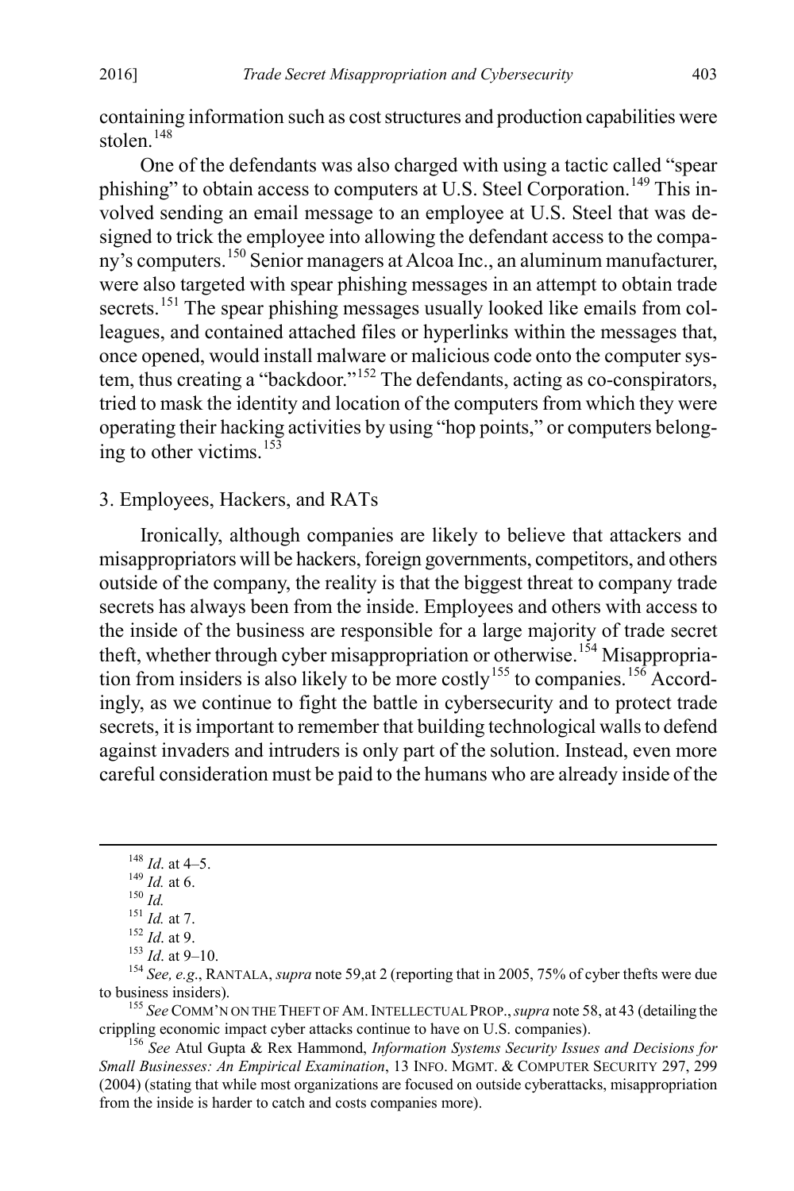containing information such as cost structures and production capabilities were stolen.[148]

One of the defendants was also charged with using a tactic called "spear phishing" to obtain access to computers at U.S. Steel Corporation.[149] This involved sending an email message to an employee at U.S. Steel that was designed to trick the employee into allowing the defendant access to the company's computers.[150] Senior managers at Alcoa Inc., an aluminum manufacturer, were also targeted with spear phishing messages in an attempt to obtain trade secrets.[151] The spear phishing messages usually looked like emails from colleagues, and contained attached files or hyperlinks within the messages that, once opened, would install malware or malicious code onto the computer system, thus creating a "backdoor."[152] The defendants, acting as co-conspirators, tried to mask the identity and location of the computers from which they were operating their hacking activities by using "hop points," or computers belonging to other victims.[153]

### 3. Employees, Hackers, and RATs

Ironically, although companies are likely to believe that attackers and misappropriators will be hackers, foreign governments, competitors, and others outside of the company, the reality is that the biggest threat to company trade secrets has always been from the inside. Employees and others with access to the inside of the business are responsible for a large majority of trade secret theft, whether through cyber misappropriation or otherwise.[154] Misappropriation from insiders is also likely to be more costly[155] to companies.[156] Accordingly, as we continue to fight the battle in cybersecurity and to protect trade secrets, it is important to remember that building technological walls to defend against invaders and intruders is only part of the solution. Instead, even more careful consideration must be paid to the humans who are already inside of the

---

[148] *Id*. at 4–5.

[149] *Id.* at 6.

[150] *Id.*

[151] *Id.* at 7.

[152] *Id*. at 9.

[153] *Id*. at 9–10.

[154] *See, e.g.*, RANTALA, *supra* note 59,at 2 (reporting that in 2005, 75% of cyber thefts were due to business insiders).

[155] *See* COMM'N ON THE THEFT OF AM. INTELLECTUAL PROP., *supra* note 58, at 43 (detailing the crippling economic impact cyber attacks continue to have on U.S. companies).

[156] *See* Atul Gupta & Rex Hammond, *Information Systems Security Issues and Decisions for Small Businesses: An Empirical Examination*, 13 INFO. MGMT. & COMPUTER SECURITY 297, 299 (2004) (stating that while most organizations are focused on outside cyberattacks, misappropriation from the inside is harder to catch and costs companies more).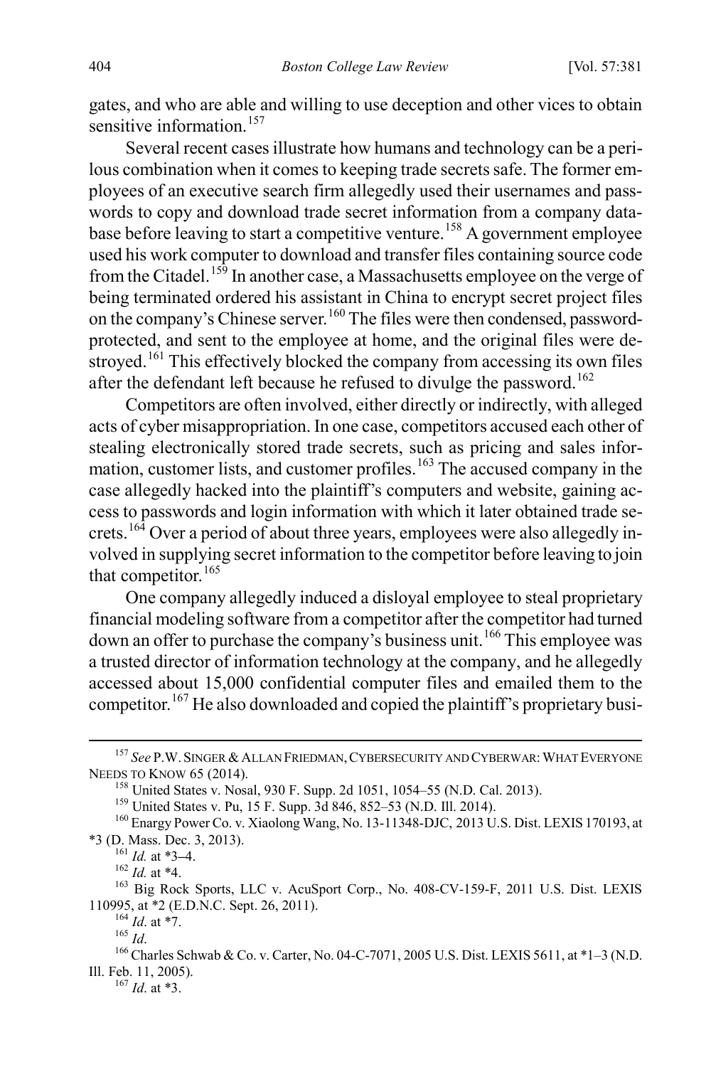gates, and who are able and willing to use deception and other vices to obtain sensitive information.[157]

Several recent cases illustrate how humans and technology can be a perilous combination when it comes to keeping trade secrets safe. The former employees of an executive search firm allegedly used their usernames and passwords to copy and download trade secret information from a company database before leaving to start a competitive venture.[158] A government employee used his work computer to download and transfer files containing source code from the Citadel.[159] In another case, a Massachusetts employee on the verge of being terminated ordered his assistant in China to encrypt secret project files on the company's Chinese server.[160] The files were then condensed, password-protected, and sent to the employee at home, and the original files were destroyed.[161] This effectively blocked the company from accessing its own files after the defendant left because he refused to divulge the password.[162]

Competitors are often involved, either directly or indirectly, with alleged acts of cyber misappropriation. In one case, competitors accused each other of stealing electronically stored trade secrets, such as pricing and sales information, customer lists, and customer profiles.[163] The accused company in the case allegedly hacked into the plaintiff's computers and website, gaining access to passwords and login information with which it later obtained trade secrets.[164] Over a period of about three years, employees were also allegedly involved in supplying secret information to the competitor before leaving to join that competitor.[165]

One company allegedly induced a disloyal employee to steal proprietary financial modeling software from a competitor after the competitor had turned down an offer to purchase the company's business unit.[166] This employee was a trusted director of information technology at the company, and he allegedly accessed about 15,000 confidential computer files and emailed them to the competitor.[167] He also downloaded and copied the plaintiff's proprietary busi-

---

[157] *See* P.W. SINGER & ALLAN FRIEDMAN, CYBERSECURITY AND CYBERWAR: WHAT EVERYONE NEEDS TO KNOW 65 (2014).

[158] United States v. Nosal, 930 F. Supp. 2d 1051, 1054–55 (N.D. Cal. 2013).

[159] United States v. Pu, 15 F. Supp. 3d 846, 852–53 (N.D. Ill. 2014).

[160] Enargy Power Co. v. Xiaolong Wang, No. 13-11348-DJC, 2013 U.S. Dist. LEXIS 170193, at *3 (D. Mass. Dec. 3, 2013).

[161] *Id.* at *3–4.

[162] *Id.* at *4.

[163] Big Rock Sports, LLC v. AcuSport Corp., No. 408-CV-159-F, 2011 U.S. Dist. LEXIS 110995, at *2 (E.D.N.C. Sept. 26, 2011).

[164] *Id*. at *7.

[165] *Id*.

[166] Charles Schwab & Co. v. Carter, No. 04-C-7071, 2005 U.S. Dist. LEXIS 5611, at *1–3 (N.D. Ill. Feb. 11, 2005).

[167] *Id*. at *3.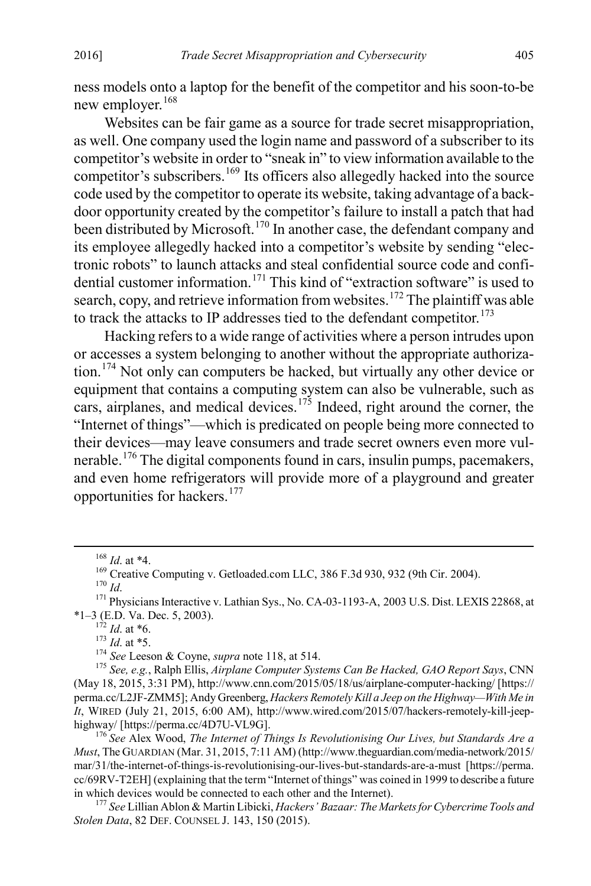ness models onto a laptop for the benefit of the competitor and his soon-to-be new employer.[168]

Websites can be fair game as a source for trade secret misappropriation, as well. One company used the login name and password of a subscriber to its competitor's website in order to "sneak in" to view information available to the competitor's subscribers.[169] Its officers also allegedly hacked into the source code used by the competitor to operate its website, taking advantage of a back-door opportunity created by the competitor's failure to install a patch that had been distributed by Microsoft.[170] In another case, the defendant company and its employee allegedly hacked into a competitor's website by sending "electronic robots" to launch attacks and steal confidential source code and confidential customer information.[171] This kind of "extraction software" is used to search, copy, and retrieve information from websites.[172] The plaintiff was able to track the attacks to IP addresses tied to the defendant competitor.[173]

Hacking refers to a wide range of activities where a person intrudes upon or accesses a system belonging to another without the appropriate authorization.[174] Not only can computers be hacked, but virtually any other device or equipment that contains a computing system can also be vulnerable, such as cars, airplanes, and medical devices.[175] Indeed, right around the corner, the "Internet of things"—which is predicated on people being more connected to their devices—may leave consumers and trade secret owners even more vulnerable.[176] The digital components found in cars, insulin pumps, pacemakers, and even home refrigerators will provide more of a playground and greater opportunities for hackers.[177]

---

[168] *Id*. at \*4.

[169] Creative Computing v. Getloaded.com LLC, 386 F.3d 930, 932 (9th Cir. 2004).

[170] *Id*.

[171] Physicians Interactive v. Lathian Sys., No. CA-03-1193-A, 2003 U.S. Dist. LEXIS 22868, at \*1–3 (E.D. Va. Dec. 5, 2003).

[172] *Id*. at \*6.

[173] *Id*. at \*5.

[174] *See* Leeson & Coyne, *supra* note 118, at 514.

[175] *See, e.g.*, Ralph Ellis, *Airplane Computer Systems Can Be Hacked, GAO Report Says*, CNN (May 18, 2015, 3:31 PM), http://www.cnn.com/2015/05/18/us/airplane-computer-hacking/ [https://perma.cc/L2JF-ZMM5]; Andy Greenberg, *Hackers Remotely Kill a Jeep on the Highway—With Me in It*, WIRED (July 21, 2015, 6:00 AM), http://www.wired.com/2015/07/hackers-remotely-kill-jeep-highway/ [https://perma.cc/4D7U-VL9G].

[176] *See* Alex Wood, *The Internet of Things Is Revolutionising Our Lives, but Standards Are a Must*, The GUARDIAN (Mar. 31, 2015, 7:11 AM) (http://www.theguardian.com/media-network/2015/mar/31/the-internet-of-things-is-revolutionising-our-lives-but-standards-are-a-must [https://perma.cc/69RV-T2EH] (explaining that the term "Internet of things" was coined in 1999 to describe a future in which devices would be connected to each other and the Internet).

[177] *See* Lillian Ablon & Martin Libicki, *Hackers' Bazaar: The Markets for Cybercrime Tools and Stolen Data*, 82 DEF. COUNSEL J. 143, 150 (2015).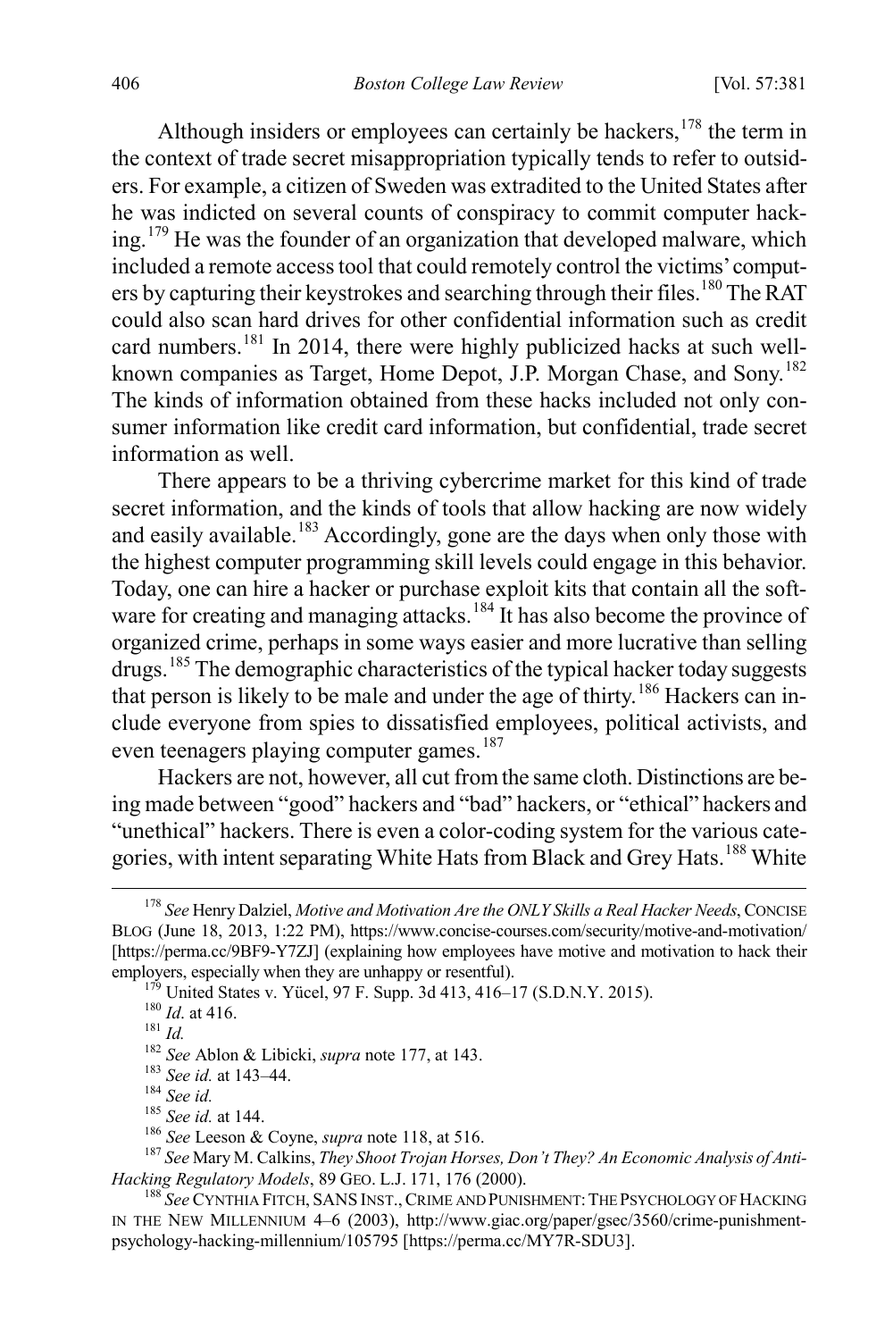Although insiders or employees can certainly be hackers,[178] the term in the context of trade secret misappropriation typically tends to refer to outsiders. For example, a citizen of Sweden was extradited to the United States after he was indicted on several counts of conspiracy to commit computer hacking.[179] He was the founder of an organization that developed malware, which included a remote access tool that could remotely control the victims' computers by capturing their keystrokes and searching through their files.[180] The RAT could also scan hard drives for other confidential information such as credit card numbers.[181] In 2014, there were highly publicized hacks at such well-known companies as Target, Home Depot, J.P. Morgan Chase, and Sony.[182] The kinds of information obtained from these hacks included not only consumer information like credit card information, but confidential, trade secret information as well.

There appears to be a thriving cybercrime market for this kind of trade secret information, and the kinds of tools that allow hacking are now widely and easily available.[183] Accordingly, gone are the days when only those with the highest computer programming skill levels could engage in this behavior. Today, one can hire a hacker or purchase exploit kits that contain all the software for creating and managing attacks.[184] It has also become the province of organized crime, perhaps in some ways easier and more lucrative than selling drugs.[185] The demographic characteristics of the typical hacker today suggests that person is likely to be male and under the age of thirty.[186] Hackers can include everyone from spies to dissatisfied employees, political activists, and even teenagers playing computer games.[187]

Hackers are not, however, all cut from the same cloth. Distinctions are being made between "good" hackers and "bad" hackers, or "ethical" hackers and "unethical" hackers. There is even a color-coding system for the various categories, with intent separating White Hats from Black and Grey Hats.[188] White

---

[178] *See* Henry Dalziel, *Motive and Motivation Are the ONLY Skills a Real Hacker Needs*, CONCISE BLOG (June 18, 2013, 1:22 PM), https://www.concise-courses.com/security/motive-and-motivation/ [https://perma.cc/9BF9-Y7ZJ] (explaining how employees have motive and motivation to hack their employers, especially when they are unhappy or resentful).

[179] United States v. Yücel, 97 F. Supp. 3d 413, 416–17 (S.D.N.Y. 2015).

[180] *Id*. at 416.

[181] *Id.*

[182] *See* Ablon & Libicki, *supra* note 177, at 143.

[183] *See id.* at 143–44.

[184] *See id.*

[185] *See id.* at 144.

[186] *See* Leeson & Coyne, *supra* note 118, at 516.

[187] *See* Mary M. Calkins, *They Shoot Trojan Horses, Don't They? An Economic Analysis of Anti-Hacking Regulatory Models*, 89 GEO. L.J. 171, 176 (2000).

[188] *See* CYNTHIA FITCH, SANS INST., CRIME AND PUNISHMENT: THE PSYCHOLOGY OF HACKING IN THE NEW MILLENNIUM 4–6 (2003), http://www.giac.org/paper/gsec/3560/crime-punishment-psychology-hacking-millennium/105795 [https://perma.cc/MY7R-SDU3].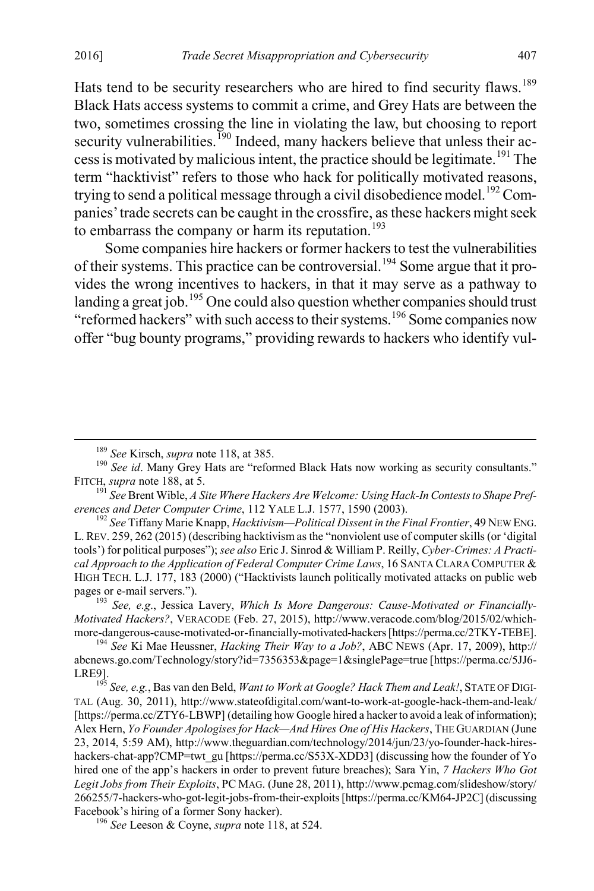Hats tend to be security researchers who are hired to find security flaws.[189] Black Hats access systems to commit a crime, and Grey Hats are between the two, sometimes crossing the line in violating the law, but choosing to report security vulnerabilities.[190] Indeed, many hackers believe that unless their access is motivated by malicious intent, the practice should be legitimate.[191] The term "hacktivist" refers to those who hack for politically motivated reasons, trying to send a political message through a civil disobedience model.[192] Companies' trade secrets can be caught in the crossfire, as these hackers might seek to embarrass the company or harm its reputation.[193]

Some companies hire hackers or former hackers to test the vulnerabilities of their systems. This practice can be controversial.[194] Some argue that it provides the wrong incentives to hackers, in that it may serve as a pathway to landing a great job.[195] One could also question whether companies should trust "reformed hackers" with such access to their systems.[196] Some companies now offer "bug bounty programs," providing rewards to hackers who identify vul-

---

[189] *See* Kirsch, *supra* note 118, at 385.

[190] *See id*. Many Grey Hats are "reformed Black Hats now working as security consultants." FITCH, *supra* note 188, at 5.

[191] *See* Brent Wible, *A Site Where Hackers Are Welcome: Using Hack-In Contests to Shape Preferences and Deter Computer Crime*, 112 YALE L.J. 1577, 1590 (2003).

[192] *See* Tiffany Marie Knapp, *Hacktivism—Political Dissent in the Final Frontier*, 49 NEW ENG. L. REV. 259, 262 (2015) (describing hacktivism as the "nonviolent use of computer skills (or 'digital tools') for political purposes"); *see also* Eric J. Sinrod & William P. Reilly, *Cyber-Crimes: A Practical Approach to the Application of Federal Computer Crime Laws*, 16 SANTA CLARA COMPUTER & HIGH TECH. L.J. 177, 183 (2000) ("Hacktivists launch politically motivated attacks on public web pages or e-mail servers.").

[193] *See, e.g.*, Jessica Lavery, *Which Is More Dangerous: Cause-Motivated or Financially-Motivated Hackers?*, VERACODE (Feb. 27, 2015), http://www.veracode.com/blog/2015/02/which-more-dangerous-cause-motivated-or-financially-motivated-hackers [https://perma.cc/2TKY-TEBE].

[194] *See* Ki Mae Heussner, *Hacking Their Way to a Job?*, ABC NEWS (Apr. 17, 2009), http://abcnews.go.com/Technology/story?id=7356353&page=1&singlePage=true [https://perma.cc/5JJ6-LRE9].

[195] *See, e.g.*, Bas van den Beld, *Want to Work at Google? Hack Them and Leak!*, STATE OF DIGITAL (Aug. 30, 2011), http://www.stateofdigital.com/want-to-work-at-google-hack-them-and-leak/ [https://perma.cc/ZTY6-LBWP] (detailing how Google hired a hacker to avoid a leak of information); Alex Hern, *Yo Founder Apologises for Hack—And Hires One of His Hackers*, THE GUARDIAN (June 23, 2014, 5:59 AM), http://www.theguardian.com/technology/2014/jun/23/yo-founder-hack-hires-hackers-chat-app?CMP=twt_gu [https://perma.cc/S53X-XDD3] (discussing how the founder of Yo hired one of the app's hackers in order to prevent future breaches); Sara Yin, *7 Hackers Who Got Legit Jobs from Their Exploits*, PC MAG. (June 28, 2011), http://www.pcmag.com/slideshow/story/266255/7-hackers-who-got-legit-jobs-from-their-exploits [https://perma.cc/KM64-JP2C] (discussing Facebook's hiring of a former Sony hacker).

[196] *See* Leeson & Coyne, *supra* note 118, at 524.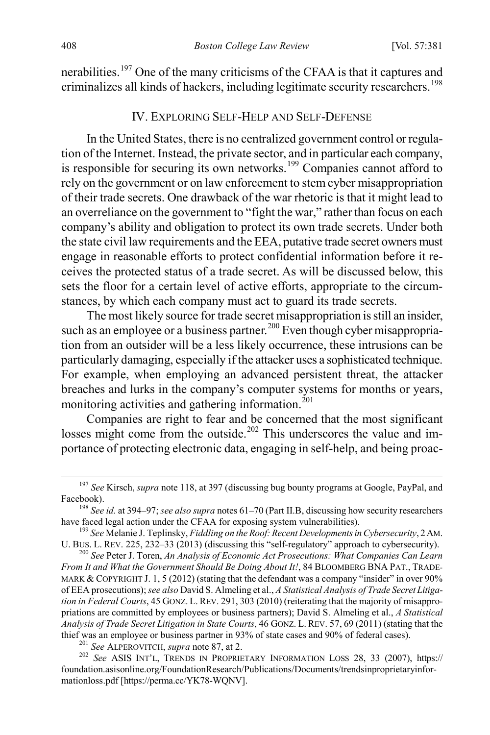nerabilities.[197] One of the many criticisms of the CFAA is that it captures and criminalizes all kinds of hackers, including legitimate security researchers.[198]

## IV. Exploring Self-Help and Self-Defense

In the United States, there is no centralized government control or regulation of the Internet. Instead, the private sector, and in particular each company, is responsible for securing its own networks.[199] Companies cannot afford to rely on the government or on law enforcement to stem cyber misappropriation of their trade secrets. One drawback of the war rhetoric is that it might lead to an overreliance on the government to "fight the war," rather than focus on each company's ability and obligation to protect its own trade secrets. Under both the state civil law requirements and the EEA, putative trade secret owners must engage in reasonable efforts to protect confidential information before it receives the protected status of a trade secret. As will be discussed below, this sets the floor for a certain level of active efforts, appropriate to the circumstances, by which each company must act to guard its trade secrets.

The most likely source for trade secret misappropriation is still an insider, such as an employee or a business partner.[200] Even though cyber misappropriation from an outsider will be a less likely occurrence, these intrusions can be particularly damaging, especially if the attacker uses a sophisticated technique. For example, when employing an advanced persistent threat, the attacker breaches and lurks in the company's computer systems for months or years, monitoring activities and gathering information.[201]

Companies are right to fear and be concerned that the most significant losses might come from the outside.[202] This underscores the value and importance of protecting electronic data, engaging in self-help, and being proac-

---

[197] *See* Kirsch, *supra* note 118, at 397 (discussing bug bounty programs at Google, PayPal, and Facebook).

[198] *See id.* at 394–97; *see also supra* notes 61–70 (Part II.B, discussing how security researchers have faced legal action under the CFAA for exposing system vulnerabilities).

[199] *See* Melanie J. Teplinsky, *Fiddling on the Roof: Recent Developments in Cybersecurity*, 2 AM. U. BUS. L. REV. 225, 232–33 (2013) (discussing this "self-regulatory" approach to cybersecurity).

[200] *See* Peter J. Toren, *An Analysis of Economic Act Prosecutions: What Companies Can Learn From It and What the Government Should Be Doing About It!*, 84 BLOOMBERG BNA PAT., TRADEMARK & COPYRIGHT J. 1, 5 (2012) (stating that the defendant was a company "insider" in over 90% of EEA prosecutions); *see also* David S. Almeling et al., *A Statistical Analysis of Trade Secret Litigation in Federal Courts*, 45 GONZ. L. REV. 291, 303 (2010) (reiterating that the majority of misappropriations are committed by employees or business partners); David S. Almeling et al., *A Statistical Analysis of Trade Secret Litigation in State Courts*, 46 GONZ. L. REV. 57, 69 (2011) (stating that the thief was an employee or business partner in 93% of state cases and 90% of federal cases).

[201] *See* ALPEROVITCH, *supra* note 87, at 2.

[202] *See* ASIS INT'L, TRENDS IN PROPRIETARY INFORMATION LOSS 28, 33 (2007), https://foundation.asisonline.org/FoundationResearch/Publications/Documents/trendsinproprietaryinformationloss.pdf [https://perma.cc/YK78-WQNV].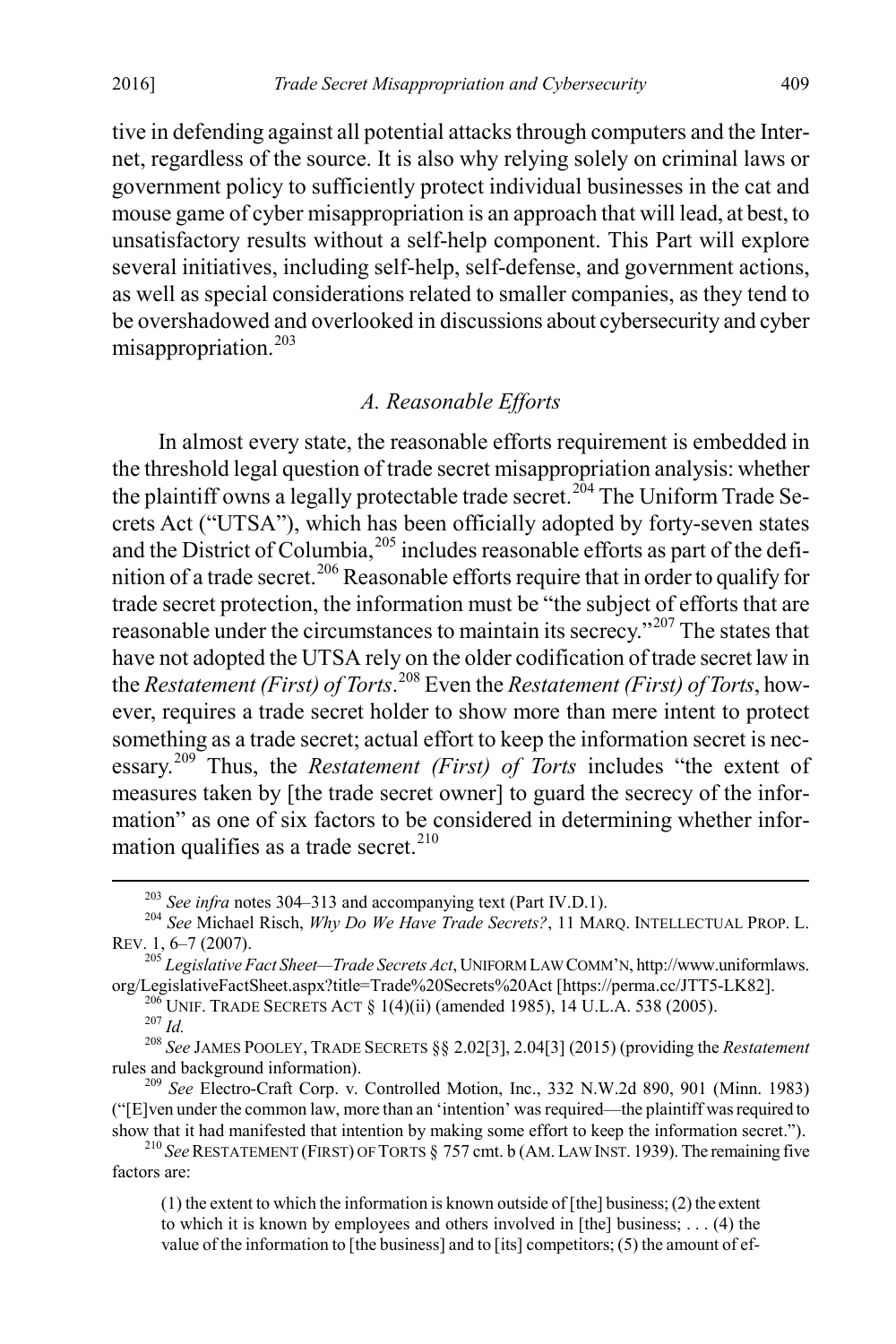tive in defending against all potential attacks through computers and the Internet, regardless of the source. It is also why relying solely on criminal laws or government policy to sufficiently protect individual businesses in the cat and mouse game of cyber misappropriation is an approach that will lead, at best, to unsatisfactory results without a self-help component. This Part will explore several initiatives, including self-help, self-defense, and government actions, as well as special considerations related to smaller companies, as they tend to be overshadowed and overlooked in discussions about cybersecurity and cyber misappropriation.[203]

### *A. Reasonable Efforts*

In almost every state, the reasonable efforts requirement is embedded in the threshold legal question of trade secret misappropriation analysis: whether the plaintiff owns a legally protectable trade secret.[204] The Uniform Trade Secrets Act ("UTSA"), which has been officially adopted by forty-seven states and the District of Columbia,[205] includes reasonable efforts as part of the definition of a trade secret.[206] Reasonable efforts require that in order to qualify for trade secret protection, the information must be "the subject of efforts that are reasonable under the circumstances to maintain its secrecy."[207] The states that have not adopted the UTSA rely on the older codification of trade secret law in the *Restatement (First) of Torts*.[208] Even the *Restatement (First) of Torts*, however, requires a trade secret holder to show more than mere intent to protect something as a trade secret; actual effort to keep the information secret is necessary.[209] Thus, the *Restatement (First) of Torts* includes "the extent of measures taken by [the trade secret owner] to guard the secrecy of the information" as one of six factors to be considered in determining whether information qualifies as a trade secret.[210]

---

[203] *See infra* notes 304–313 and accompanying text (Part IV.D.1).

[204] *See* Michael Risch, *Why Do We Have Trade Secrets?*, 11 MARQ. INTELLECTUAL PROP. L. REV. 1, 6–7 (2007).

[205] *Legislative Fact Sheet—Trade Secrets Act*, UNIFORM LAW COMM'N, http://www.uniformlaws.org/LegislativeFactSheet.aspx?title=Trade%20Secrets%20Act [https://perma.cc/JTT5-LK82].

[206] UNIF. TRADE SECRETS ACT § 1(4)(ii) (amended 1985), 14 U.L.A. 538 (2005).

[207] *Id.*

[208] *See* JAMES POOLEY, TRADE SECRETS §§ 2.02[3], 2.04[3] (2015) (providing the *Restatement* rules and background information).

[209] *See* Electro-Craft Corp. v. Controlled Motion, Inc., 332 N.W.2d 890, 901 (Minn. 1983) ("[E]ven under the common law, more than an 'intention' was required—the plaintiff was required to show that it had manifested that intention by making some effort to keep the information secret.").

[210] *See* RESTATEMENT (FIRST) OF TORTS § 757 cmt. b (AM. LAW INST. 1939). The remaining five factors are:

> (1) the extent to which the information is known outside of [the] business; (2) the extent to which it is known by employees and others involved in [the] business; . . . (4) the value of the information to [the business] and to [its] competitors; (5) the amount of ef-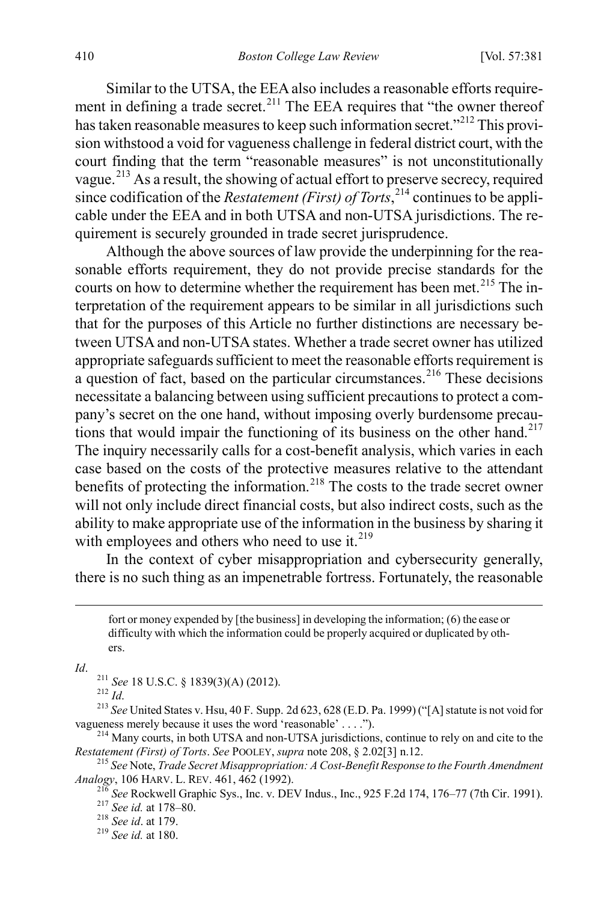Similar to the UTSA, the EEA also includes a reasonable efforts requirement in defining a trade secret.[211] The EEA requires that "the owner thereof has taken reasonable measures to keep such information secret."[212] This provision withstood a void for vagueness challenge in federal district court, with the court finding that the term "reasonable measures" is not unconstitutionally vague.[213] As a result, the showing of actual effort to preserve secrecy, required since codification of the *Restatement (First) of Torts*,[214] continues to be applicable under the EEA and in both UTSA and non-UTSA jurisdictions. The requirement is securely grounded in trade secret jurisprudence.

Although the above sources of law provide the underpinning for the reasonable efforts requirement, they do not provide precise standards for the courts on how to determine whether the requirement has been met.[215] The interpretation of the requirement appears to be similar in all jurisdictions such that for the purposes of this Article no further distinctions are necessary between UTSA and non-UTSA states. Whether a trade secret owner has utilized appropriate safeguards sufficient to meet the reasonable efforts requirement is a question of fact, based on the particular circumstances.[216] These decisions necessitate a balancing between using sufficient precautions to protect a company's secret on the one hand, without imposing overly burdensome precautions that would impair the functioning of its business on the other hand.[217] The inquiry necessarily calls for a cost-benefit analysis, which varies in each case based on the costs of the protective measures relative to the attendant benefits of protecting the information.[218] The costs to the trade secret owner will not only include direct financial costs, but also indirect costs, such as the ability to make appropriate use of the information in the business by sharing it with employees and others who need to use it.[219]

In the context of cyber misappropriation and cybersecurity generally, there is no such thing as an impenetrable fortress. Fortunately, the reasonable

---

> fort or money expended by [the business] in developing the information; (6) the ease or difficulty with which the information could be properly acquired or duplicated by others.

*Id*.

[211] *See* 18 U.S.C. § 1839(3)(A) (2012).

[212] *Id*.

[213] *See* United States v. Hsu, 40 F. Supp. 2d 623, 628 (E.D. Pa. 1999) ("[A] statute is not void for vagueness merely because it uses the word 'reasonable' . . . .").

[214] Many courts, in both UTSA and non-UTSA jurisdictions, continue to rely on and cite to the *Restatement (First) of Torts*. *See* POOLEY, *supra* note 208, § 2.02[3] n.12.

[215] *See* Note, *Trade Secret Misappropriation: A Cost-Benefit Response to the Fourth Amendment Analogy*, 106 HARV. L. REV. 461, 462 (1992).

[216] *See* Rockwell Graphic Sys., Inc. v. DEV Indus., Inc., 925 F.2d 174, 176–77 (7th Cir. 1991).

[217] *See id.* at 178–80.

[218] *See id*. at 179.

[219] *See id.* at 180.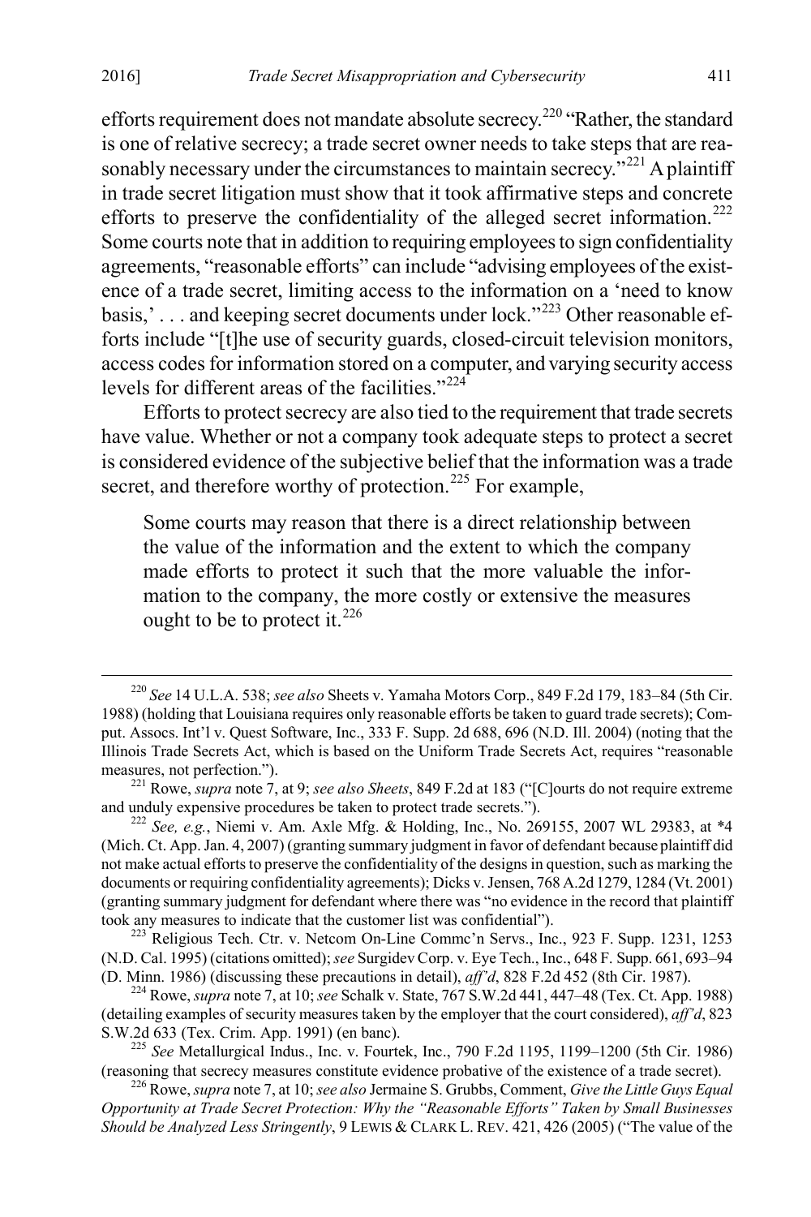efforts requirement does not mandate absolute secrecy.[220] "Rather, the standard is one of relative secrecy; a trade secret owner needs to take steps that are reasonably necessary under the circumstances to maintain secrecy."[221] A plaintiff in trade secret litigation must show that it took affirmative steps and concrete efforts to preserve the confidentiality of the alleged secret information.[222] Some courts note that in addition to requiring employees to sign confidentiality agreements, "reasonable efforts" can include "advising employees of the existence of a trade secret, limiting access to the information on a 'need to know basis,' . . . and keeping secret documents under lock."[223] Other reasonable efforts include "[t]he use of security guards, closed-circuit television monitors, access codes for information stored on a computer, and varying security access levels for different areas of the facilities."[224]

Efforts to protect secrecy are also tied to the requirement that trade secrets have value. Whether or not a company took adequate steps to protect a secret is considered evidence of the subjective belief that the information was a trade secret, and therefore worthy of protection.[225] For example,

> Some courts may reason that there is a direct relationship between the value of the information and the extent to which the company made efforts to protect it such that the more valuable the information to the company, the more costly or extensive the measures ought to be to protect it.[226]

---

[220] *See* 14 U.L.A. 538; *see also* Sheets v. Yamaha Motors Corp., 849 F.2d 179, 183–84 (5th Cir. 1988) (holding that Louisiana requires only reasonable efforts be taken to guard trade secrets); Comput. Assocs. Int'l v. Quest Software, Inc., 333 F. Supp. 2d 688, 696 (N.D. Ill. 2004) (noting that the Illinois Trade Secrets Act, which is based on the Uniform Trade Secrets Act, requires "reasonable measures, not perfection.").

[221] Rowe, *supra* note 7, at 9; *see also Sheets*, 849 F.2d at 183 ("[C]ourts do not require extreme and unduly expensive procedures be taken to protect trade secrets.").

[222] *See, e.g.*, Niemi v. Am. Axle Mfg. & Holding, Inc., No. 269155, 2007 WL 29383, at *4 (Mich. Ct. App. Jan. 4, 2007) (granting summary judgment in favor of defendant because plaintiff did not make actual efforts to preserve the confidentiality of the designs in question, such as marking the documents or requiring confidentiality agreements); Dicks v. Jensen, 768 A.2d 1279, 1284 (Vt. 2001) (granting summary judgment for defendant where there was "no evidence in the record that plaintiff took any measures to indicate that the customer list was confidential").

[223] Religious Tech. Ctr. v. Netcom On-Line Commc'n Servs., Inc., 923 F. Supp. 1231, 1253 (N.D. Cal. 1995) (citations omitted); *see* Surgidev Corp. v. Eye Tech., Inc., 648 F. Supp. 661, 693–94 (D. Minn. 1986) (discussing these precautions in detail), *aff'd*, 828 F.2d 452 (8th Cir. 1987).

[224] Rowe, *supra* note 7, at 10; *see* Schalk v. State, 767 S.W.2d 441, 447–48 (Tex. Ct. App. 1988) (detailing examples of security measures taken by the employer that the court considered), *aff'd*, 823 S.W.2d 633 (Tex. Crim. App. 1991) (en banc).

[225] *See* Metallurgical Indus., Inc. v. Fourtek, Inc., 790 F.2d 1195, 1199–1200 (5th Cir. 1986) (reasoning that secrecy measures constitute evidence probative of the existence of a trade secret).

[226] Rowe, *supra* note 7, at 10; *see also* Jermaine S. Grubbs, Comment, *Give the Little Guys Equal Opportunity at Trade Secret Protection: Why the "Reasonable Efforts" Taken by Small Businesses Should be Analyzed Less Stringently*, 9 LEWIS & CLARK L. REV. 421, 426 (2005) ("The value of the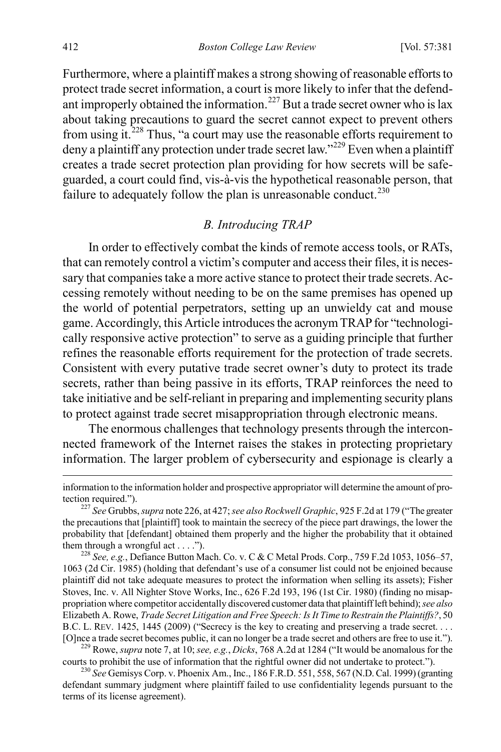Furthermore, where a plaintiff makes a strong showing of reasonable efforts to protect trade secret information, a court is more likely to infer that the defendant improperly obtained the information.[227] But a trade secret owner who is lax about taking precautions to guard the secret cannot expect to prevent others from using it.[228] Thus, "a court may use the reasonable efforts requirement to deny a plaintiff any protection under trade secret law."[229] Even when a plaintiff creates a trade secret protection plan providing for how secrets will be safeguarded, a court could find, vis-à-vis the hypothetical reasonable person, that failure to adequately follow the plan is unreasonable conduct.[230]

### *B. Introducing TRAP*

In order to effectively combat the kinds of remote access tools, or RATs, that can remotely control a victim's computer and access their files, it is necessary that companies take a more active stance to protect their trade secrets. Accessing remotely without needing to be on the same premises has opened up the world of potential perpetrators, setting up an unwieldy cat and mouse game. Accordingly, this Article introduces the acronym TRAP for "technologically responsive active protection" to serve as a guiding principle that further refines the reasonable efforts requirement for the protection of trade secrets. Consistent with every putative trade secret owner's duty to protect its trade secrets, rather than being passive in its efforts, TRAP reinforces the need to take initiative and be self-reliant in preparing and implementing security plans to protect against trade secret misappropriation through electronic means.

The enormous challenges that technology presents through the interconnected framework of the Internet raises the stakes in protecting proprietary information. The larger problem of cybersecurity and espionage is clearly a

---

information to the information holder and prospective appropriator will determine the amount of protection required.").

[227] *See* Grubbs, *supra* note 226, at 427; *see also Rockwell Graphic*, 925 F.2d at 179 ("The greater the precautions that [plaintiff] took to maintain the secrecy of the piece part drawings, the lower the probability that [defendant] obtained them properly and the higher the probability that it obtained them through a wrongful act . . . .").

[228] *See, e.g.*, Defiance Button Mach. Co. v. C & C Metal Prods. Corp., 759 F.2d 1053, 1056–57, 1063 (2d Cir. 1985) (holding that defendant's use of a consumer list could not be enjoined because plaintiff did not take adequate measures to protect the information when selling its assets); Fisher Stoves, Inc. v. All Nighter Stove Works, Inc., 626 F.2d 193, 196 (1st Cir. 1980) (finding no misappropriation where competitor accidentally discovered customer data that plaintiff left behind); *see also* Elizabeth A. Rowe, *Trade Secret Litigation and Free Speech: Is It Time to Restrain the Plaintiffs?*, 50 B.C. L. REV. 1425, 1445 (2009) ("Secrecy is the key to creating and preserving a trade secret. . . . [O]nce a trade secret becomes public, it can no longer be a trade secret and others are free to use it.").

[229] Rowe, *supra* note 7, at 10; *see, e.g.*, *Dicks*, 768 A.2d at 1284 ("It would be anomalous for the courts to prohibit the use of information that the rightful owner did not undertake to protect.").

[230] *See* Gemisys Corp. v. Phoenix Am., Inc., 186 F.R.D. 551, 558, 567 (N.D. Cal. 1999) (granting defendant summary judgment where plaintiff failed to use confidentiality legends pursuant to the terms of its license agreement).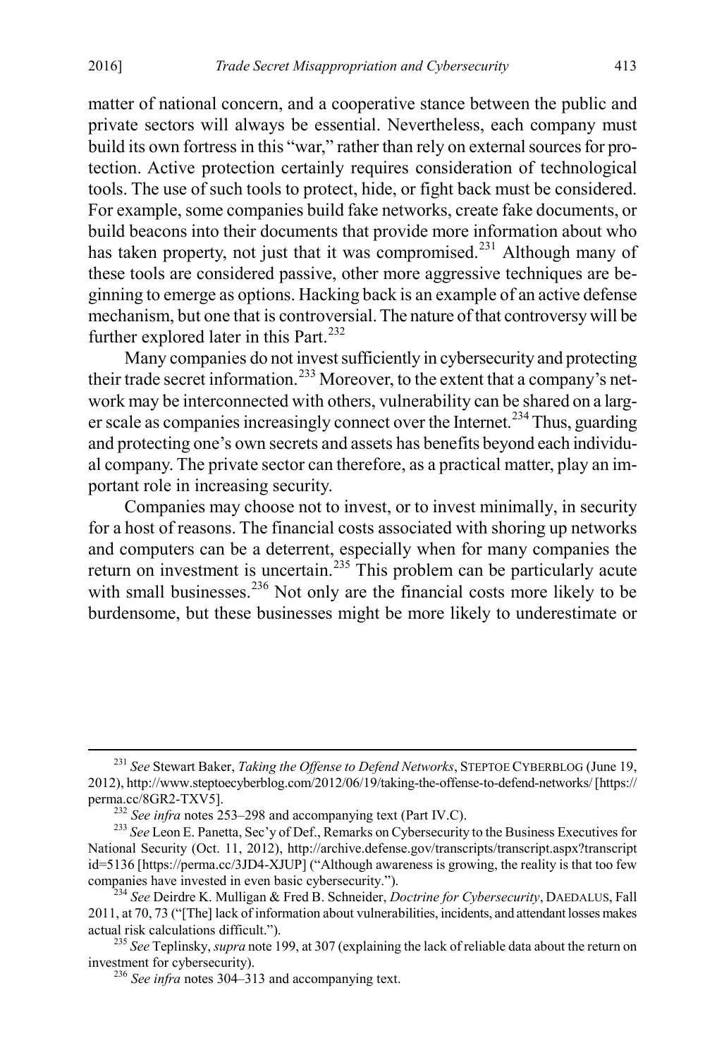matter of national concern, and a cooperative stance between the public and private sectors will always be essential. Nevertheless, each company must build its own fortress in this "war," rather than rely on external sources for protection. Active protection certainly requires consideration of technological tools. The use of such tools to protect, hide, or fight back must be considered. For example, some companies build fake networks, create fake documents, or build beacons into their documents that provide more information about who has taken property, not just that it was compromised.[231] Although many of these tools are considered passive, other more aggressive techniques are beginning to emerge as options. Hacking back is an example of an active defense mechanism, but one that is controversial. The nature of that controversy will be further explored later in this Part.[232]

Many companies do not invest sufficiently in cybersecurity and protecting their trade secret information.[233] Moreover, to the extent that a company's network may be interconnected with others, vulnerability can be shared on a larger scale as companies increasingly connect over the Internet.[234] Thus, guarding and protecting one's own secrets and assets has benefits beyond each individual company. The private sector can therefore, as a practical matter, play an important role in increasing security.

Companies may choose not to invest, or to invest minimally, in security for a host of reasons. The financial costs associated with shoring up networks and computers can be a deterrent, especially when for many companies the return on investment is uncertain.[235] This problem can be particularly acute with small businesses.[236] Not only are the financial costs more likely to be burdensome, but these businesses might be more likely to underestimate or

---

[231] *See* Stewart Baker, *Taking the Offense to Defend Networks*, STEPTOE CYBERBLOG (June 19, 2012), http://www.steptoecyberblog.com/2012/06/19/taking-the-offense-to-defend-networks/ [https://perma.cc/8GR2-TXV5].

[232] *See infra* notes 253–298 and accompanying text (Part IV.C).

[233] *See* Leon E. Panetta, Sec'y of Def., Remarks on Cybersecurity to the Business Executives for National Security (Oct. 11, 2012), http://archive.defense.gov/transcripts/transcript.aspx?transcriptid=5136 [https://perma.cc/3JD4-XJUP] ("Although awareness is growing, the reality is that too few companies have invested in even basic cybersecurity.").

[234] *See* Deirdre K. Mulligan & Fred B. Schneider, *Doctrine for Cybersecurity*, DAEDALUS, Fall 2011, at 70, 73 ("[The] lack of information about vulnerabilities, incidents, and attendant losses makes actual risk calculations difficult.").

[235] *See* Teplinsky, *supra* note 199, at 307 (explaining the lack of reliable data about the return on investment for cybersecurity).

[236] *See infra* notes 304–313 and accompanying text.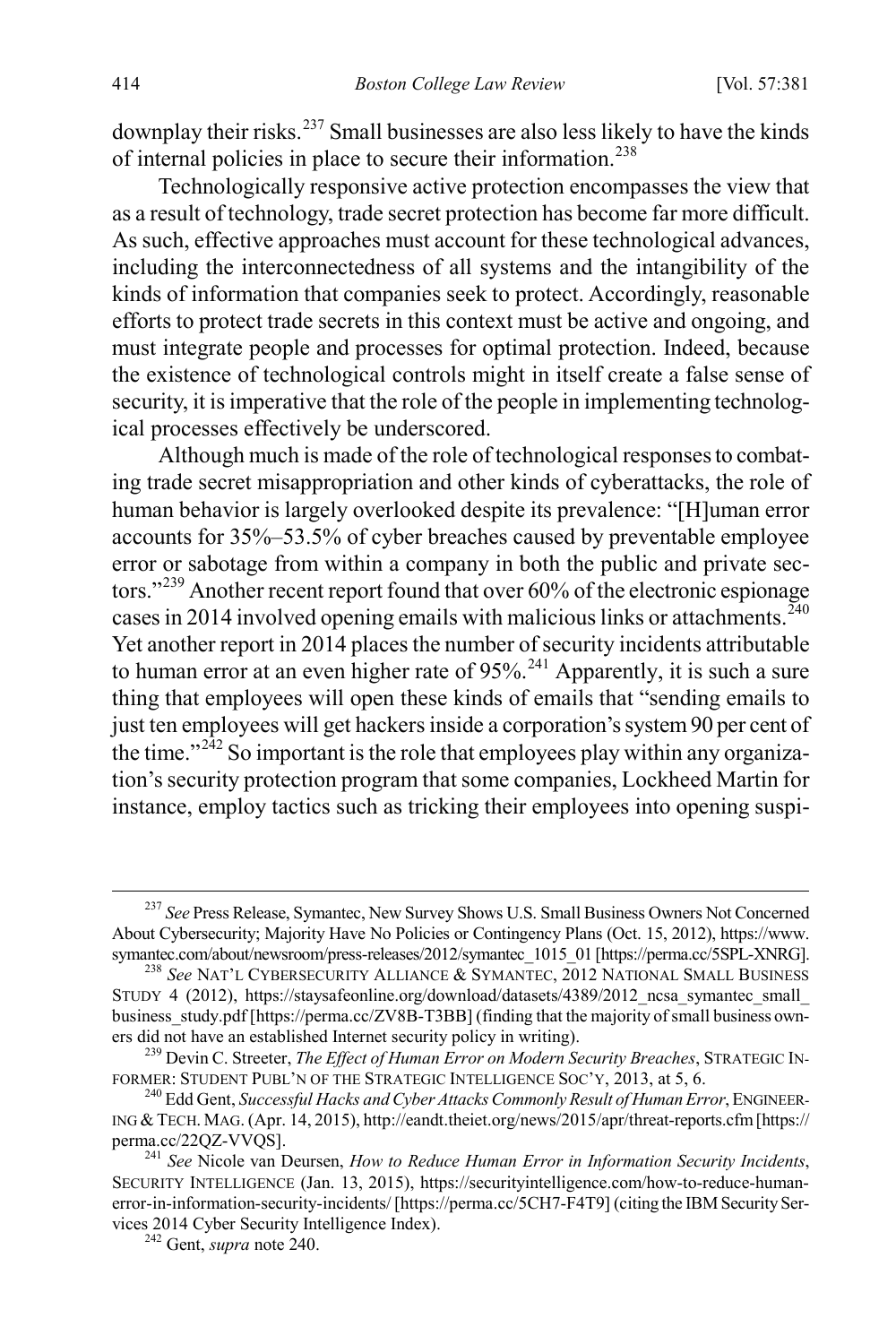downplay their risks.[237] Small businesses are also less likely to have the kinds of internal policies in place to secure their information.[238]

Technologically responsive active protection encompasses the view that as a result of technology, trade secret protection has become far more difficult. As such, effective approaches must account for these technological advances, including the interconnectedness of all systems and the intangibility of the kinds of information that companies seek to protect. Accordingly, reasonable efforts to protect trade secrets in this context must be active and ongoing, and must integrate people and processes for optimal protection. Indeed, because the existence of technological controls might in itself create a false sense of security, it is imperative that the role of the people in implementing technological processes effectively be underscored.

Although much is made of the role of technological responses to combating trade secret misappropriation and other kinds of cyberattacks, the role of human behavior is largely overlooked despite its prevalence: "[H]uman error accounts for 35%–53.5% of cyber breaches caused by preventable employee error or sabotage from within a company in both the public and private sectors."[239] Another recent report found that over 60% of the electronic espionage cases in 2014 involved opening emails with malicious links or attachments.[240] Yet another report in 2014 places the number of security incidents attributable to human error at an even higher rate of 95%.[241] Apparently, it is such a sure thing that employees will open these kinds of emails that "sending emails to just ten employees will get hackers inside a corporation's system 90 per cent of the time."[242] So important is the role that employees play within any organization's security protection program that some companies, Lockheed Martin for instance, employ tactics such as tricking their employees into opening suspi-

---

[237] *See* Press Release, Symantec, New Survey Shows U.S. Small Business Owners Not Concerned About Cybersecurity; Majority Have No Policies or Contingency Plans (Oct. 15, 2012), https://www.symantec.com/about/newsroom/press-releases/2012/symantec_1015_01 [https://perma.cc/5SPL-XNRG].

[238] *See* NAT'L CYBERSECURITY ALLIANCE & SYMANTEC, 2012 NATIONAL SMALL BUSINESS STUDY 4 (2012), https://staysafeonline.org/download/datasets/4389/2012_ncsa_symantec_small_business_study.pdf [https://perma.cc/ZV8B-T3BB] (finding that the majority of small business owners did not have an established Internet security policy in writing).

[239] Devin C. Streeter, *The Effect of Human Error on Modern Security Breaches*, STRATEGIC INFORMER: STUDENT PUBL'N OF THE STRATEGIC INTELLIGENCE SOC'Y, 2013, at 5, 6.

[240] Edd Gent, *Successful Hacks and Cyber Attacks Commonly Result of Human Error*, ENGINEERING & TECH. MAG. (Apr. 14, 2015), http://eandt.theiet.org/news/2015/apr/threat-reports.cfm [https://perma.cc/22QZ-VVQS].

[241] *See* Nicole van Deursen, *How to Reduce Human Error in Information Security Incidents*, SECURITY INTELLIGENCE (Jan. 13, 2015), https://securityintelligence.com/how-to-reduce-human-error-in-information-security-incidents/ [https://perma.cc/5CH7-F4T9] (citing the IBM Security Services 2014 Cyber Security Intelligence Index).

[242] Gent, *supra* note 240.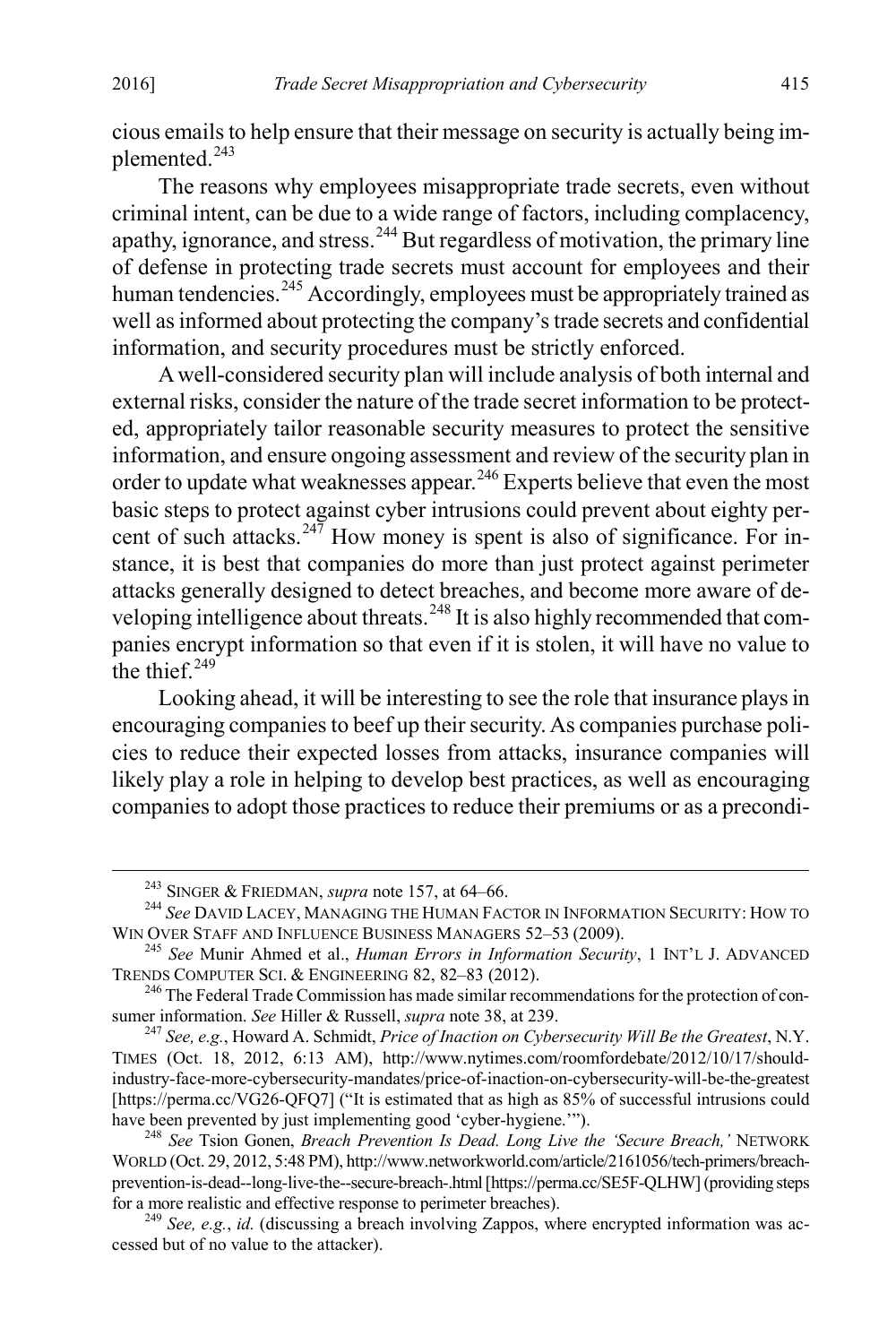cious emails to help ensure that their message on security is actually being implemented.[243]

The reasons why employees misappropriate trade secrets, even without criminal intent, can be due to a wide range of factors, including complacency, apathy, ignorance, and stress.[244] But regardless of motivation, the primary line of defense in protecting trade secrets must account for employees and their human tendencies.[245] Accordingly, employees must be appropriately trained as well as informed about protecting the company's trade secrets and confidential information, and security procedures must be strictly enforced.

A well-considered security plan will include analysis of both internal and external risks, consider the nature of the trade secret information to be protected, appropriately tailor reasonable security measures to protect the sensitive information, and ensure ongoing assessment and review of the security plan in order to update what weaknesses appear.[246] Experts believe that even the most basic steps to protect against cyber intrusions could prevent about eighty percent of such attacks.[247] How money is spent is also of significance. For instance, it is best that companies do more than just protect against perimeter attacks generally designed to detect breaches, and become more aware of developing intelligence about threats.[248] It is also highly recommended that companies encrypt information so that even if it is stolen, it will have no value to the thief.[249]

Looking ahead, it will be interesting to see the role that insurance plays in encouraging companies to beef up their security. As companies purchase policies to reduce their expected losses from attacks, insurance companies will likely play a role in helping to develop best practices, as well as encouraging companies to adopt those practices to reduce their premiums or as a precondi-

---

[243] SINGER & FRIEDMAN, *supra* note 157, at 64–66.

[244] *See* DAVID LACEY, MANAGING THE HUMAN FACTOR IN INFORMATION SECURITY: HOW TO WIN OVER STAFF AND INFLUENCE BUSINESS MANAGERS 52–53 (2009).

[245] *See* Munir Ahmed et al., *Human Errors in Information Security*, 1 INT'L J. ADVANCED TRENDS COMPUTER SCI. & ENGINEERING 82, 82–83 (2012).

[246] The Federal Trade Commission has made similar recommendations for the protection of consumer information. *See* Hiller & Russell, *supra* note 38, at 239.

[247] *See, e.g.*, Howard A. Schmidt, *Price of Inaction on Cybersecurity Will Be the Greatest*, N.Y. TIMES (Oct. 18, 2012, 6:13 AM), http://www.nytimes.com/roomfordebate/2012/10/17/should-industry-face-more-cybersecurity-mandates/price-of-inaction-on-cybersecurity-will-be-the-greatest [https://perma.cc/VG26-QFQ7] ("It is estimated that as high as 85% of successful intrusions could have been prevented by just implementing good 'cyber-hygiene.'").

[248] *See* Tsion Gonen, *Breach Prevention Is Dead. Long Live the 'Secure Breach,'* NETWORK WORLD (Oct. 29, 2012, 5:48 PM), http://www.networkworld.com/article/2161056/tech-primers/breach-prevention-is-dead--long-live-the--secure-breach-.html [https://perma.cc/SE5F-QLHW] (providing steps for a more realistic and effective response to perimeter breaches).

[249] *See, e.g.*, *id.* (discussing a breach involving Zappos, where encrypted information was accessed but of no value to the attacker).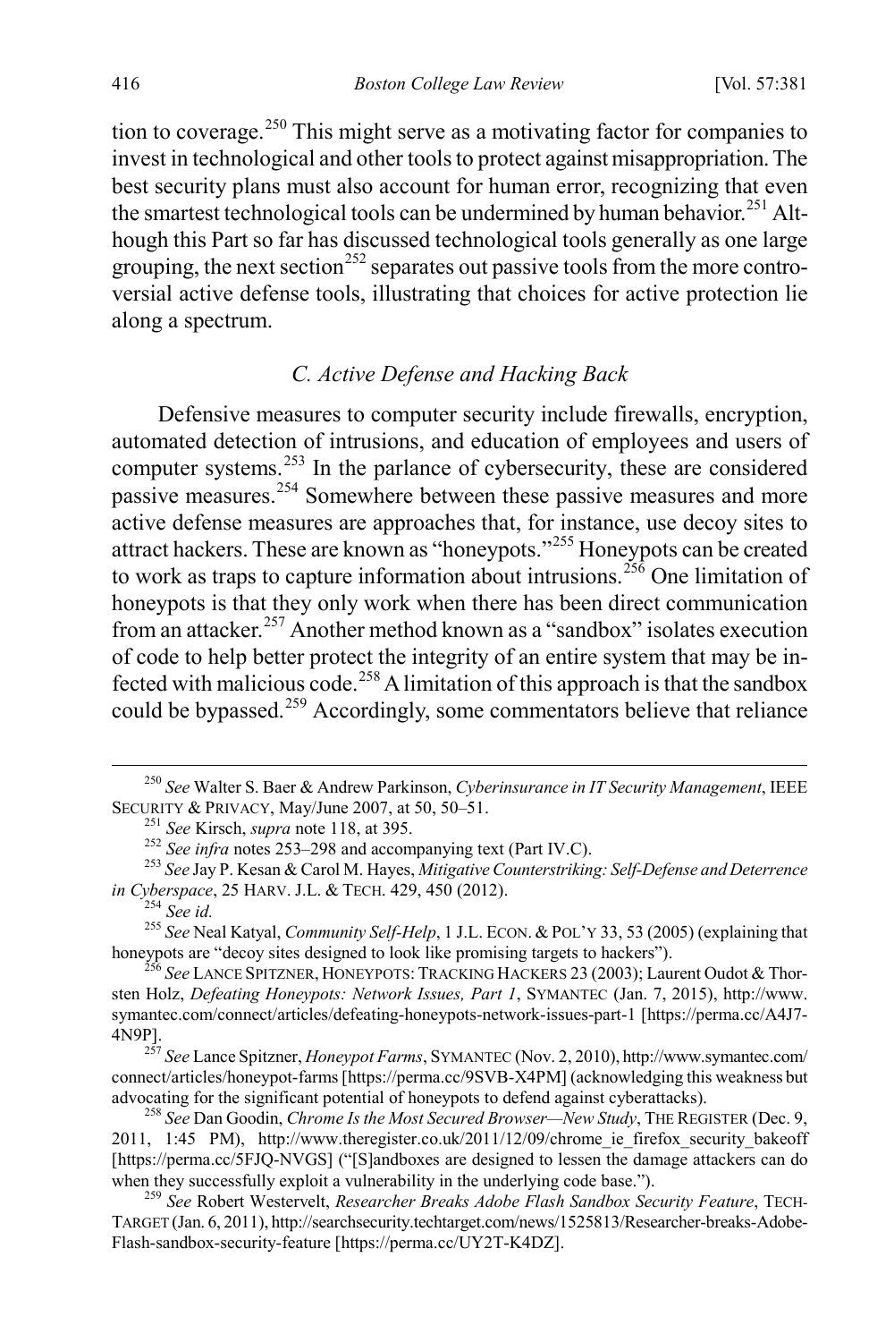tion to coverage.[250] This might serve as a motivating factor for companies to invest in technological and other tools to protect against misappropriation. The best security plans must also account for human error, recognizing that even the smartest technological tools can be undermined by human behavior.[251] Although this Part so far has discussed technological tools generally as one large grouping, the next section[252] separates out passive tools from the more controversial active defense tools, illustrating that choices for active protection lie along a spectrum.

### *C. Active Defense and Hacking Back*

Defensive measures to computer security include firewalls, encryption, automated detection of intrusions, and education of employees and users of computer systems.[253] In the parlance of cybersecurity, these are considered passive measures.[254] Somewhere between these passive measures and more active defense measures are approaches that, for instance, use decoy sites to attract hackers. These are known as "honeypots."[255] Honeypots can be created to work as traps to capture information about intrusions.[256] One limitation of honeypots is that they only work when there has been direct communication from an attacker.[257] Another method known as a "sandbox" isolates execution of code to help better protect the integrity of an entire system that may be infected with malicious code.[258] A limitation of this approach is that the sandbox could be bypassed.[259] Accordingly, some commentators believe that reliance

---

[250] *See* Walter S. Baer & Andrew Parkinson, *Cyberinsurance in IT Security Management*, IEEE SECURITY & PRIVACY, May/June 2007, at 50, 50–51.

[251] *See* Kirsch, *supra* note 118, at 395.

[252] *See infra* notes 253–298 and accompanying text (Part IV.C).

[253] *See* Jay P. Kesan & Carol M. Hayes, *Mitigative Counterstriking: Self-Defense and Deterrence in Cyberspace*, 25 HARV. J.L. & TECH. 429, 450 (2012).

[254] *See id.*

[255] *See* Neal Katyal, *Community Self-Help*, 1 J.L. ECON. & POL'Y 33, 53 (2005) (explaining that honeypots are "decoy sites designed to look like promising targets to hackers").

[256] *See* LANCE SPITZNER, HONEYPOTS: TRACKING HACKERS 23 (2003); Laurent Oudot & Thorsten Holz, *Defeating Honeypots: Network Issues, Part 1*, SYMANTEC (Jan. 7, 2015), http://www.symantec.com/connect/articles/defeating-honeypots-network-issues-part-1 [https://perma.cc/A4J7-4N9P].

[257] *See* Lance Spitzner, *Honeypot Farms*, SYMANTEC (Nov. 2, 2010), http://www.symantec.com/connect/articles/honeypot-farms [https://perma.cc/9SVB-X4PM] (acknowledging this weakness but advocating for the significant potential of honeypots to defend against cyberattacks).

[258] *See* Dan Goodin, *Chrome Is the Most Secured Browser—New Study*, THE REGISTER (Dec. 9, 2011, 1:45 PM), http://www.theregister.co.uk/2011/12/09/chrome_ie_firefox_security_bakeoff [https://perma.cc/5FJQ-NVGS] ("[S]andboxes are designed to lessen the damage attackers can do when they successfully exploit a vulnerability in the underlying code base.").

[259] *See* Robert Westervelt, *Researcher Breaks Adobe Flash Sandbox Security Feature*, TECHTARGET (Jan. 6, 2011), http://searchsecurity.techtarget.com/news/1525813/Researcher-breaks-Adobe-Flash-sandbox-security-feature [https://perma.cc/UY2T-K4DZ].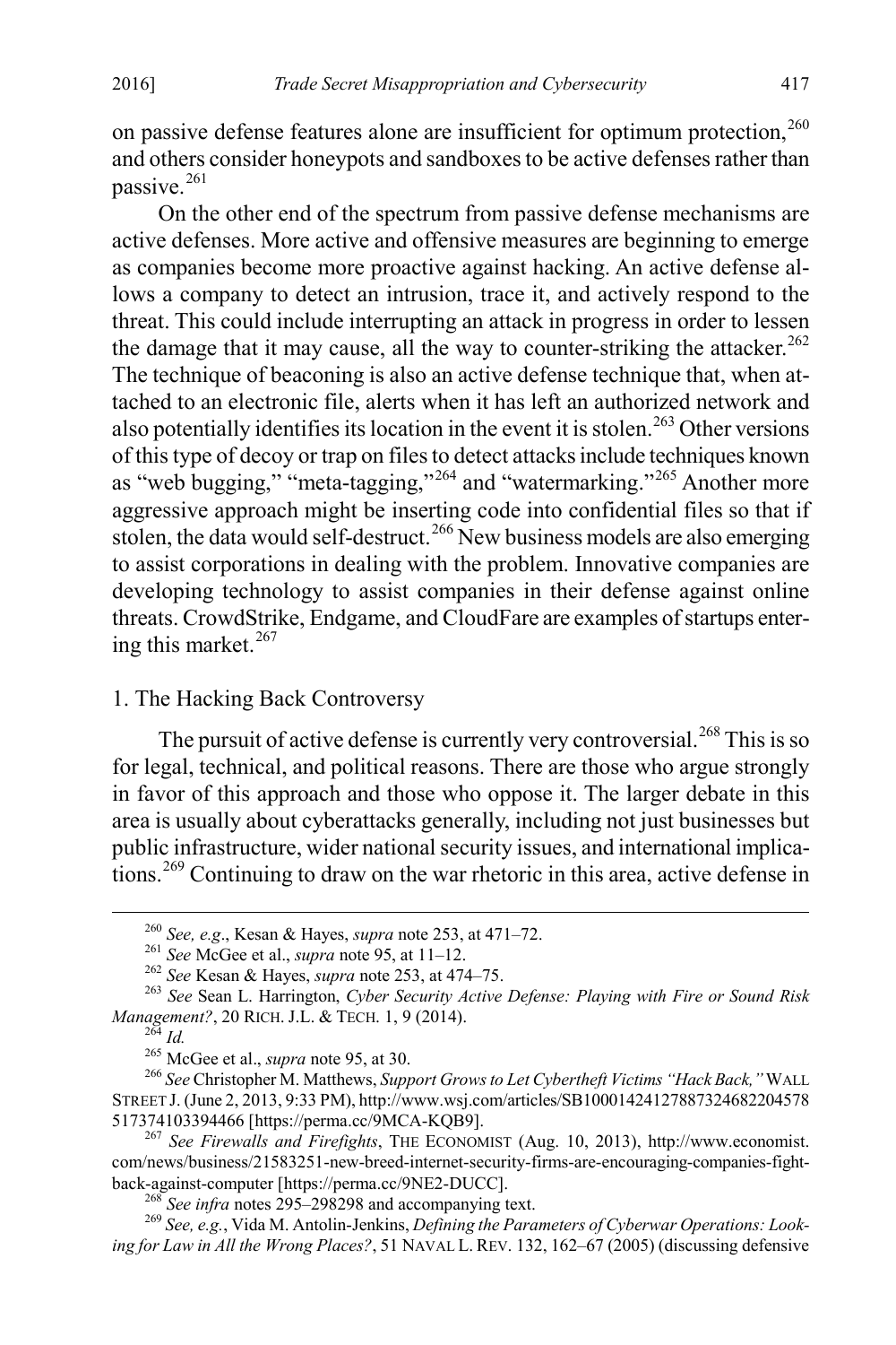on passive defense features alone are insufficient for optimum protection,[260] and others consider honeypots and sandboxes to be active defenses rather than passive.[261]

On the other end of the spectrum from passive defense mechanisms are active defenses. More active and offensive measures are beginning to emerge as companies become more proactive against hacking. An active defense allows a company to detect an intrusion, trace it, and actively respond to the threat. This could include interrupting an attack in progress in order to lessen the damage that it may cause, all the way to counter-striking the attacker.[262] The technique of beaconing is also an active defense technique that, when attached to an electronic file, alerts when it has left an authorized network and also potentially identifies its location in the event it is stolen.[263] Other versions of this type of decoy or trap on files to detect attacks include techniques known as "web bugging," "meta-tagging,"[264] and "watermarking."[265] Another more aggressive approach might be inserting code into confidential files so that if stolen, the data would self-destruct.[266] New business models are also emerging to assist corporations in dealing with the problem. Innovative companies are developing technology to assist companies in their defense against online threats. CrowdStrike, Endgame, and CloudFare are examples of startups entering this market.[267]

### 1. The Hacking Back Controversy

The pursuit of active defense is currently very controversial.[268] This is so for legal, technical, and political reasons. There are those who argue strongly in favor of this approach and those who oppose it. The larger debate in this area is usually about cyberattacks generally, including not just businesses but public infrastructure, wider national security issues, and international implications.[269] Continuing to draw on the war rhetoric in this area, active defense in

---

[260] *See, e.g.*, Kesan & Hayes, *supra* note 253, at 471–72.

[261] *See* McGee et al., *supra* note 95, at 11–12.

[262] *See* Kesan & Hayes, *supra* note 253, at 474–75.

[263] *See* Sean L. Harrington, *Cyber Security Active Defense: Playing with Fire or Sound Risk Management?*, 20 RICH. J.L. & TECH. 1, 9 (2014).

[264] *Id.*

[265] McGee et al., *supra* note 95, at 30.

[266] *See* Christopher M. Matthews, *Support Grows to Let Cybertheft Victims "Hack Back,"* WALL STREET J. (June 2, 2013, 9:33 PM), http://www.wsj.com/articles/SB10001424127887324682204578517374103394466 [https://perma.cc/9MCA-KQB9].

[267] *See Firewalls and Firefights*, THE ECONOMIST (Aug. 10, 2013), http://www.economist.com/news/business/21583251-new-breed-internet-security-firms-are-encouraging-companies-fight-back-against-computer [https://perma.cc/9NE2-DUCC].

[268] *See infra* notes 295–298298 and accompanying text.

[269] *See, e.g.*, Vida M. Antolin-Jenkins, *Defining the Parameters of Cyberwar Operations: Looking for Law in All the Wrong Places?*, 51 NAVAL L. REV. 132, 162–67 (2005) (discussing defensive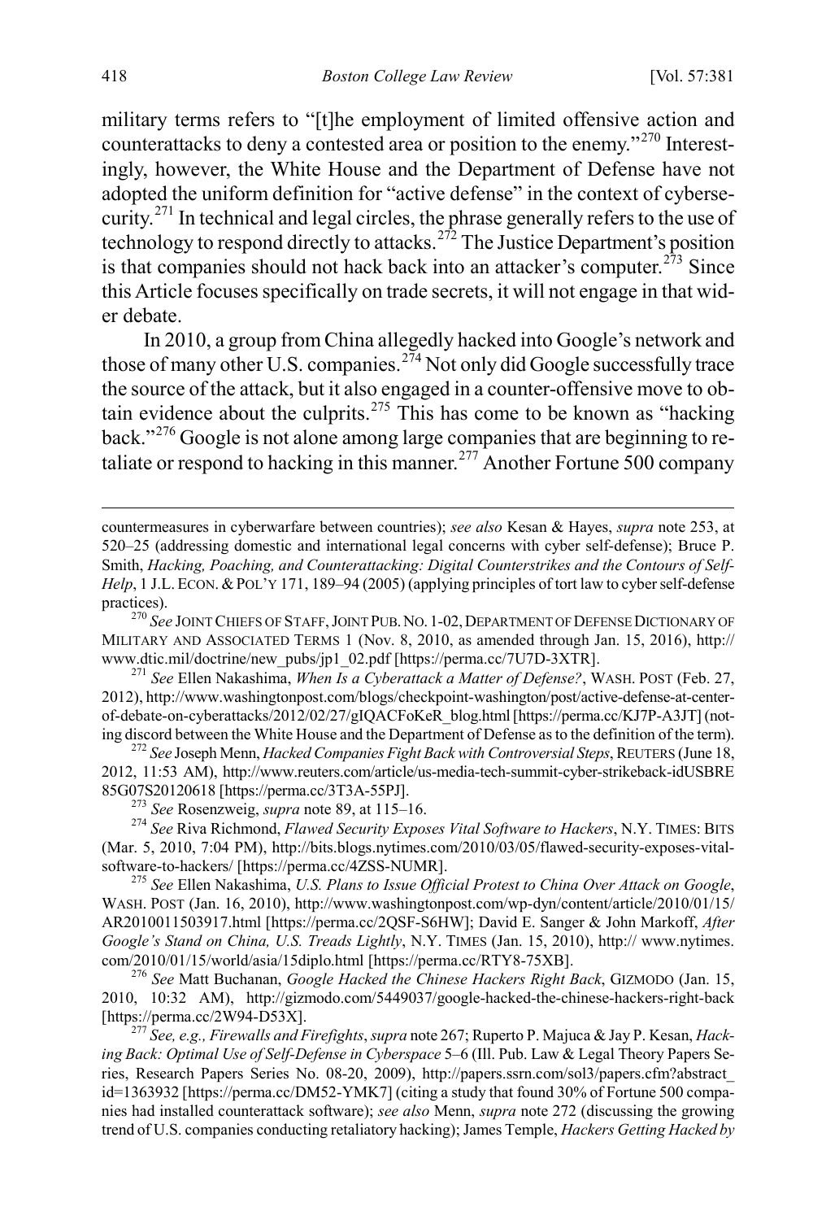military terms refers to "[t]he employment of limited offensive action and counterattacks to deny a contested area or position to the enemy."[270] Interestingly, however, the White House and the Department of Defense have not adopted the uniform definition for "active defense" in the context of cybersecurity.[271] In technical and legal circles, the phrase generally refers to the use of technology to respond directly to attacks.[272] The Justice Department's position is that companies should not hack back into an attacker's computer.[273] Since this Article focuses specifically on trade secrets, it will not engage in that wider debate.

In 2010, a group from China allegedly hacked into Google's network and those of many other U.S. companies.[274] Not only did Google successfully trace the source of the attack, but it also engaged in a counter-offensive move to obtain evidence about the culprits.[275] This has come to be known as "hacking back."[276] Google is not alone among large companies that are beginning to retaliate or respond to hacking in this manner.[277] Another Fortune 500 company

---

countermeasures in cyberwarfare between countries); *see also* Kesan & Hayes, *supra* note 253, at 520–25 (addressing domestic and international legal concerns with cyber self-defense); Bruce P. Smith, *Hacking, Poaching, and Counterattacking: Digital Counterstrikes and the Contours of Self-Help*, 1 J.L. ECON. & POL'Y 171, 189–94 (2005) (applying principles of tort law to cyber self-defense practices).

[270] *See* JOINT CHIEFS OF STAFF, JOINT PUB. NO. 1-02, DEPARTMENT OF DEFENSE DICTIONARY OF MILITARY AND ASSOCIATED TERMS 1 (Nov. 8, 2010, as amended through Jan. 15, 2016), http://www.dtic.mil/doctrine/new_pubs/jp1_02.pdf [https://perma.cc/7U7D-3XTR].

[271] *See* Ellen Nakashima, *When Is a Cyberattack a Matter of Defense?*, WASH. POST (Feb. 27, 2012), http://www.washingtonpost.com/blogs/checkpoint-washington/post/active-defense-at-center-of-debate-on-cyberattacks/2012/02/27/gIQACFoKeR_blog.html [https://perma.cc/KJ7P-A3JT] (noting discord between the White House and the Department of Defense as to the definition of the term).

[272] *See* Joseph Menn, *Hacked Companies Fight Back with Controversial Steps*, REUTERS (June 18, 2012, 11:53 AM), http://www.reuters.com/article/us-media-tech-summit-cyber-strikeback-idUSBRE85G07S20120618 [https://perma.cc/3T3A-55PJ].

[273] *See* Rosenzweig, *supra* note 89, at 115–16.

[274] *See* Riva Richmond, *Flawed Security Exposes Vital Software to Hackers*, N.Y. TIMES: BITS (Mar. 5, 2010, 7:04 PM), http://bits.blogs.nytimes.com/2010/03/05/flawed-security-exposes-vital-software-to-hackers/ [https://perma.cc/4ZSS-NUMR].

[275] *See* Ellen Nakashima, *U.S. Plans to Issue Official Protest to China Over Attack on Google*, WASH. POST (Jan. 16, 2010), http://www.washingtonpost.com/wp-dyn/content/article/2010/01/15/AR2010011503917.html [https://perma.cc/2QSF-S6HW]; David E. Sanger & John Markoff, *After Google's Stand on China, U.S. Treads Lightly*, N.Y. TIMES (Jan. 15, 2010), http:// www.nytimes.com/2010/01/15/world/asia/15diplo.html [https://perma.cc/RTY8-75XB].

[276] *See* Matt Buchanan, *Google Hacked the Chinese Hackers Right Back*, GIZMODO (Jan. 15, 2010, 10:32 AM), http://gizmodo.com/5449037/google-hacked-the-chinese-hackers-right-back [https://perma.cc/2W94-D53X].

[277] *See, e.g.*, *Firewalls and Firefights*, *supra* note 267; Ruperto P. Majuca & Jay P. Kesan, *Hacking Back: Optimal Use of Self-Defense in Cyberspace* 5–6 (Ill. Pub. Law & Legal Theory Papers Series, Research Papers Series No. 08-20, 2009), http://papers.ssrn.com/sol3/papers.cfm?abstract_id=1363932 [https://perma.cc/DM52-YMK7] (citing a study that found 30% of Fortune 500 companies had installed counterattack software); *see also* Menn, *supra* note 272 (discussing the growing trend of U.S. companies conducting retaliatory hacking); James Temple, *Hackers Getting Hacked by*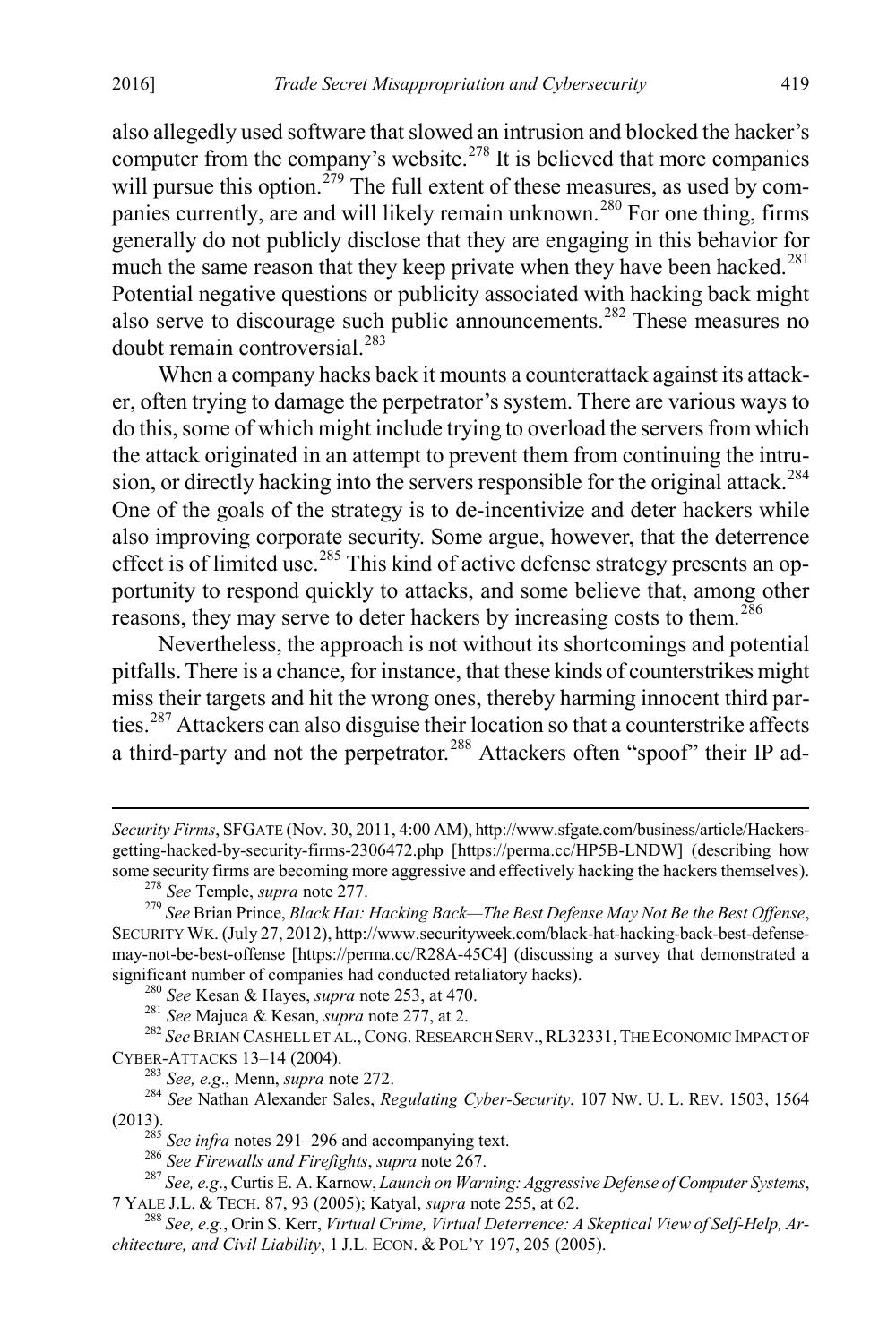also allegedly used software that slowed an intrusion and blocked the hacker's computer from the company's website.[278] It is believed that more companies will pursue this option.[279] The full extent of these measures, as used by companies currently, are and will likely remain unknown.[280] For one thing, firms generally do not publicly disclose that they are engaging in this behavior for much the same reason that they keep private when they have been hacked.[281] Potential negative questions or publicity associated with hacking back might also serve to discourage such public announcements.[282] These measures no doubt remain controversial.[283]

When a company hacks back it mounts a counterattack against its attacker, often trying to damage the perpetrator's system. There are various ways to do this, some of which might include trying to overload the servers from which the attack originated in an attempt to prevent them from continuing the intrusion, or directly hacking into the servers responsible for the original attack.[284] One of the goals of the strategy is to de-incentivize and deter hackers while also improving corporate security. Some argue, however, that the deterrence effect is of limited use.[285] This kind of active defense strategy presents an opportunity to respond quickly to attacks, and some believe that, among other reasons, they may serve to deter hackers by increasing costs to them.[286]

Nevertheless, the approach is not without its shortcomings and potential pitfalls. There is a chance, for instance, that these kinds of counterstrikes might miss their targets and hit the wrong ones, thereby harming innocent third parties.[287] Attackers can also disguise their location so that a counterstrike affects a third-party and not the perpetrator.[288] Attackers often "spoof" their IP ad-

*Security Firms*, SFGATE (Nov. 30, 2011, 4:00 AM), http://www.sfgate.com/business/article/Hackers-getting-hacked-by-security-firms-2306472.php [https://perma.cc/HP5B-LNDW] (describing how some security firms are becoming more aggressive and effectively hacking the hackers themselves).

[278] *See* Temple, *supra* note 277.

[279] *See* Brian Prince, *Black Hat: Hacking Back—The Best Defense May Not Be the Best Offense*, SECURITY WK. (July 27, 2012), http://www.securityweek.com/black-hat-hacking-back-best-defense-may-not-be-best-offense [https://perma.cc/R28A-45C4] (discussing a survey that demonstrated a significant number of companies had conducted retaliatory hacks).

[280] *See* Kesan & Hayes, *supra* note 253, at 470.

[281] *See* Majuca & Kesan, *supra* note 277, at 2.

[282] *See* BRIAN CASHELL ET AL., CONG. RESEARCH SERV., RL32331, THE ECONOMIC IMPACT OF CYBER-ATTACKS 13–14 (2004).

[283] *See, e.g.*, Menn, *supra* note 272.

[284] *See* Nathan Alexander Sales, *Regulating Cyber-Security*, 107 NW. U. L. REV. 1503, 1564 (2013).

[285] *See infra* notes 291–296 and accompanying text.

[286] *See Firewalls and Firefights*, *supra* note 267.

[287] *See, e.g.*, Curtis E. A. Karnow, *Launch on Warning: Aggressive Defense of Computer Systems*, 7 YALE J.L. & TECH. 87, 93 (2005); Katyal, *supra* note 255, at 62.

[288] *See, e.g.*, Orin S. Kerr, *Virtual Crime, Virtual Deterrence: A Skeptical View of Self-Help, Architecture, and Civil Liability*, 1 J.L. ECON. & POL'Y 197, 205 (2005).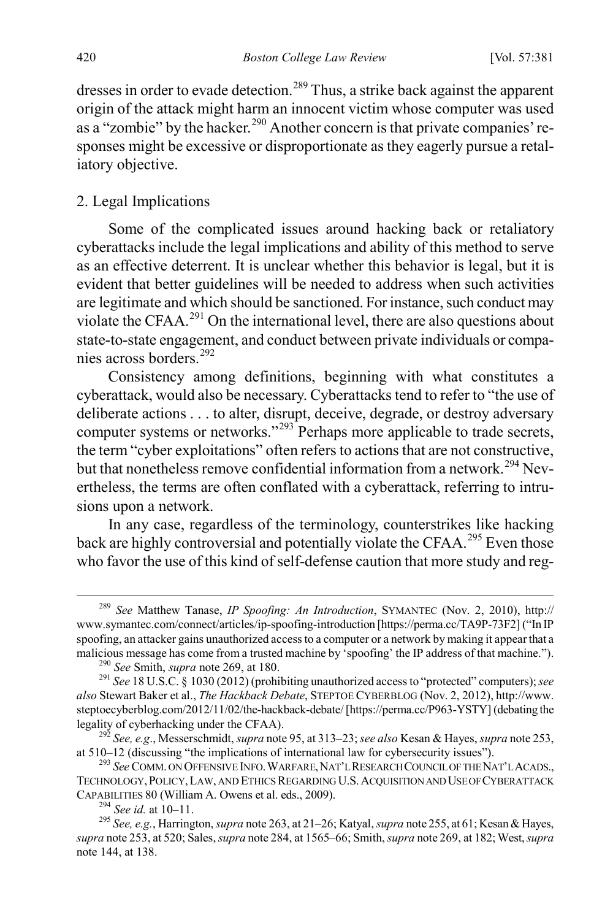dresses in order to evade detection.[289] Thus, a strike back against the apparent origin of the attack might harm an innocent victim whose computer was used as a "zombie" by the hacker.[290] Another concern is that private companies' responses might be excessive or disproportionate as they eagerly pursue a retaliatory objective.

### 2. Legal Implications

Some of the complicated issues around hacking back or retaliatory cyberattacks include the legal implications and ability of this method to serve as an effective deterrent. It is unclear whether this behavior is legal, but it is evident that better guidelines will be needed to address when such activities are legitimate and which should be sanctioned. For instance, such conduct may violate the CFAA.[291] On the international level, there are also questions about state-to-state engagement, and conduct between private individuals or companies across borders.[292]

Consistency among definitions, beginning with what constitutes a cyberattack, would also be necessary. Cyberattacks tend to refer to "the use of deliberate actions . . . to alter, disrupt, deceive, degrade, or destroy adversary computer systems or networks."[293] Perhaps more applicable to trade secrets, the term "cyber exploitations" often refers to actions that are not constructive, but that nonetheless remove confidential information from a network.[294] Nevertheless, the terms are often conflated with a cyberattack, referring to intrusions upon a network.

In any case, regardless of the terminology, counterstrikes like hacking back are highly controversial and potentially violate the CFAA.[295] Even those who favor the use of this kind of self-defense caution that more study and reg-

---

[289] *See* Matthew Tanase, *IP Spoofing: An Introduction*, SYMANTEC (Nov. 2, 2010), http://www.symantec.com/connect/articles/ip-spoofing-introduction [https://perma.cc/TA9P-73F2] ("In IP spoofing, an attacker gains unauthorized access to a computer or a network by making it appear that a malicious message has come from a trusted machine by 'spoofing' the IP address of that machine.").

[290] *See* Smith, *supra* note 269, at 180.

[291] *See* 18 U.S.C. § 1030 (2012) (prohibiting unauthorized access to "protected" computers); *see also* Stewart Baker et al., *The Hackback Debate*, STEPTOE CYBERBLOG (Nov. 2, 2012), http://www.steptoecyberblog.com/2012/11/02/the-hackback-debate/ [https://perma.cc/P963-YSTY] (debating the legality of cyberhacking under the CFAA).

[292] *See, e.g.*, Messerschmidt, *supra* note 95, at 313–23; *see also* Kesan & Hayes, *supra* note 253, at 510–12 (discussing "the implications of international law for cybersecurity issues").

[293] *See* COMM. ON OFFENSIVE INFO. WARFARE, NAT'L RESEARCH COUNCIL OF THE NAT'L ACADS., TECHNOLOGY, POLICY, LAW, AND ETHICS REGARDING U.S. ACQUISITION AND USE OF CYBERATTACK CAPABILITIES 80 (William A. Owens et al. eds., 2009).

[294] *See id.* at 10–11.

[295] *See, e.g.*, Harrington, *supra* note 263, at 21–26; Katyal, *supra* note 255, at 61; Kesan & Hayes, *supra* note 253, at 520; Sales, *supra* note 284, at 1565–66; Smith, *supra* note 269, at 182; West, *supra* note 144, at 138.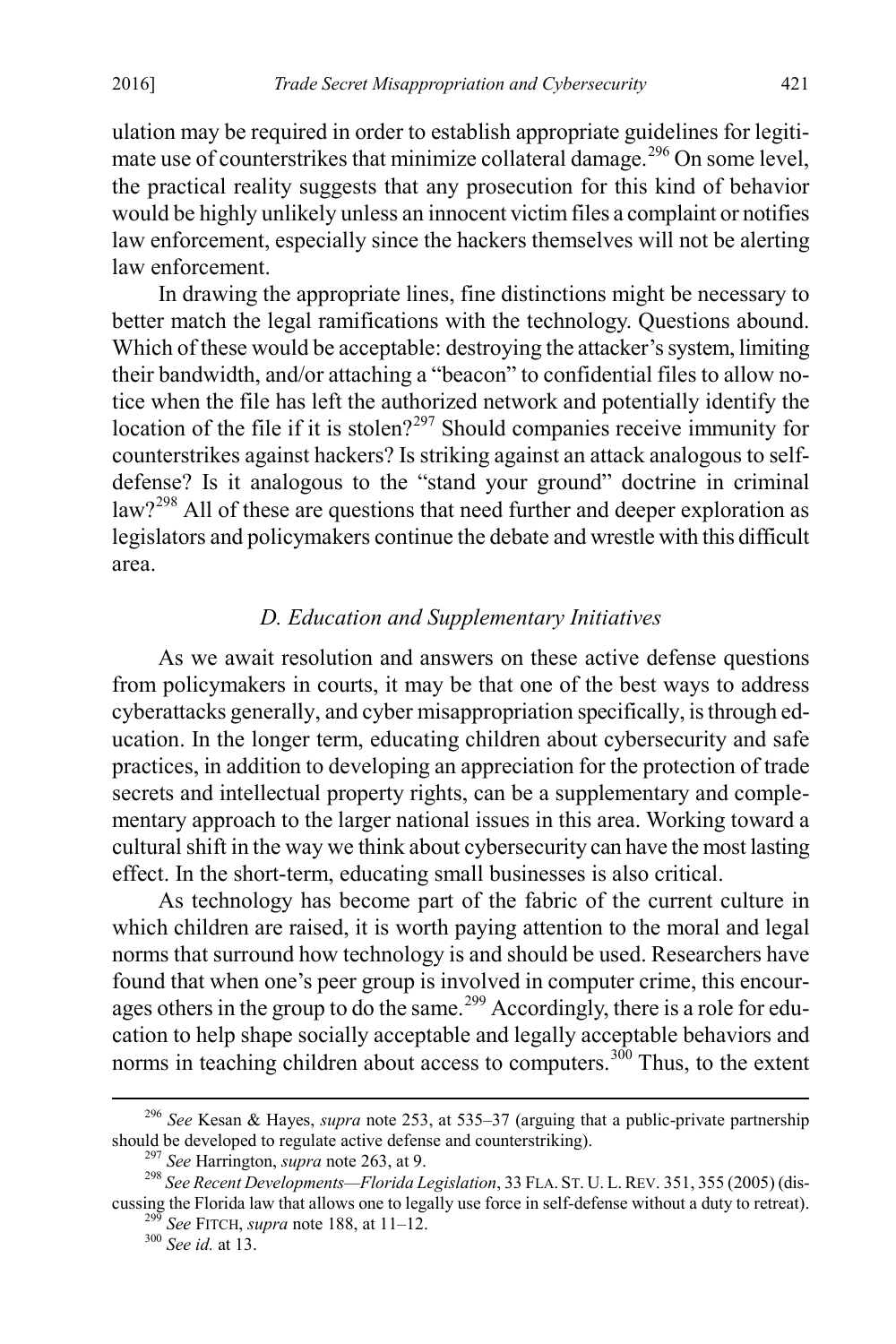ulation may be required in order to establish appropriate guidelines for legitimate use of counterstrikes that minimize collateral damage.[296] On some level, the practical reality suggests that any prosecution for this kind of behavior would be highly unlikely unless an innocent victim files a complaint or notifies law enforcement, especially since the hackers themselves will not be alerting law enforcement.

In drawing the appropriate lines, fine distinctions might be necessary to better match the legal ramifications with the technology. Questions abound. Which of these would be acceptable: destroying the attacker's system, limiting their bandwidth, and/or attaching a "beacon" to confidential files to allow notice when the file has left the authorized network and potentially identify the location of the file if it is stolen?[297] Should companies receive immunity for counterstrikes against hackers? Is striking against an attack analogous to self-defense? Is it analogous to the "stand your ground" doctrine in criminal law?[298] All of these are questions that need further and deeper exploration as legislators and policymakers continue the debate and wrestle with this difficult area.

### *D. Education and Supplementary Initiatives*

As we await resolution and answers on these active defense questions from policymakers in courts, it may be that one of the best ways to address cyberattacks generally, and cyber misappropriation specifically, is through education. In the longer term, educating children about cybersecurity and safe practices, in addition to developing an appreciation for the protection of trade secrets and intellectual property rights, can be a supplementary and complementary approach to the larger national issues in this area. Working toward a cultural shift in the way we think about cybersecurity can have the most lasting effect. In the short-term, educating small businesses is also critical.

As technology has become part of the fabric of the current culture in which children are raised, it is worth paying attention to the moral and legal norms that surround how technology is and should be used. Researchers have found that when one's peer group is involved in computer crime, this encourages others in the group to do the same.[299] Accordingly, there is a role for education to help shape socially acceptable and legally acceptable behaviors and norms in teaching children about access to computers.[300] Thus, to the extent

---

[296] *See* Kesan & Hayes, *supra* note 253, at 535–37 (arguing that a public-private partnership should be developed to regulate active defense and counterstriking).

[297] *See* Harrington, *supra* note 263, at 9.

[298] *See Recent Developments—Florida Legislation*, 33 FLA. ST. U. L. REV. 351, 355 (2005) (discussing the Florida law that allows one to legally use force in self-defense without a duty to retreat).

[299] *See* FITCH, *supra* note 188, at 11–12.

[300] *See id.* at 13.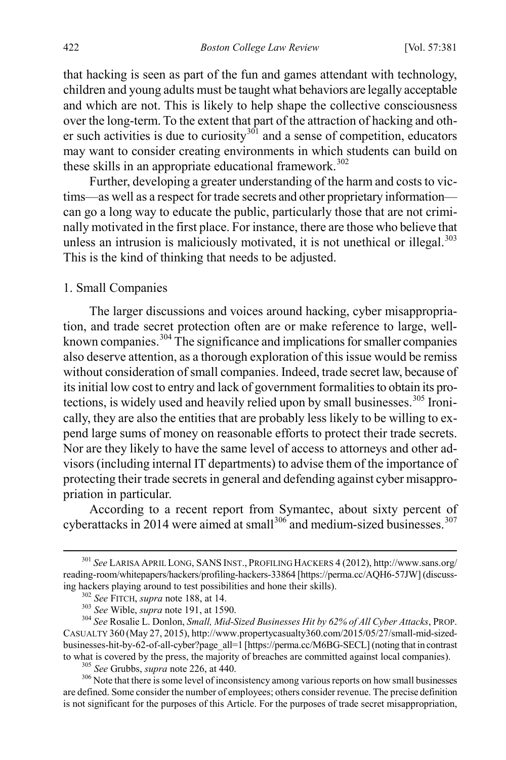that hacking is seen as part of the fun and games attendant with technology, children and young adults must be taught what behaviors are legally acceptable and which are not. This is likely to help shape the collective consciousness over the long-term. To the extent that part of the attraction of hacking and other such activities is due to curiosity[301] and a sense of competition, educators may want to consider creating environments in which students can build on these skills in an appropriate educational framework.[302]

Further, developing a greater understanding of the harm and costs to victims—as well as a respect for trade secrets and other proprietary information—can go a long way to educate the public, particularly those that are not criminally motivated in the first place. For instance, there are those who believe that unless an intrusion is maliciously motivated, it is not unethical or illegal.[303] This is the kind of thinking that needs to be adjusted.

### 1. Small Companies

The larger discussions and voices around hacking, cyber misappropriation, and trade secret protection often are or make reference to large, well-known companies.[304] The significance and implications for smaller companies also deserve attention, as a thorough exploration of this issue would be remiss without consideration of small companies. Indeed, trade secret law, because of its initial low cost to entry and lack of government formalities to obtain its protections, is widely used and heavily relied upon by small businesses.[305] Ironically, they are also the entities that are probably less likely to be willing to expend large sums of money on reasonable efforts to protect their trade secrets. Nor are they likely to have the same level of access to attorneys and other advisors (including internal IT departments) to advise them of the importance of protecting their trade secrets in general and defending against cyber misappropriation in particular.

According to a recent report from Symantec, about sixty percent of cyberattacks in 2014 were aimed at small[306] and medium-sized businesses.[307]

---

[301] *See* LARISA APRIL LONG, SANS INST., PROFILING HACKERS 4 (2012), http://www.sans.org/reading-room/whitepapers/hackers/profiling-hackers-33864 [https://perma.cc/AQH6-57JW] (discussing hackers playing around to test possibilities and hone their skills).

[302] *See* FITCH, *supra* note 188, at 14.

[303] *See* Wible, *supra* note 191, at 1590.

[304] *See* Rosalie L. Donlon, *Small, Mid-Sized Businesses Hit by 62% of All Cyber Attacks*, PROP. CASUALTY 360 (May 27, 2015), http://www.propertycasualty360.com/2015/05/27/small-mid-sized-businesses-hit-by-62-of-all-cyber?page_all=1 [https://perma.cc/M6BG-SECL] (noting that in contrast to what is covered by the press, the majority of breaches are committed against local companies).

[305] *See* Grubbs, *supra* note 226, at 440.

[306] Note that there is some level of inconsistency among various reports on how small businesses are defined. Some consider the number of employees; others consider revenue. The precise definition is not significant for the purposes of this Article. For the purposes of trade secret misappropriation,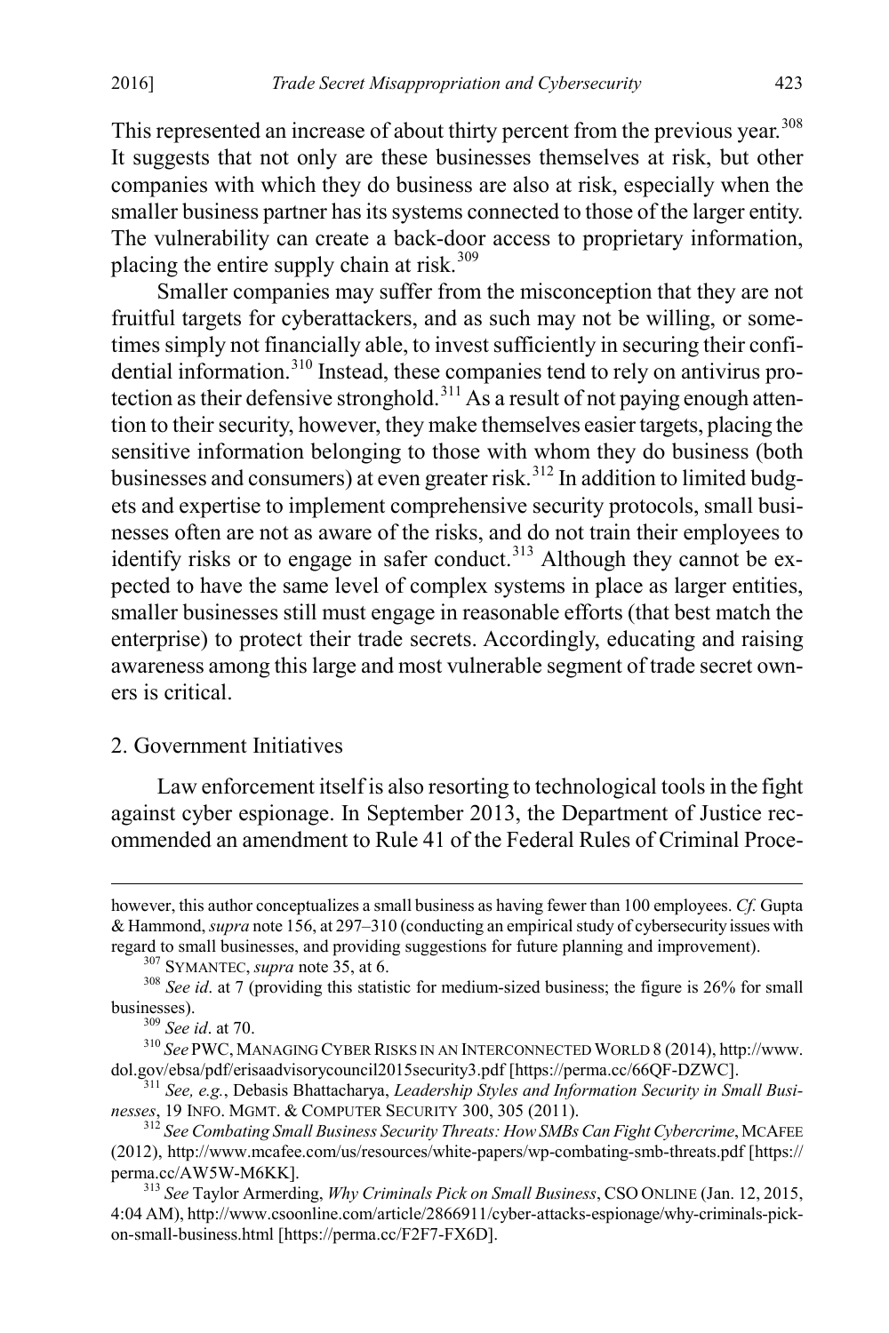This represented an increase of about thirty percent from the previous year.[308] It suggests that not only are these businesses themselves at risk, but other companies with which they do business are also at risk, especially when the smaller business partner has its systems connected to those of the larger entity. The vulnerability can create a back-door access to proprietary information, placing the entire supply chain at risk.[309]

Smaller companies may suffer from the misconception that they are not fruitful targets for cyberattackers, and as such may not be willing, or sometimes simply not financially able, to invest sufficiently in securing their confidential information.[310] Instead, these companies tend to rely on antivirus protection as their defensive stronghold.[311] As a result of not paying enough attention to their security, however, they make themselves easier targets, placing the sensitive information belonging to those with whom they do business (both businesses and consumers) at even greater risk.[312] In addition to limited budgets and expertise to implement comprehensive security protocols, small businesses often are not as aware of the risks, and do not train their employees to identify risks or to engage in safer conduct.[313] Although they cannot be expected to have the same level of complex systems in place as larger entities, smaller businesses still must engage in reasonable efforts (that best match the enterprise) to protect their trade secrets. Accordingly, educating and raising awareness among this large and most vulnerable segment of trade secret owners is critical.

### 2. Government Initiatives

Law enforcement itself is also resorting to technological tools in the fight against cyber espionage. In September 2013, the Department of Justice recommended an amendment to Rule 41 of the Federal Rules of Criminal Proce-

---

however, this author conceptualizes a small business as having fewer than 100 employees. *Cf.* Gupta & Hammond, *supra* note 156, at 297–310 (conducting an empirical study of cybersecurity issues with regard to small businesses, and providing suggestions for future planning and improvement).

[307] SYMANTEC, *supra* note 35, at 6.

[308] *See id*. at 7 (providing this statistic for medium-sized business; the figure is 26% for small businesses).

[309] *See id*. at 70.

[310] *See* PWC, MANAGING CYBER RISKS IN AN INTERCONNECTED WORLD 8 (2014), http://www.dol.gov/ebsa/pdf/erisaadvisorycouncil2015security3.pdf [https://perma.cc/66QF-DZWC].

[311] *See, e.g.*, Debasis Bhattacharya, *Leadership Styles and Information Security in Small Businesses*, 19 INFO. MGMT. & COMPUTER SECURITY 300, 305 (2011).

[312] *See Combating Small Business Security Threats: How SMBs Can Fight Cybercrime*, MCAFEE (2012), http://www.mcafee.com/us/resources/white-papers/wp-combating-smb-threats.pdf [https://perma.cc/AW5W-M6KK].

[313] *See* Taylor Armerding, *Why Criminals Pick on Small Business*, CSO ONLINE (Jan. 12, 2015, 4:04 AM), http://www.csoonline.com/article/2866911/cyber-attacks-espionage/why-criminals-pick-on-small-business.html [https://perma.cc/F2F7-FX6D].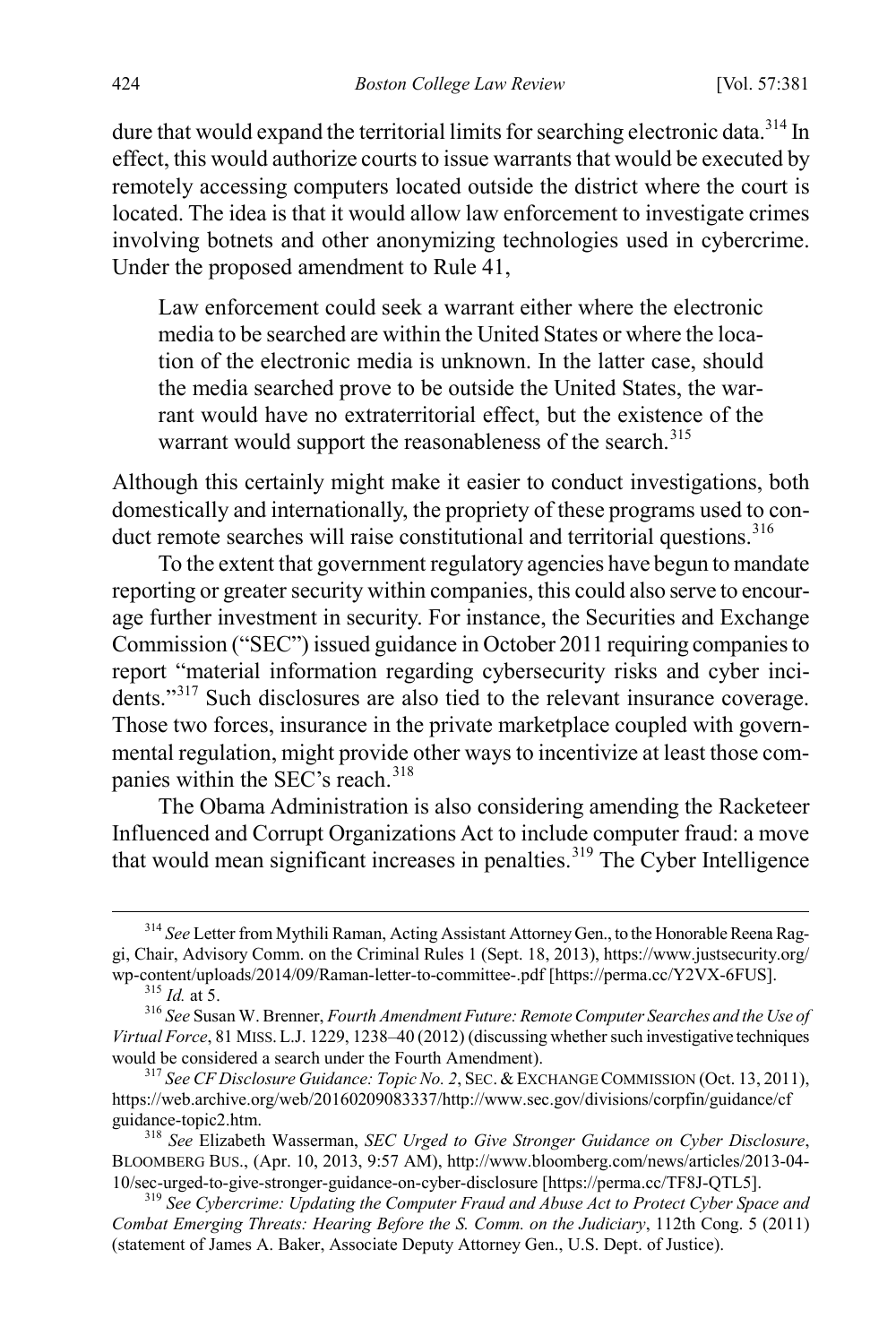dure that would expand the territorial limits for searching electronic data.[314] In effect, this would authorize courts to issue warrants that would be executed by remotely accessing computers located outside the district where the court is located. The idea is that it would allow law enforcement to investigate crimes involving botnets and other anonymizing technologies used in cybercrime. Under the proposed amendment to Rule 41,

> Law enforcement could seek a warrant either where the electronic media to be searched are within the United States or where the location of the electronic media is unknown. In the latter case, should the media searched prove to be outside the United States, the warrant would have no extraterritorial effect, but the existence of the warrant would support the reasonableness of the search.[315]

Although this certainly might make it easier to conduct investigations, both domestically and internationally, the propriety of these programs used to conduct remote searches will raise constitutional and territorial questions.[316]

To the extent that government regulatory agencies have begun to mandate reporting or greater security within companies, this could also serve to encourage further investment in security. For instance, the Securities and Exchange Commission ("SEC") issued guidance in October 2011 requiring companies to report "material information regarding cybersecurity risks and cyber incidents."[317] Such disclosures are also tied to the relevant insurance coverage. Those two forces, insurance in the private marketplace coupled with governmental regulation, might provide other ways to incentivize at least those companies within the SEC's reach.[318]

The Obama Administration is also considering amending the Racketeer Influenced and Corrupt Organizations Act to include computer fraud: a move that would mean significant increases in penalties.[319] The Cyber Intelligence

---

[314] *See* Letter from Mythili Raman, Acting Assistant Attorney Gen., to the Honorable Reena Raggi, Chair, Advisory Comm. on the Criminal Rules 1 (Sept. 18, 2013), https://www.justsecurity.org/wp-content/uploads/2014/09/Raman-letter-to-committee-.pdf [https://perma.cc/Y2VX-6FUS].

[315] *Id.* at 5.

[316] *See* Susan W. Brenner, *Fourth Amendment Future: Remote Computer Searches and the Use of Virtual Force*, 81 MISS. L.J. 1229, 1238–40 (2012) (discussing whether such investigative techniques would be considered a search under the Fourth Amendment).

[317] *See CF Disclosure Guidance: Topic No. 2*, SEC. & EXCHANGE COMMISSION (Oct. 13, 2011), https://web.archive.org/web/20160209083337/http://www.sec.gov/divisions/corpfin/guidance/cfguidance-topic2.htm.

[318] *See* Elizabeth Wasserman, *SEC Urged to Give Stronger Guidance on Cyber Disclosure*, BLOOMBERG BUS., (Apr. 10, 2013, 9:57 AM), http://www.bloomberg.com/news/articles/2013-04-10/sec-urged-to-give-stronger-guidance-on-cyber-disclosure [https://perma.cc/TF8J-QTL5].

[319] *See Cybercrime: Updating the Computer Fraud and Abuse Act to Protect Cyber Space and Combat Emerging Threats: Hearing Before the S. Comm. on the Judiciary*, 112th Cong. 5 (2011) (statement of James A. Baker, Associate Deputy Attorney Gen., U.S. Dept. of Justice).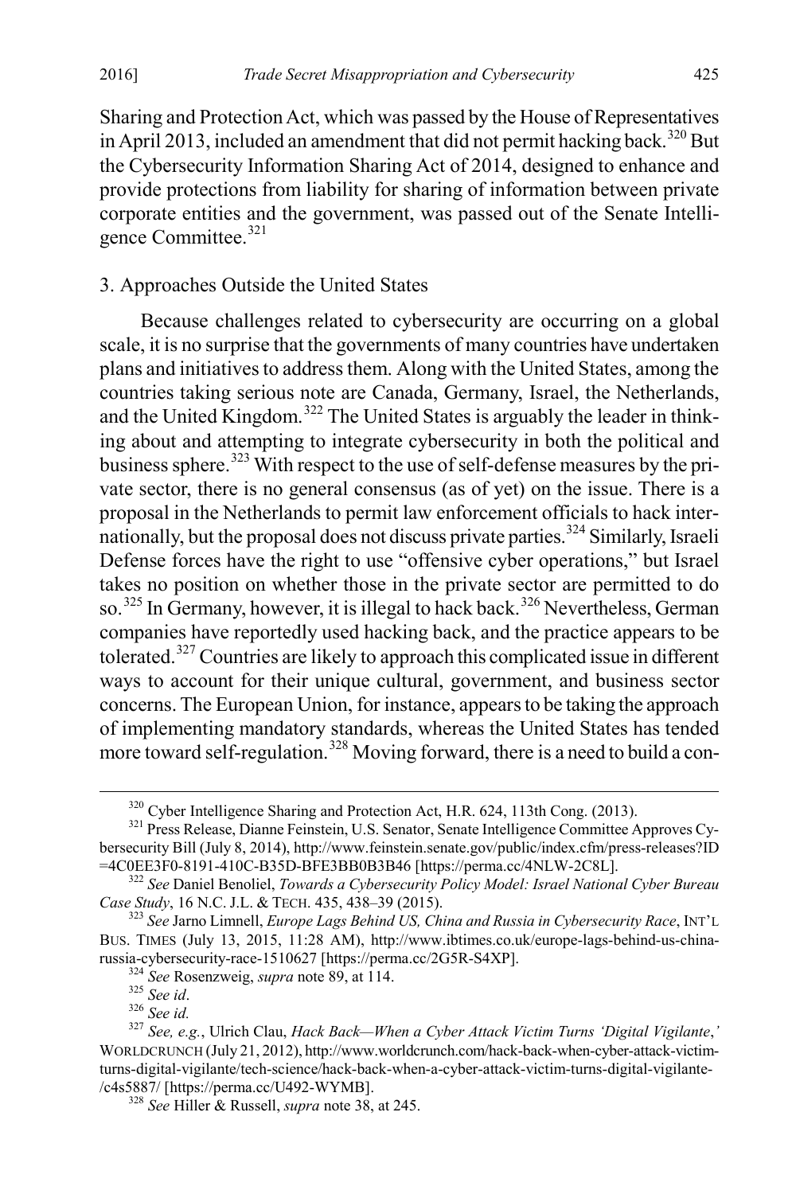Sharing and Protection Act, which was passed by the House of Representatives in April 2013, included an amendment that did not permit hacking back.[320] But the Cybersecurity Information Sharing Act of 2014, designed to enhance and provide protections from liability for sharing of information between private corporate entities and the government, was passed out of the Senate Intelligence Committee.[321]

### 3. Approaches Outside the United States

Because challenges related to cybersecurity are occurring on a global scale, it is no surprise that the governments of many countries have undertaken plans and initiatives to address them. Along with the United States, among the countries taking serious note are Canada, Germany, Israel, the Netherlands, and the United Kingdom.[322] The United States is arguably the leader in thinking about and attempting to integrate cybersecurity in both the political and business sphere.[323] With respect to the use of self-defense measures by the private sector, there is no general consensus (as of yet) on the issue. There is a proposal in the Netherlands to permit law enforcement officials to hack internationally, but the proposal does not discuss private parties.[324] Similarly, Israeli Defense forces have the right to use "offensive cyber operations," but Israel takes no position on whether those in the private sector are permitted to do so.[325] In Germany, however, it is illegal to hack back.[326] Nevertheless, German companies have reportedly used hacking back, and the practice appears to be tolerated.[327] Countries are likely to approach this complicated issue in different ways to account for their unique cultural, government, and business sector concerns. The European Union, for instance, appears to be taking the approach of implementing mandatory standards, whereas the United States has tended more toward self-regulation.[328] Moving forward, there is a need to build a con-

---

[320] Cyber Intelligence Sharing and Protection Act, H.R. 624, 113th Cong. (2013).

[321] Press Release, Dianne Feinstein, U.S. Senator, Senate Intelligence Committee Approves Cybersecurity Bill (July 8, 2014), http://www.feinstein.senate.gov/public/index.cfm/press-releases?ID=4C0EE3F0-8191-410C-B35D-BFE3BB0B3B46 [https://perma.cc/4NLW-2C8L].

[322] *See* Daniel Benoliel, *Towards a Cybersecurity Policy Model: Israel National Cyber Bureau Case Study*, 16 N.C. J.L. & TECH. 435, 438–39 (2015).

[323] *See* Jarno Limnell, *Europe Lags Behind US, China and Russia in Cybersecurity Race*, INT'L BUS. TIMES (July 13, 2015, 11:28 AM), http://www.ibtimes.co.uk/europe-lags-behind-us-china-russia-cybersecurity-race-1510627 [https://perma.cc/2G5R-S4XP].

[324] *See* Rosenzweig, *supra* note 89, at 114.

[325] *See id*.

[326] *See id.*

[327] *See, e.g.*, Ulrich Clau, *Hack Back—When a Cyber Attack Victim Turns 'Digital Vigilante*,*'* WORLDCRUNCH (July 21, 2012), http://www.worldcrunch.com/hack-back-when-cyber-attack-victim-turns-digital-vigilante/tech-science/hack-back-when-a-cyber-attack-victim-turns-digital-vigilante-/c4s5887/ [https://perma.cc/U492-WYMB].

[328] *See* Hiller & Russell, *supra* note 38, at 245.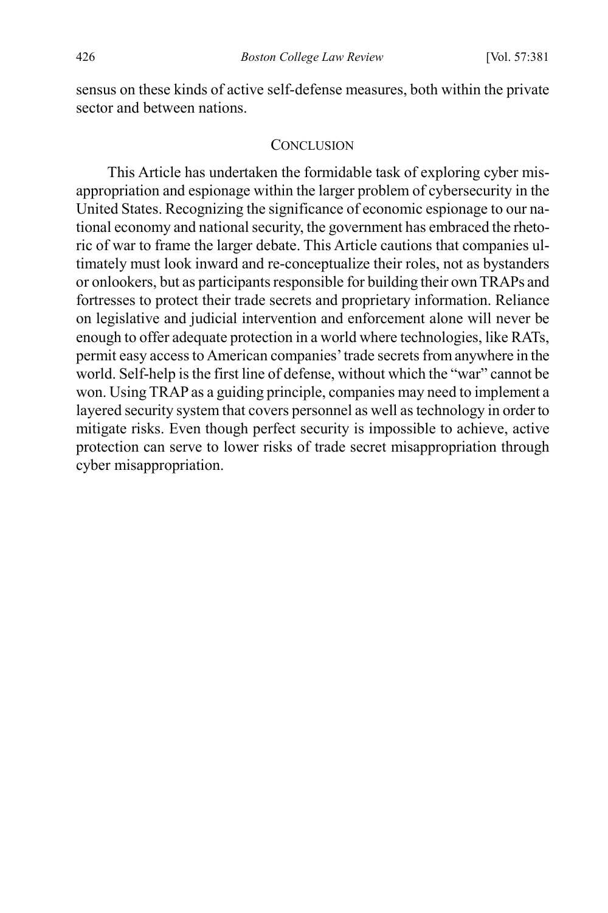sensus on these kinds of active self-defense measures, both within the private sector and between nations.

## Conclusion

This Article has undertaken the formidable task of exploring cyber misappropriation and espionage within the larger problem of cybersecurity in the United States. Recognizing the significance of economic espionage to our national economy and national security, the government has embraced the rhetoric of war to frame the larger debate. This Article cautions that companies ultimately must look inward and re-conceptualize their roles, not as bystanders or onlookers, but as participants responsible for building their own TRAPs and fortresses to protect their trade secrets and proprietary information. Reliance on legislative and judicial intervention and enforcement alone will never be enough to offer adequate protection in a world where technologies, like RATs, permit easy access to American companies' trade secrets from anywhere in the world. Self-help is the first line of defense, without which the "war" cannot be won. Using TRAP as a guiding principle, companies may need to implement a layered security system that covers personnel as well as technology in order to mitigate risks. Even though perfect security is impossible to achieve, active protection can serve to lower risks of trade secret misappropriation through cyber misappropriation.